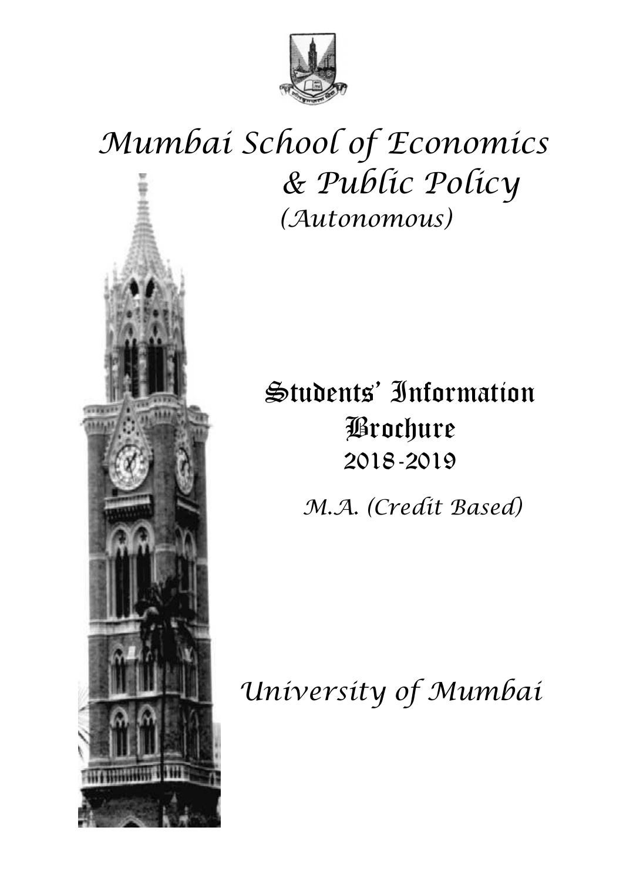# Mumbai School of Economics & Public Policy

*(Autonomous)*

## Students' Information Brochure

## 2018-2019

*M.A. (Credit Based)*

# University of Mumbai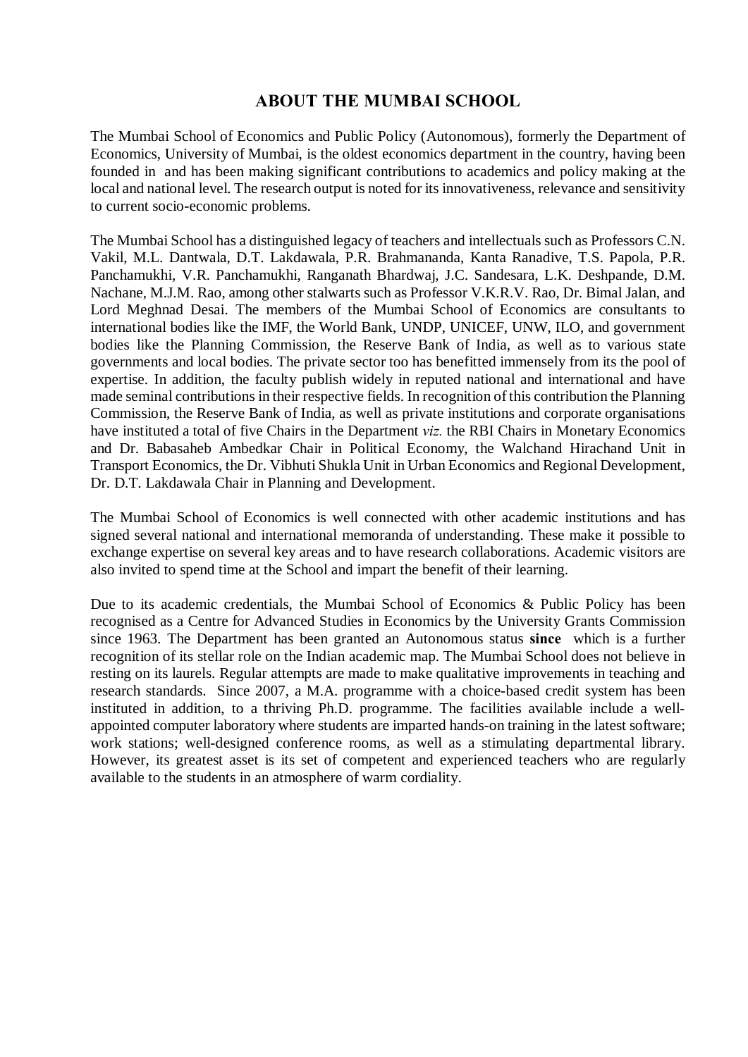# ABOUT THE MUMBAI SCHOOL

The Mumbai School of Economics and Public Policy (Autonomous), formerly the Department of Economics, University of Mumbai, is the oldest economics department in the country, having been founded in  and has been making significant contributions to academics and policy making at the local and national level. The research output is noted for its innovativeness, relevance and sensitivity to current socio-economic problems.

The Mumbai School has a distinguished legacy of teachers and intellectuals such as Professors C.N. Vakil, M.L. Dantwala, D.T. Lakdawala, P.R. Brahmananda, Kanta Ranadive, T.S. Papola, P.R. Panchamukhi, V.R. Panchamukhi, Ranganath Bhardwaj, J.C. Sandesara, L.K. Deshpande, D.M. Nachane, M.J.M. Rao, among other stalwarts such as Professor V.K.R.V. Rao, Dr. Bimal Jalan, and Lord Meghnad Desai. The members of the Mumbai School of Economics are consultants to international bodies like the IMF, the World Bank, UNDP, UNICEF, UNW, ILO, and government bodies like the Planning Commission, the Reserve Bank of India, as well as to various state governments and local bodies. The private sector too has benefitted immensely from its the pool of expertise. In addition, the faculty publish widely in reputed national and international and have made seminal contributions in their respective fields. In recognition of this contribution the Planning Commission, the Reserve Bank of India, as well as private institutions and corporate organisations have instituted a total of five Chairs in the Department *viz.* the RBI Chairs in Monetary Economics and Dr. Babasaheb Ambedkar Chair in Political Economy, the Walchand Hirachand Unit in Transport Economics, the Dr. Vibhuti Shukla Unit in Urban Economics and Regional Development, Dr. D.T. Lakdawala Chair in Planning and Development.

The Mumbai School of Economics is well connected with other academic institutions and has signed several national and international memoranda of understanding. These make it possible to exchange expertise on several key areas and to have research collaborations. Academic visitors are also invited to spend time at the School and impart the benefit of their learning.

Due to its academic credentials, the Mumbai School of Economics & Public Policy has been recognised as a Centre for Advanced Studies in Economics by the University Grants Commission since 1963. The Department has been granted an Autonomous status **since**  which is a further recognition of its stellar role on the Indian academic map. The Mumbai School does not believe in resting on its laurels. Regular attempts are made to make qualitative improvements in teaching and research standards. Since 2007, a M.A. programme with a choice-based credit system has been instituted in addition, to a thriving Ph.D. programme. The facilities available include a well-appointed computer laboratory where students are imparted hands-on training in the latest software; work stations; well-designed conference rooms, as well as a stimulating departmental library. However, its greatest asset is its set of competent and experienced teachers who are regularly available to the students in an atmosphere of warm cordiality.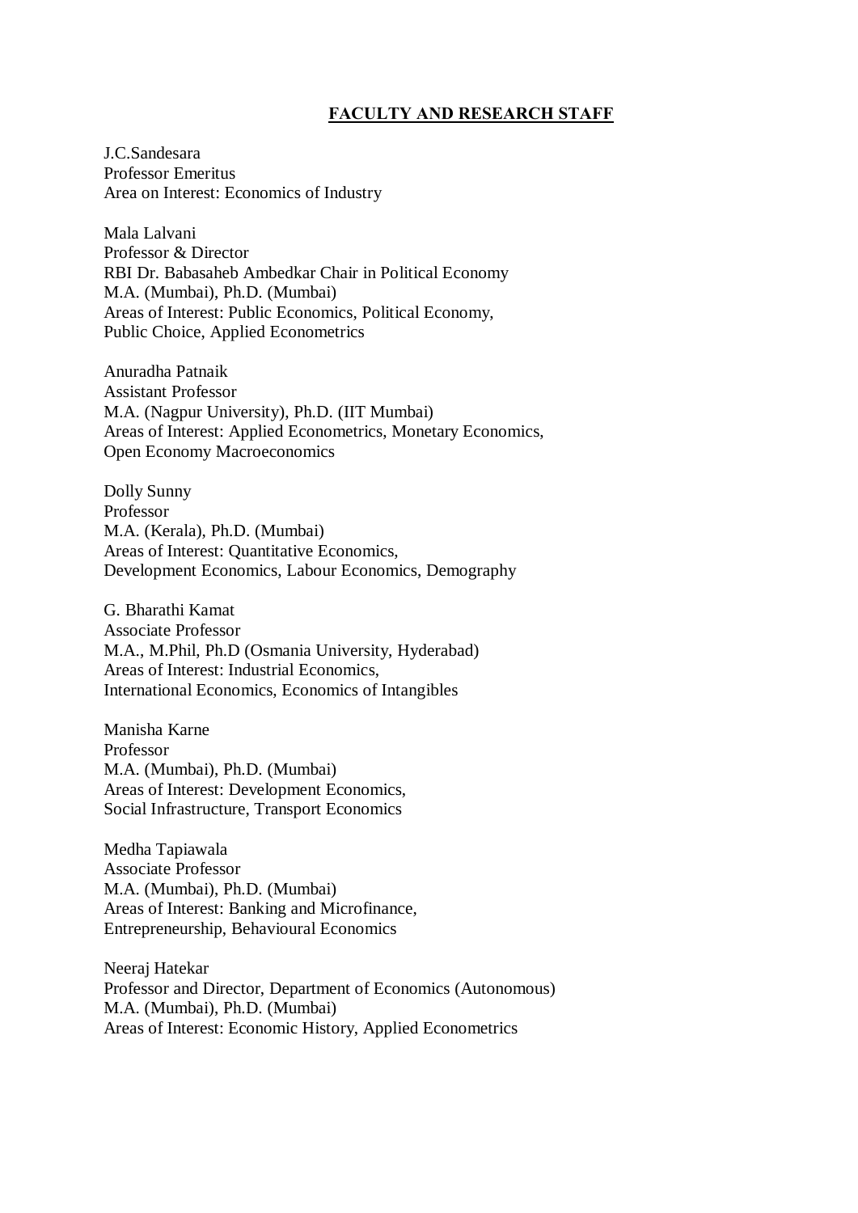## FACULTY AND RESEARCH STAFF

J.C.Sandesara
Professor Emeritus
Area on Interest: Economics of Industry

Mala Lalvani
Professor & Director
RBI Dr. Babasaheb Ambedkar Chair in Political Economy
M.A. (Mumbai), Ph.D. (Mumbai)
Areas of Interest: Public Economics, Political Economy,
Public Choice, Applied Econometrics

Anuradha Patnaik
Assistant Professor
M.A. (Nagpur University), Ph.D. (IIT Mumbai)
Areas of Interest: Applied Econometrics, Monetary Economics,
Open Economy Macroeconomics

Dolly Sunny
Professor
M.A. (Kerala), Ph.D. (Mumbai)
Areas of Interest: Quantitative Economics,
Development Economics, Labour Economics, Demography

G. Bharathi Kamat
Associate Professor
M.A., M.Phil, Ph.D (Osmania University, Hyderabad)
Areas of Interest: Industrial Economics,
International Economics, Economics of Intangibles

Manisha Karne
Professor
M.A. (Mumbai), Ph.D. (Mumbai)
Areas of Interest: Development Economics,
Social Infrastructure, Transport Economics

Medha Tapiawala
Associate Professor
M.A. (Mumbai), Ph.D. (Mumbai)
Areas of Interest: Banking and Microfinance,
Entrepreneurship, Behavioural Economics

Neeraj Hatekar
Professor and Director, Department of Economics (Autonomous)
M.A. (Mumbai), Ph.D. (Mumbai)
Areas of Interest: Economic History, Applied Econometrics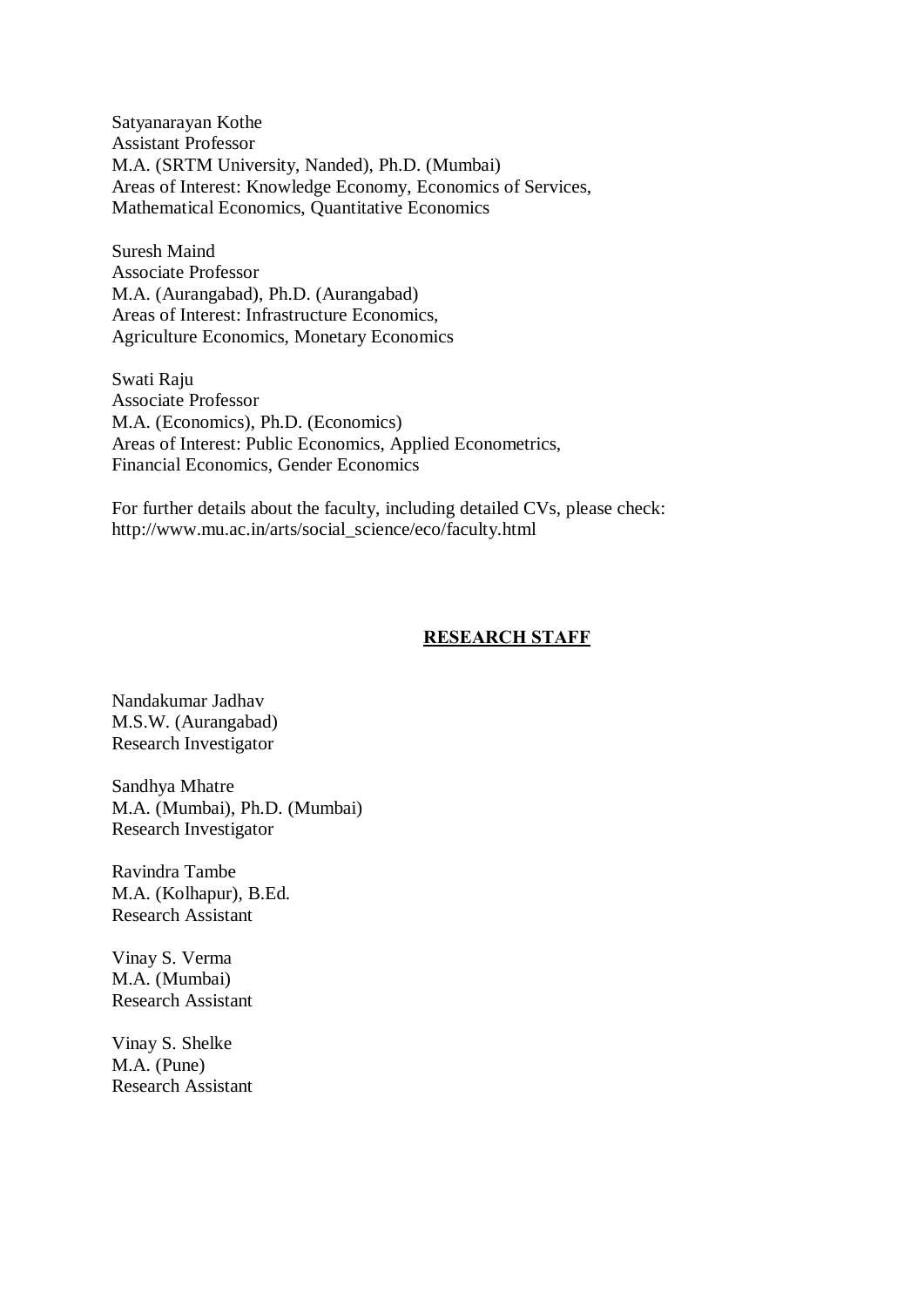Satyanarayan Kothe
Assistant Professor
M.A. (SRTM University, Nanded), Ph.D. (Mumbai)
Areas of Interest: Knowledge Economy, Economics of Services, Mathematical Economics, Quantitative Economics

Suresh Maind
Associate Professor
M.A. (Aurangabad), Ph.D. (Aurangabad)
Areas of Interest: Infrastructure Economics, Agriculture Economics, Monetary Economics

Swati Raju
Associate Professor
M.A. (Economics), Ph.D. (Economics)
Areas of Interest: Public Economics, Applied Econometrics, Financial Economics, Gender Economics

For further details about the faculty, including detailed CVs, please check:
http://www.mu.ac.in/arts/social_science/eco/faculty.html

## RESEARCH STAFF

Nandakumar Jadhav
M.S.W. (Aurangabad)
Research Investigator

Sandhya Mhatre
M.A. (Mumbai), Ph.D. (Mumbai)
Research Investigator

Ravindra Tambe
M.A. (Kolhapur), B.Ed.
Research Assistant

Vinay S. Verma
M.A. (Mumbai)
Research Assistant

Vinay S. Shelke
M.A. (Pune)
Research Assistant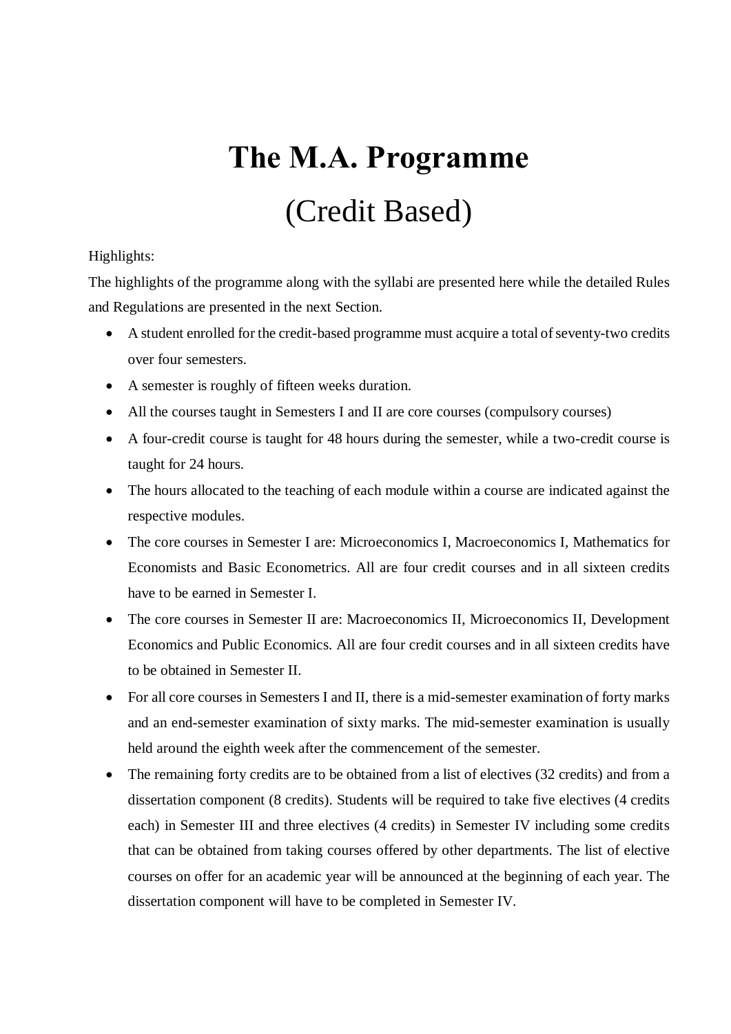# The M.A. Programme

## (Credit Based)

Highlights:

The highlights of the programme along with the syllabi are presented here while the detailed Rules and Regulations are presented in the next Section.

- A student enrolled for the credit-based programme must acquire a total of seventy-two credits over four semesters.
- A semester is roughly of fifteen weeks duration.
- All the courses taught in Semesters I and II are core courses (compulsory courses)
- A four-credit course is taught for 48 hours during the semester, while a two-credit course is taught for 24 hours.
- The hours allocated to the teaching of each module within a course are indicated against the respective modules.
- The core courses in Semester I are: Microeconomics I, Macroeconomics I, Mathematics for Economists and Basic Econometrics. All are four credit courses and in all sixteen credits have to be earned in Semester I.
- The core courses in Semester II are: Macroeconomics II, Microeconomics II, Development Economics and Public Economics. All are four credit courses and in all sixteen credits have to be obtained in Semester II.
- For all core courses in Semesters I and II, there is a mid-semester examination of forty marks and an end-semester examination of sixty marks. The mid-semester examination is usually held around the eighth week after the commencement of the semester.
- The remaining forty credits are to be obtained from a list of electives (32 credits) and from a dissertation component (8 credits). Students will be required to take five electives (4 credits each) in Semester III and three electives (4 credits) in Semester IV including some credits that can be obtained from taking courses offered by other departments. The list of elective courses on offer for an academic year will be announced at the beginning of each year. The dissertation component will have to be completed in Semester IV.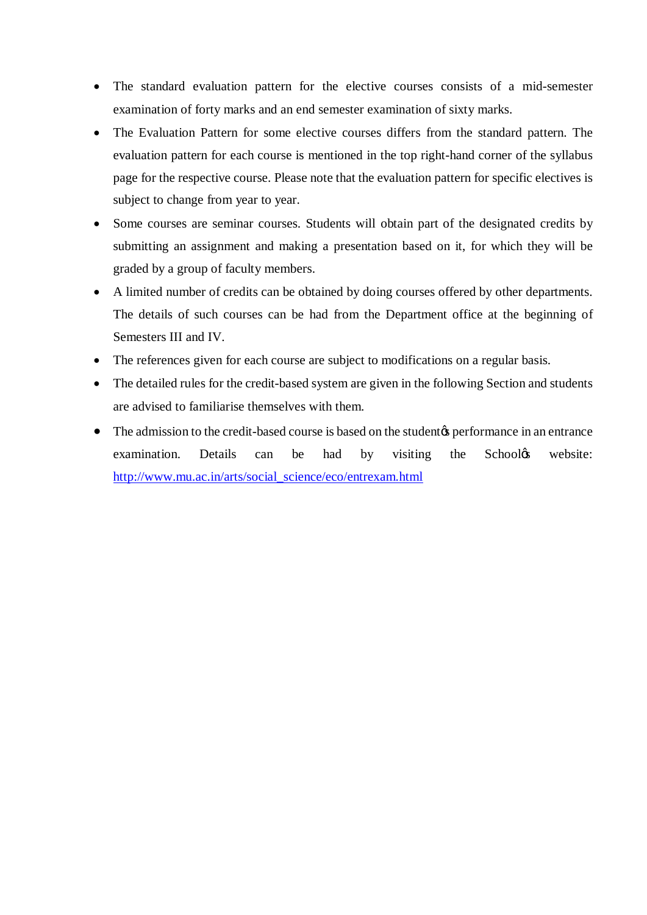- The standard evaluation pattern for the elective courses consists of a mid-semester examination of forty marks and an end semester examination of sixty marks.
- The Evaluation Pattern for some elective courses differs from the standard pattern. The evaluation pattern for each course is mentioned in the top right-hand corner of the syllabus page for the respective course. Please note that the evaluation pattern for specific electives is subject to change from year to year.
- Some courses are seminar courses. Students will obtain part of the designated credits by submitting an assignment and making a presentation based on it, for which they will be graded by a group of faculty members.
- A limited number of credits can be obtained by doing courses offered by other departments. The details of such courses can be had from the Department office at the beginning of Semesters III and IV.
- The references given for each course are subject to modifications on a regular basis.
- The detailed rules for the credit-based system are given in the following Section and students are advised to familiarise themselves with them.
- The admission to the credit-based course is based on the student's performance in an entrance examination. Details can be had by visiting the School's website: http://www.mu.ac.in/arts/social_science/eco/entrexam.html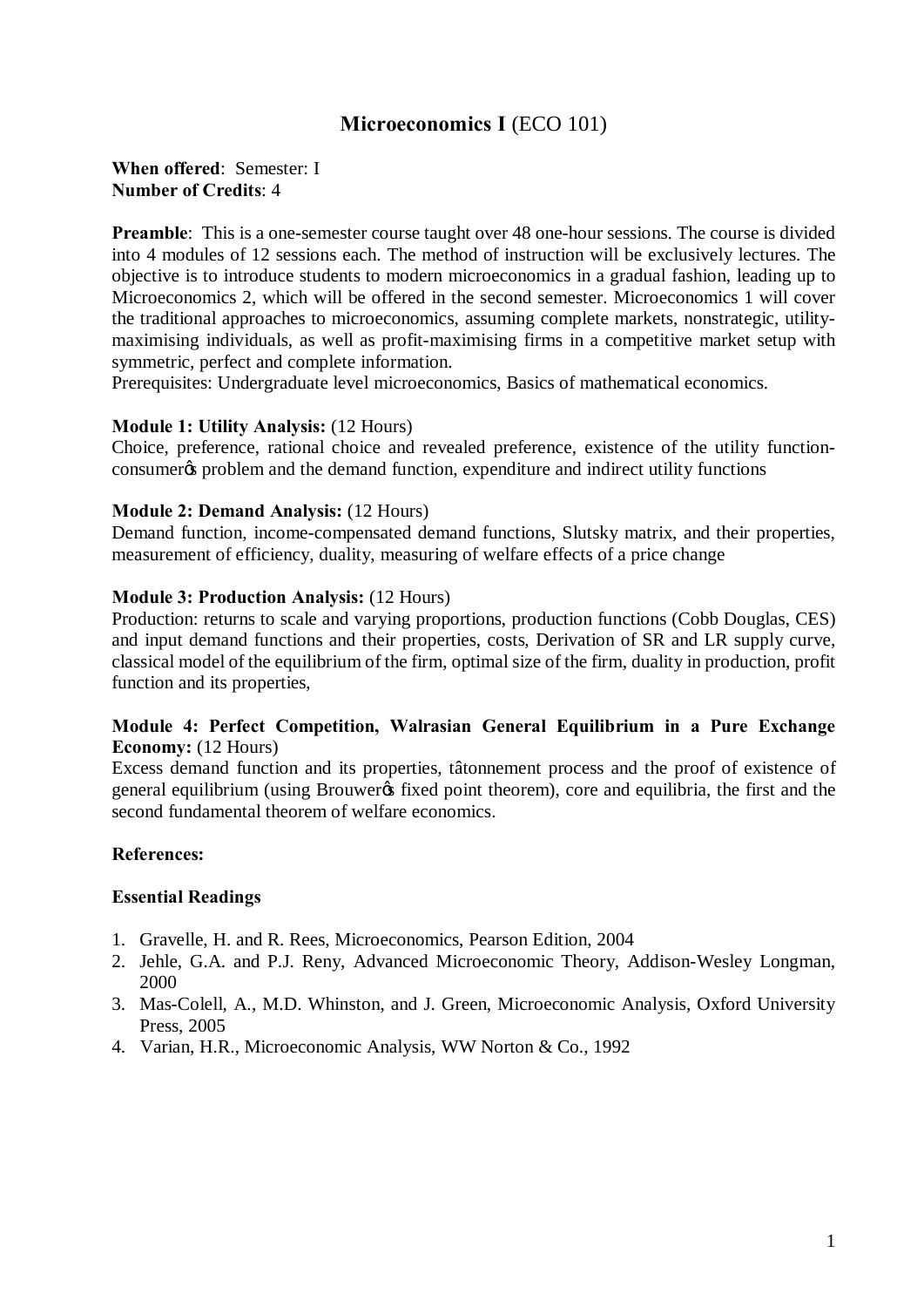# Microeconomics I (ECO 101)

**When offered**: Semester: I
**Number of Credits**: 4

**Preamble**: This is a one-semester course taught over 48 one-hour sessions. The course is divided into 4 modules of 12 sessions each. The method of instruction will be exclusively lectures. The objective is to introduce students to modern microeconomics in a gradual fashion, leading up to Microeconomics 2, which will be offered in the second semester. Microeconomics 1 will cover the traditional approaches to microeconomics, assuming complete markets, nonstrategic, utility-maximising individuals, as well as profit-maximising firms in a competitive market setup with symmetric, perfect and complete information.
Prerequisites: Undergraduate level microeconomics, Basics of mathematical economics.

**Module 1: Utility Analysis:** (12 Hours)
Choice, preference, rational choice and revealed preference, existence of the utility function-consumerǿs problem and the demand function, expenditure and indirect utility functions

**Module 2: Demand Analysis:** (12 Hours)
Demand function, income-compensated demand functions, Slutsky matrix, and their properties, measurement of efficiency, duality, measuring of welfare effects of a price change

**Module 3: Production Analysis:** (12 Hours)
Production: returns to scale and varying proportions, production functions (Cobb Douglas, CES) and input demand functions and their properties, costs, Derivation of SR and LR supply curve, classical model of the equilibrium of the firm, optimal size of the firm, duality in production, profit function and its properties,

**Module 4: Perfect Competition, Walrasian General Equilibrium in a Pure Exchange Economy:** (12 Hours)
Excess demand function and its properties, tâtonnement process and the proof of existence of general equilibrium (using Brouwerǿs fixed point theorem), core and equilibria, the first and the second fundamental theorem of welfare economics.

**References:**

**Essential Readings**

1. Gravelle, H. and R. Rees, Microeconomics, Pearson Edition, 2004
2. Jehle, G.A. and P.J. Reny, Advanced Microeconomic Theory, Addison-Wesley Longman, 2000
3. Mas-Colell, A., M.D. Whinston, and J. Green, Microeconomic Analysis, Oxford University Press, 2005
4. Varian, H.R., Microeconomic Analysis, WW Norton & Co., 1992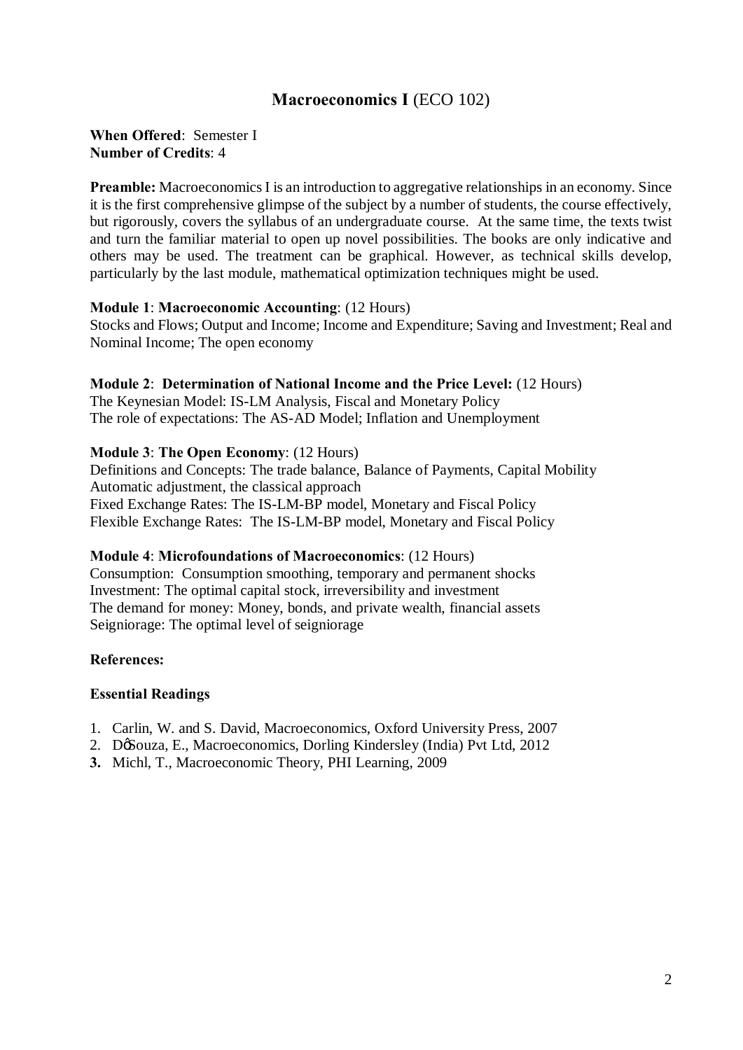## **Macroeconomics I** (ECO 102)

**When Offered**: Semester I
**Number of Credits**: 4

**Preamble:** Macroeconomics I is an introduction to aggregative relationships in an economy. Since it is the first comprehensive glimpse of the subject by a number of students, the course effectively, but rigorously, covers the syllabus of an undergraduate course. At the same time, the texts twist and turn the familiar material to open up novel possibilities. The books are only indicative and others may be used. The treatment can be graphical. However, as technical skills develop, particularly by the last module, mathematical optimization techniques might be used.

**Module 1**: **Macroeconomic Accounting**: (12 Hours)
Stocks and Flows; Output and Income; Income and Expenditure; Saving and Investment; Real and Nominal Income; The open economy

**Module 2**: **Determination of National Income and the Price Level:** (12 Hours)
The Keynesian Model: IS-LM Analysis, Fiscal and Monetary Policy
The role of expectations: The AS-AD Model; Inflation and Unemployment

**Module 3**: **The Open Economy**: (12 Hours)
Definitions and Concepts: The trade balance, Balance of Payments, Capital Mobility
Automatic adjustment, the classical approach
Fixed Exchange Rates: The IS-LM-BP model, Monetary and Fiscal Policy
Flexible Exchange Rates: The IS-LM-BP model, Monetary and Fiscal Policy

**Module 4**: **Microfoundations of Macroeconomics**: (12 Hours)
Consumption: Consumption smoothing, temporary and permanent shocks
Investment: The optimal capital stock, irreversibility and investment
The demand for money: Money, bonds, and private wealth, financial assets
Seigniorage: The optimal level of seigniorage

**References:**

**Essential Readings**

1. Carlin, W. and S. David, Macroeconomics, Oxford University Press, 2007
2. D'Souza, E., Macroeconomics, Dorling Kindersley (India) Pvt Ltd, 2012
3. Michl, T., Macroeconomic Theory, PHI Learning, 2009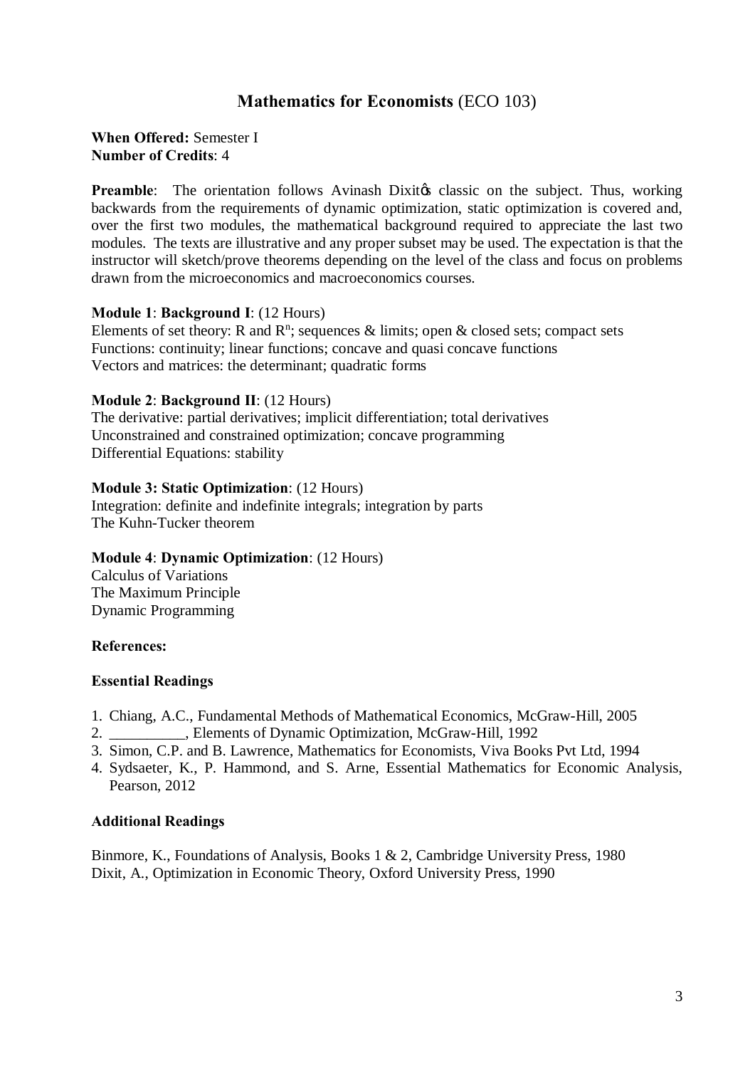# Mathematics for Economists (ECO 103)

**When Offered:** Semester I
**Number of Credits**: 4

**Preamble**: The orientation follows Avinash Dixitǿs classic on the subject. Thus, working backwards from the requirements of dynamic optimization, static optimization is covered and, over the first two modules, the mathematical background required to appreciate the last two modules. The texts are illustrative and any proper subset may be used. The expectation is that the instructor will sketch/prove theorems depending on the level of the class and focus on problems drawn from the microeconomics and macroeconomics courses.

**Module 1**: **Background I**: (12 Hours)
Elements of set theory: R and $R^n$; sequences & limits; open & closed sets; compact sets
Functions: continuity; linear functions; concave and quasi concave functions
Vectors and matrices: the determinant; quadratic forms

**Module 2**: **Background II**: (12 Hours)
The derivative: partial derivatives; implicit differentiation; total derivatives
Unconstrained and constrained optimization; concave programming
Differential Equations: stability

**Module 3: Static Optimization**: (12 Hours)
Integration: definite and indefinite integrals; integration by parts
The Kuhn-Tucker theorem

**Module 4**: **Dynamic Optimization**: (12 Hours)
Calculus of Variations
The Maximum Principle
Dynamic Programming

**References:**

**Essential Readings**

1. Chiang, A.C., Fundamental Methods of Mathematical Economics, McGraw-Hill, 2005
2. __________, Elements of Dynamic Optimization, McGraw-Hill, 1992
3. Simon, C.P. and B. Lawrence, Mathematics for Economists, Viva Books Pvt Ltd, 1994
4. Sydsaeter, K., P. Hammond, and S. Arne, Essential Mathematics for Economic Analysis, Pearson, 2012

**Additional Readings**

Binmore, K., Foundations of Analysis, Books 1 & 2, Cambridge University Press, 1980
Dixit, A., Optimization in Economic Theory, Oxford University Press, 1990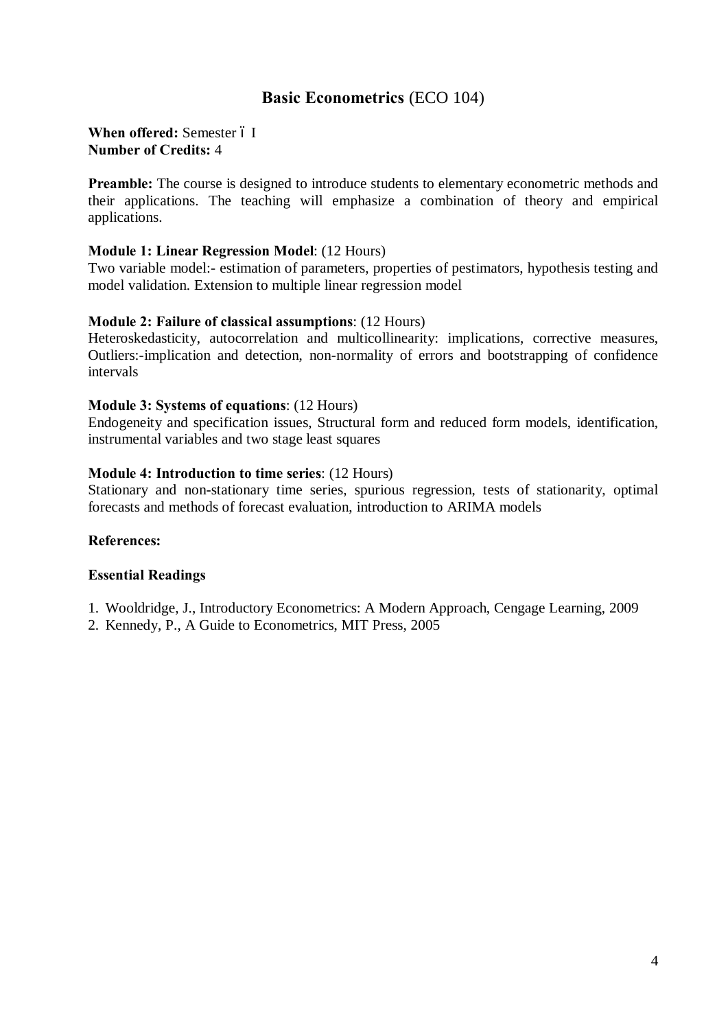## **Basic Econometrics** (ECO 104)

**When offered:** Semester ó I
**Number of Credits:** 4

**Preamble:** The course is designed to introduce students to elementary econometric methods and their applications. The teaching will emphasize a combination of theory and empirical applications.

**Module 1: Linear Regression Model**: (12 Hours)
Two variable model:- estimation of parameters, properties of pestimators, hypothesis testing and model validation. Extension to multiple linear regression model

**Module 2: Failure of classical assumptions**: (12 Hours)
Heteroskedasticity, autocorrelation and multicollinearity: implications, corrective measures, Outliers:-implication and detection, non-normality of errors and bootstrapping of confidence intervals

**Module 3: Systems of equations**: (12 Hours)
Endogeneity and specification issues, Structural form and reduced form models, identification, instrumental variables and two stage least squares

**Module 4: Introduction to time series**: (12 Hours)
Stationary and non-stationary time series, spurious regression, tests of stationarity, optimal forecasts and methods of forecast evaluation, introduction to ARIMA models

**References:**

**Essential Readings**

1. Wooldridge, J., Introductory Econometrics: A Modern Approach, Cengage Learning, 2009
2. Kennedy, P., A Guide to Econometrics, MIT Press, 2005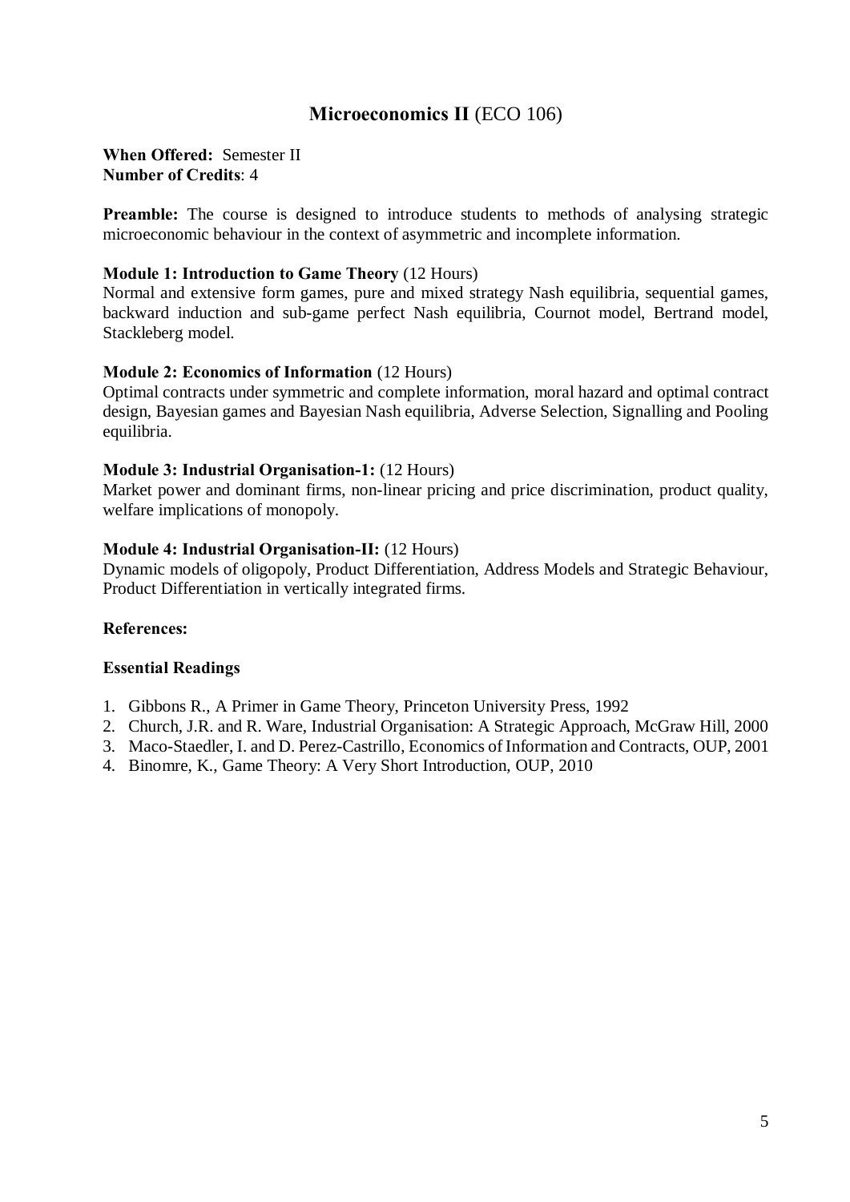## **Microeconomics II** (ECO 106)

**When Offered:** Semester II
**Number of Credits**: 4

**Preamble:** The course is designed to introduce students to methods of analysing strategic microeconomic behaviour in the context of asymmetric and incomplete information.

**Module 1: Introduction to Game Theory** (12 Hours)
Normal and extensive form games, pure and mixed strategy Nash equilibria, sequential games, backward induction and sub-game perfect Nash equilibria, Cournot model, Bertrand model, Stackleberg model.

**Module 2: Economics of Information** (12 Hours)
Optimal contracts under symmetric and complete information, moral hazard and optimal contract design, Bayesian games and Bayesian Nash equilibria, Adverse Selection, Signalling and Pooling equilibria.

**Module 3: Industrial Organisation-1:** (12 Hours)
Market power and dominant firms, non-linear pricing and price discrimination, product quality, welfare implications of monopoly.

**Module 4: Industrial Organisation-II:** (12 Hours)
Dynamic models of oligopoly, Product Differentiation, Address Models and Strategic Behaviour, Product Differentiation in vertically integrated firms.

**References:**

**Essential Readings**

1. Gibbons R., A Primer in Game Theory, Princeton University Press, 1992
2. Church, J.R. and R. Ware, Industrial Organisation: A Strategic Approach, McGraw Hill, 2000
3. Maco-Staedler, I. and D. Perez-Castrillo, Economics of Information and Contracts, OUP, 2001
4. Binomre, K., Game Theory: A Very Short Introduction, OUP, 2010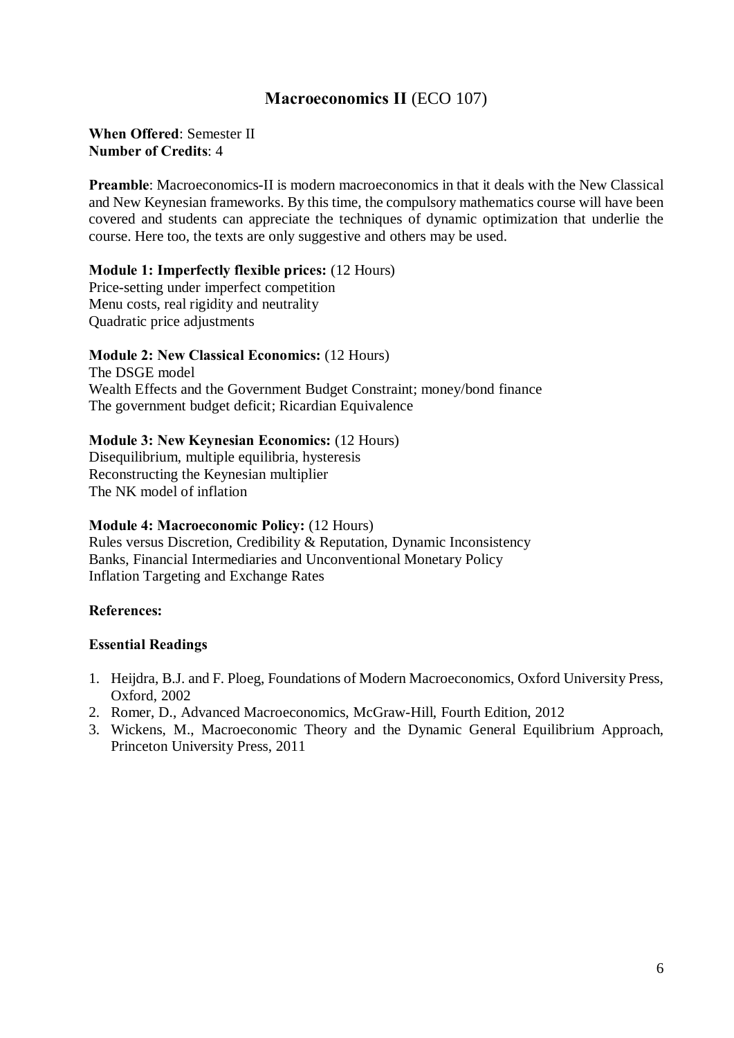## **Macroeconomics II** (ECO 107)

**When Offered**: Semester II
**Number of Credits**: 4

**Preamble**: Macroeconomics-II is modern macroeconomics in that it deals with the New Classical and New Keynesian frameworks. By this time, the compulsory mathematics course will have been covered and students can appreciate the techniques of dynamic optimization that underlie the course. Here too, the texts are only suggestive and others may be used.

**Module 1: Imperfectly flexible prices:** (12 Hours)
Price-setting under imperfect competition
Menu costs, real rigidity and neutrality
Quadratic price adjustments

**Module 2: New Classical Economics:** (12 Hours)
The DSGE model
Wealth Effects and the Government Budget Constraint; money/bond finance
The government budget deficit; Ricardian Equivalence

**Module 3: New Keynesian Economics:** (12 Hours)
Disequilibrium, multiple equilibria, hysteresis
Reconstructing the Keynesian multiplier
The NK model of inflation

**Module 4: Macroeconomic Policy:** (12 Hours)
Rules versus Discretion, Credibility & Reputation, Dynamic Inconsistency
Banks, Financial Intermediaries and Unconventional Monetary Policy
Inflation Targeting and Exchange Rates

**References:**

**Essential Readings**

1. Heijdra, B.J. and F. Ploeg, Foundations of Modern Macroeconomics, Oxford University Press, Oxford, 2002
2. Romer, D., Advanced Macroeconomics, McGraw-Hill, Fourth Edition, 2012
3. Wickens, M., Macroeconomic Theory and the Dynamic General Equilibrium Approach, Princeton University Press, 2011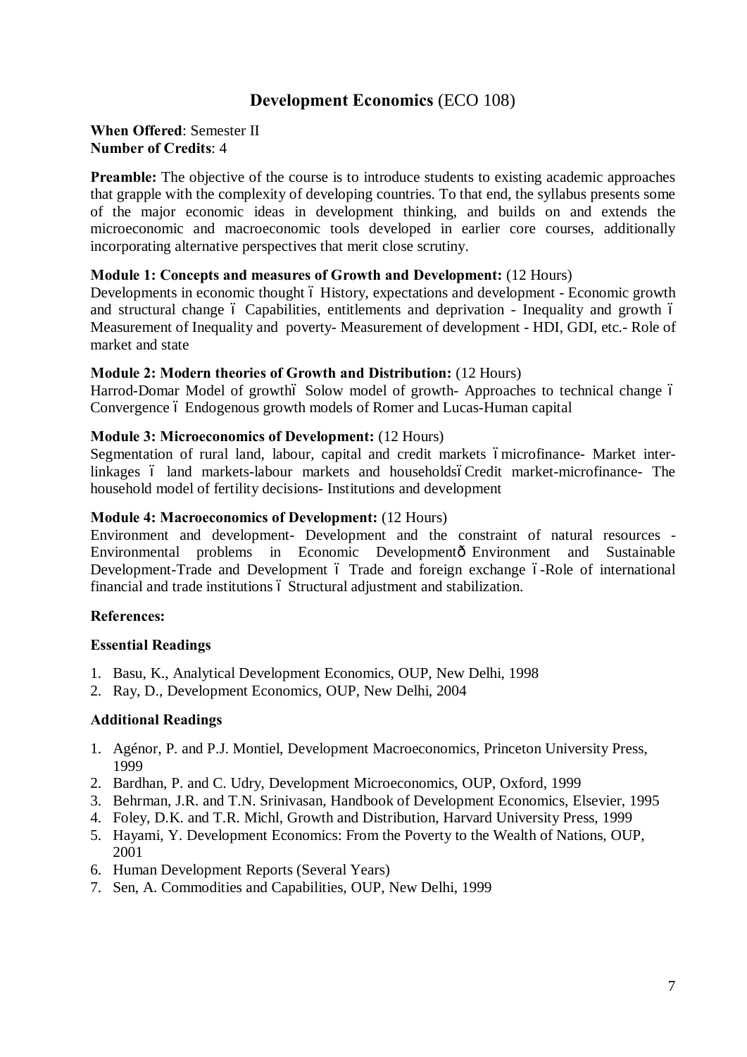## **Development Economics** (ECO 108)

**When Offered**: Semester II
**Number of Credits**: 4

**Preamble:** The objective of the course is to introduce students to existing academic approaches that grapple with the complexity of developing countries. To that end, the syllabus presents some of the major economic ideas in development thinking, and builds on and extends the microeconomic and macroeconomic tools developed in earlier core courses, additionally incorporating alternative perspectives that merit close scrutiny.

**Module 1: Concepts and measures of Growth and Development:** (12 Hours)
Developments in economic thought – History, expectations and development - Economic growth and structural change – Capabilities, entitlements and deprivation - Inequality and growth – Measurement of Inequality and poverty- Measurement of development - HDI, GDI, etc.- Role of market and state

**Module 2: Modern theories of Growth and Distribution:** (12 Hours)
Harrod-Domar Model of growth– Solow model of growth- Approaches to technical change – Convergence – Endogenous growth models of Romer and Lucas-Human capital

**Module 3: Microeconomics of Development:** (12 Hours)
Segmentation of rural land, labour, capital and credit markets –microfinance- Market inter-linkages – land markets-labour markets and households–Credit market-microfinance- The household model of fertility decisions- Institutions and development

**Module 4: Macroeconomics of Development:** (12 Hours)
Environment and development- Development and the constraint of natural resources - Environmental problems in Economic Development— Environment and Sustainable Development-Trade and Development – Trade and foreign exchange –-Role of international financial and trade institutions – Structural adjustment and stabilization.

**References:**

**Essential Readings**

1. Basu, K., Analytical Development Economics, OUP, New Delhi, 1998
2. Ray, D., Development Economics, OUP, New Delhi, 2004

**Additional Readings**

1. Agénor, P. and P.J. Montiel, Development Macroeconomics, Princeton University Press, 1999
2. Bardhan, P. and C. Udry, Development Microeconomics, OUP, Oxford, 1999
3. Behrman, J.R. and T.N. Srinivasan, Handbook of Development Economics, Elsevier, 1995
4. Foley, D.K. and T.R. Michl, Growth and Distribution, Harvard University Press, 1999
5. Hayami, Y. Development Economics: From the Poverty to the Wealth of Nations, OUP, 2001
6. Human Development Reports (Several Years)
7. Sen, A. Commodities and Capabilities, OUP, New Delhi, 1999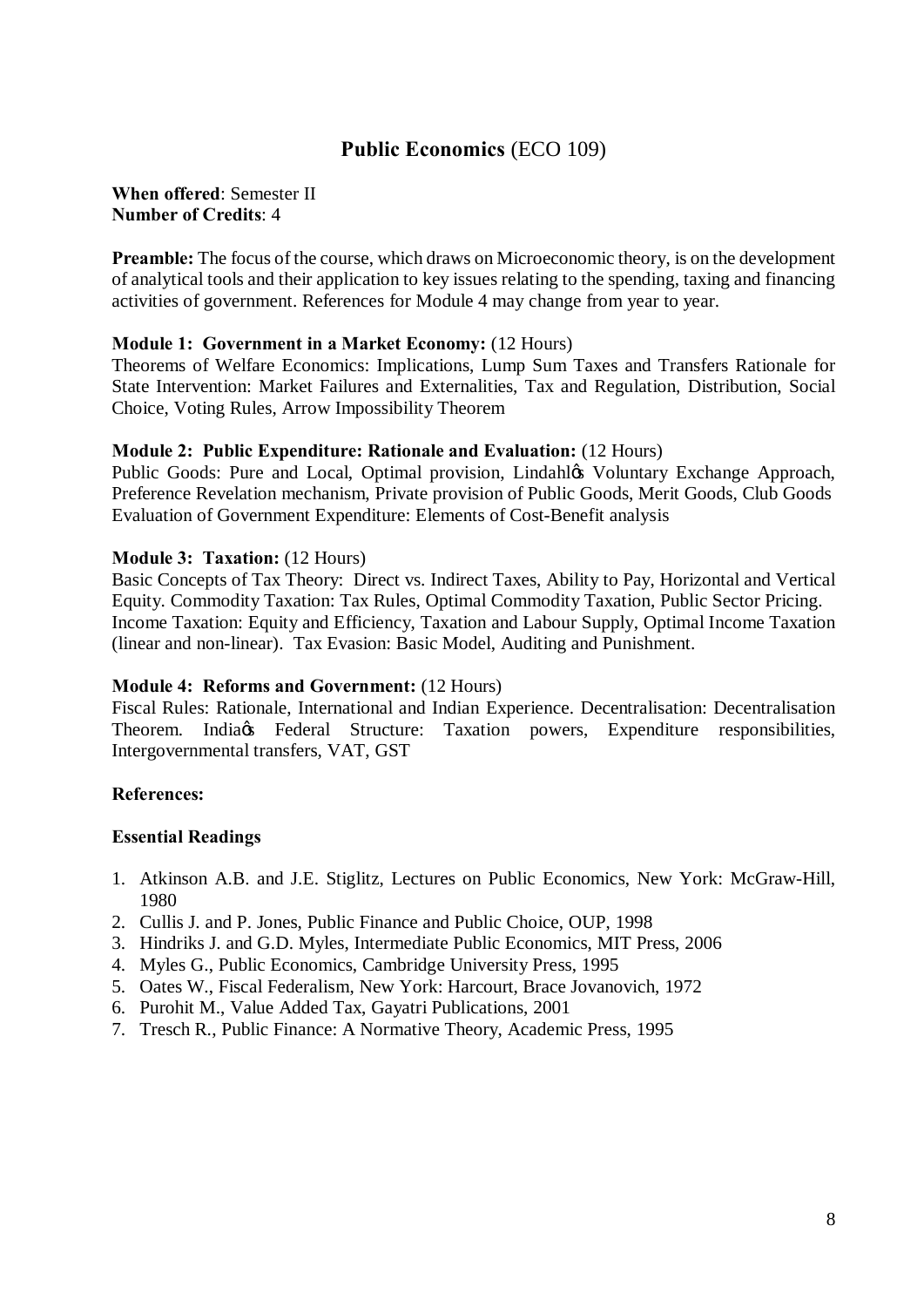## **Public Economics** (ECO 109)

**When offered**: Semester II
**Number of Credits**: 4

**Preamble:** The focus of the course, which draws on Microeconomic theory, is on the development of analytical tools and their application to key issues relating to the spending, taxing and financing activities of government. References for Module 4 may change from year to year.

**Module 1: Government in a Market Economy:** (12 Hours)
Theorems of Welfare Economics: Implications, Lump Sum Taxes and Transfers Rationale for State Intervention: Market Failures and Externalities, Tax and Regulation, Distribution, Social Choice, Voting Rules, Arrow Impossibility Theorem

**Module 2: Public Expenditure: Rationale and Evaluation:** (12 Hours)
Public Goods: Pure and Local, Optimal provision, Lindahl's Voluntary Exchange Approach, Preference Revelation mechanism, Private provision of Public Goods, Merit Goods, Club Goods Evaluation of Government Expenditure: Elements of Cost-Benefit analysis

**Module 3: Taxation:** (12 Hours)
Basic Concepts of Tax Theory: Direct vs. Indirect Taxes, Ability to Pay, Horizontal and Vertical Equity. Commodity Taxation: Tax Rules, Optimal Commodity Taxation, Public Sector Pricing. Income Taxation: Equity and Efficiency, Taxation and Labour Supply, Optimal Income Taxation (linear and non-linear). Tax Evasion: Basic Model, Auditing and Punishment.

**Module 4: Reforms and Government:** (12 Hours)
Fiscal Rules: Rationale, International and Indian Experience. Decentralisation: Decentralisation Theorem. India's Federal Structure: Taxation powers, Expenditure responsibilities, Intergovernmental transfers, VAT, GST

**References:**

**Essential Readings**

1. Atkinson A.B. and J.E. Stiglitz, Lectures on Public Economics, New York: McGraw-Hill, 1980
2. Cullis J. and P. Jones, Public Finance and Public Choice, OUP, 1998
3. Hindriks J. and G.D. Myles, Intermediate Public Economics, MIT Press, 2006
4. Myles G., Public Economics, Cambridge University Press, 1995
5. Oates W., Fiscal Federalism, New York: Harcourt, Brace Jovanovich, 1972
6. Purohit M., Value Added Tax, Gayatri Publications, 2001
7. Tresch R., Public Finance: A Normative Theory, Academic Press, 1995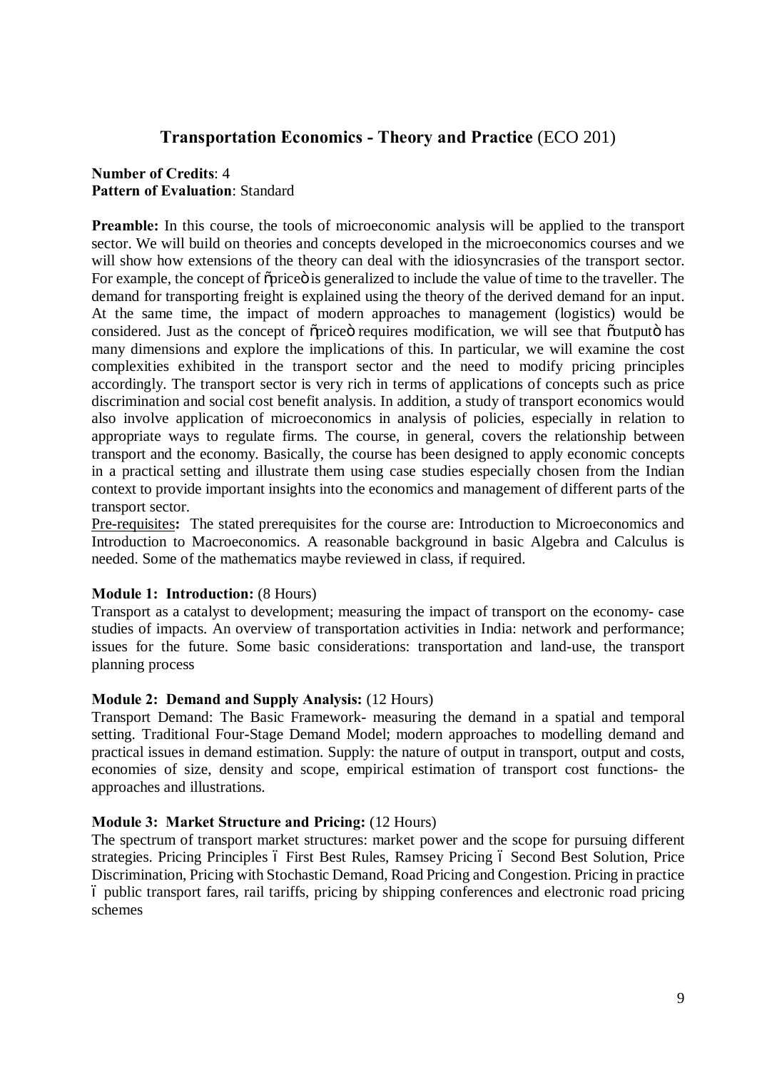## Transportation Economics - Theory and Practice (ECO 201)

**Number of Credits**: 4
**Pattern of Evaluation**: Standard

**Preamble:** In this course, the tools of microeconomic analysis will be applied to the transport sector. We will build on theories and concepts developed in the microeconomics courses and we will show how extensions of the theory can deal with the idiosyncrasies of the transport sector. For example, the concept of "price" is generalized to include the value of time to the traveller. The demand for transporting freight is explained using the theory of the derived demand for an input. At the same time, the impact of modern approaches to management (logistics) would be considered. Just as the concept of "price" requires modification, we will see that "output" has many dimensions and explore the implications of this. In particular, we will examine the cost complexities exhibited in the transport sector and the need to modify pricing principles accordingly. The transport sector is very rich in terms of applications of concepts such as price discrimination and social cost benefit analysis. In addition, a study of transport economics would also involve application of microeconomics in analysis of policies, especially in relation to appropriate ways to regulate firms. The course, in general, covers the relationship between transport and the economy. Basically, the course has been designed to apply economic concepts in a practical setting and illustrate them using case studies especially chosen from the Indian context to provide important insights into the economics and management of different parts of the transport sector.

Pre-requisites**:** The stated prerequisites for the course are: Introduction to Microeconomics and Introduction to Macroeconomics. A reasonable background in basic Algebra and Calculus is needed. Some of the mathematics maybe reviewed in class, if required.

**Module 1: Introduction:** (8 Hours)
Transport as a catalyst to development; measuring the impact of transport on the economy- case studies of impacts. An overview of transportation activities in India: network and performance; issues for the future. Some basic considerations: transportation and land-use, the transport planning process

**Module 2: Demand and Supply Analysis:** (12 Hours)
Transport Demand: The Basic Framework- measuring the demand in a spatial and temporal setting. Traditional Four-Stage Demand Model; modern approaches to modelling demand and practical issues in demand estimation. Supply: the nature of output in transport, output and costs, economies of size, density and scope, empirical estimation of transport cost functions- the approaches and illustrations.

**Module 3: Market Structure and Pricing:** (12 Hours)
The spectrum of transport market structures: market power and the scope for pursuing different strategies. Pricing Principles – First Best Rules, Ramsey Pricing – Second Best Solution, Price Discrimination, Pricing with Stochastic Demand, Road Pricing and Congestion. Pricing in practice – public transport fares, rail tariffs, pricing by shipping conferences and electronic road pricing schemes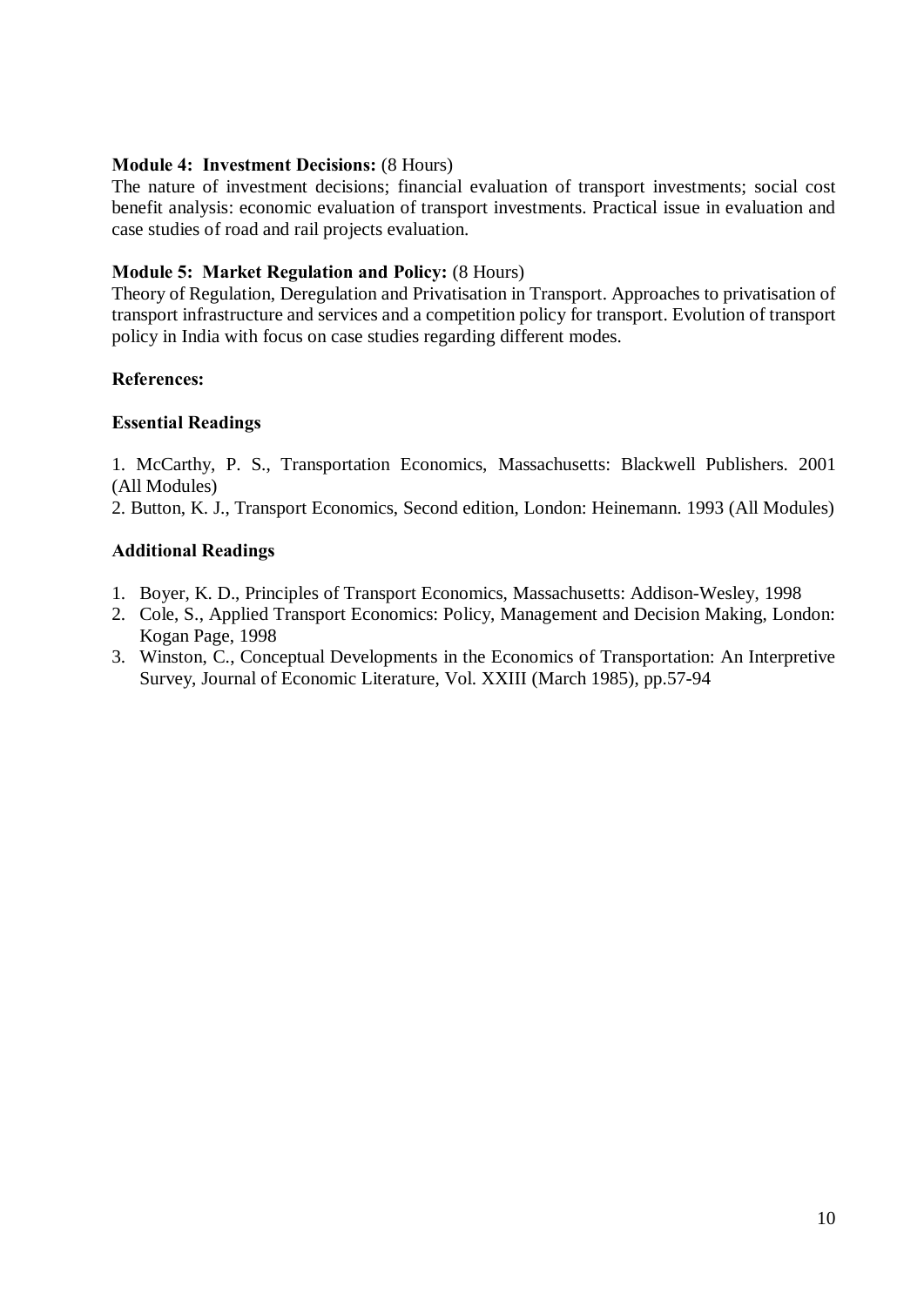**Module 4: Investment Decisions:** (8 Hours)
The nature of investment decisions; financial evaluation of transport investments; social cost benefit analysis: economic evaluation of transport investments. Practical issue in evaluation and case studies of road and rail projects evaluation.

**Module 5: Market Regulation and Policy:** (8 Hours)
Theory of Regulation, Deregulation and Privatisation in Transport. Approaches to privatisation of transport infrastructure and services and a competition policy for transport. Evolution of transport policy in India with focus on case studies regarding different modes.

**References:**

**Essential Readings**

1. McCarthy, P. S., Transportation Economics, Massachusetts: Blackwell Publishers. 2001 (All Modules)
2. Button, K. J., Transport Economics, Second edition, London: Heinemann. 1993 (All Modules)

**Additional Readings**

1. Boyer, K. D., Principles of Transport Economics, Massachusetts: Addison-Wesley, 1998
2. Cole, S., Applied Transport Economics: Policy, Management and Decision Making, London: Kogan Page, 1998
3. Winston, C., Conceptual Developments in the Economics of Transportation: An Interpretive Survey, Journal of Economic Literature, Vol. XXIII (March 1985), pp.57-94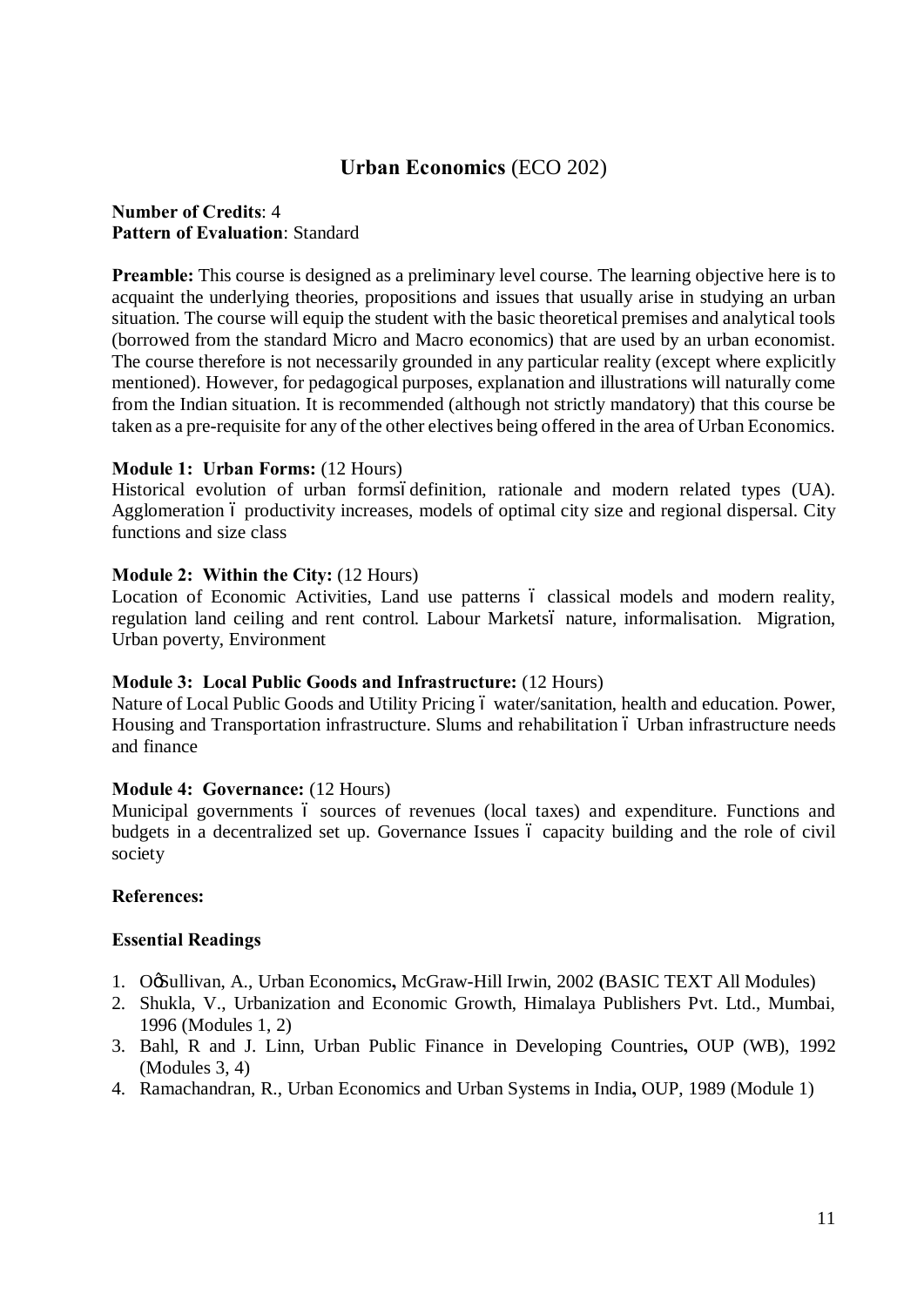## Urban Economics (ECO 202)

**Number of Credits**: 4
**Pattern of Evaluation**: Standard

**Preamble:** This course is designed as a preliminary level course. The learning objective here is to acquaint the underlying theories, propositions and issues that usually arise in studying an urban situation. The course will equip the student with the basic theoretical premises and analytical tools (borrowed from the standard Micro and Macro economics) that are used by an urban economist. The course therefore is not necessarily grounded in any particular reality (except where explicitly mentioned). However, for pedagogical purposes, explanation and illustrations will naturally come from the Indian situation. It is recommended (although not strictly mandatory) that this course be taken as a pre-requisite for any of the other electives being offered in the area of Urban Economics.

**Module 1: Urban Forms:** (12 Hours)
Historical evolution of urban forms– definition, rationale and modern related types (UA). Agglomeration – productivity increases, models of optimal city size and regional dispersal. City functions and size class

**Module 2: Within the City:** (12 Hours)
Location of Economic Activities, Land use patterns – classical models and modern reality, regulation land ceiling and rent control. Labour Markets– nature, informalisation. Migration, Urban poverty, Environment

**Module 3: Local Public Goods and Infrastructure:** (12 Hours)
Nature of Local Public Goods and Utility Pricing – water/sanitation, health and education. Power, Housing and Transportation infrastructure. Slums and rehabilitation – Urban infrastructure needs and finance

**Module 4: Governance:** (12 Hours)
Municipal governments – sources of revenues (local taxes) and expenditure. Functions and budgets in a decentralized set up. Governance Issues – capacity building and the role of civil society

**References:**

**Essential Readings**

1. O'Sullivan, A., Urban Economics**,** McGraw-Hill Irwin, 2002 **(**BASIC TEXT All Modules)
2. Shukla, V., Urbanization and Economic Growth, Himalaya Publishers Pvt. Ltd., Mumbai, 1996 (Modules 1, 2)
3. Bahl, R and J. Linn, Urban Public Finance in Developing Countries**,** OUP (WB), 1992 (Modules 3, 4)
4. Ramachandran, R., Urban Economics and Urban Systems in India**,** OUP, 1989 (Module 1)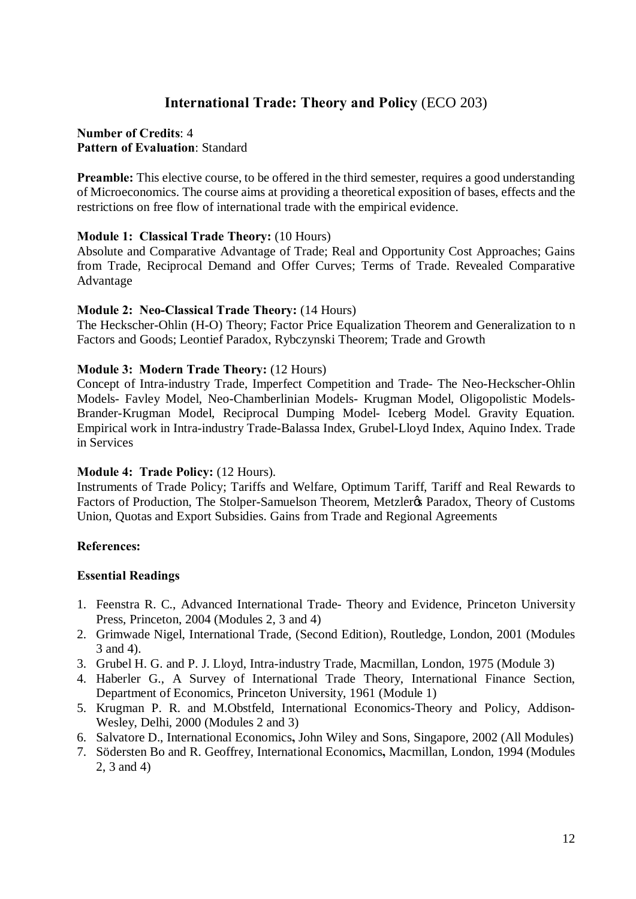## **International Trade: Theory and Policy** (ECO 203)

**Number of Credits**: 4
**Pattern of Evaluation**: Standard

**Preamble:** This elective course, to be offered in the third semester, requires a good understanding of Microeconomics. The course aims at providing a theoretical exposition of bases, effects and the restrictions on free flow of international trade with the empirical evidence.

**Module 1: Classical Trade Theory:** (10 Hours)
Absolute and Comparative Advantage of Trade; Real and Opportunity Cost Approaches; Gains from Trade, Reciprocal Demand and Offer Curves; Terms of Trade. Revealed Comparative Advantage

**Module 2: Neo-Classical Trade Theory:** (14 Hours)
The Heckscher-Ohlin (H-O) Theory; Factor Price Equalization Theorem and Generalization to n Factors and Goods; Leontief Paradox, Rybczynski Theorem; Trade and Growth

**Module 3: Modern Trade Theory:** (12 Hours)
Concept of Intra-industry Trade, Imperfect Competition and Trade- The Neo-Heckscher-Ohlin Models- Favley Model, Neo-Chamberlinian Models- Krugman Model, Oligopolistic Models- Brander-Krugman Model, Reciprocal Dumping Model- Iceberg Model. Gravity Equation. Empirical work in Intra-industry Trade-Balassa Index, Grubel-Lloyd Index, Aquino Index. Trade in Services

**Module 4: Trade Policy:** (12 Hours).
Instruments of Trade Policy; Tariffs and Welfare, Optimum Tariff, Tariff and Real Rewards to Factors of Production, The Stolper-Samuelson Theorem, Metzler's Paradox, Theory of Customs Union, Quotas and Export Subsidies. Gains from Trade and Regional Agreements

**References:**

**Essential Readings**

1. Feenstra R. C., Advanced International Trade- Theory and Evidence, Princeton University Press, Princeton, 2004 (Modules 2, 3 and 4)
2. Grimwade Nigel, International Trade, (Second Edition), Routledge, London, 2001 (Modules 3 and 4).
3. Grubel H. G. and P. J. Lloyd, Intra-industry Trade, Macmillan, London, 1975 (Module 3)
4. Haberler G., A Survey of International Trade Theory, International Finance Section, Department of Economics, Princeton University, 1961 (Module 1)
5. Krugman P. R. and M.Obstfeld, International Economics-Theory and Policy, Addison-Wesley, Delhi, 2000 (Modules 2 and 3)
6. Salvatore D., International Economics**,** John Wiley and Sons, Singapore, 2002 (All Modules)
7. Södersten Bo and R. Geoffrey, International Economics**,** Macmillan, London, 1994 (Modules 2, 3 and 4)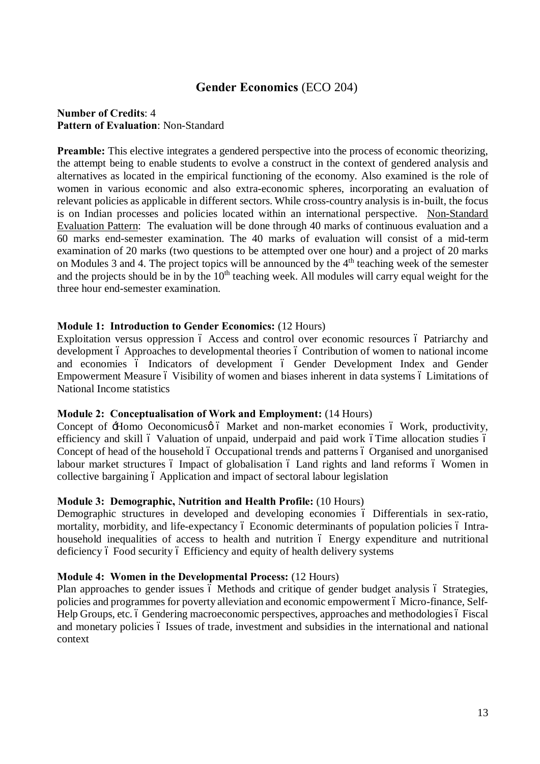## Gender Economics (ECO 204)

**Number of Credits**: 4
**Pattern of Evaluation**: Non-Standard

**Preamble:** This elective integrates a gendered perspective into the process of economic theorizing, the attempt being to enable students to evolve a construct in the context of gendered analysis and alternatives as located in the empirical functioning of the economy. Also examined is the role of women in various economic and also extra-economic spheres, incorporating an evaluation of relevant policies as applicable in different sectors. While cross-country analysis is in-built, the focus is on Indian processes and policies located within an international perspective. Non-Standard Evaluation Pattern: The evaluation will be done through 40 marks of continuous evaluation and a 60 marks end-semester examination. The 40 marks of evaluation will consist of a mid-term examination of 20 marks (two questions to be attempted over one hour) and a project of 20 marks on Modules 3 and 4. The project topics will be announced by the 4th teaching week of the semester and the projects should be in by the 10th teaching week. All modules will carry equal weight for the three hour end-semester examination.

**Module 1: Introduction to Gender Economics:** (12 Hours)
Exploitation versus oppression – Access and control over economic resources – Patriarchy and development – Approaches to developmental theories – Contribution of women to national income and economies – Indicators of development – Gender Development Index and Gender Empowerment Measure – Visibility of women and biases inherent in data systems – Limitations of National Income statistics

**Module 2: Conceptualisation of Work and Employment:** (14 Hours)
Concept of 'Homo Oeconomicus' – Market and non-market economies – Work, productivity, efficiency and skill – Valuation of unpaid, underpaid and paid work – Time allocation studies – Concept of head of the household – Occupational trends and patterns – Organised and unorganised labour market structures – Impact of globalisation – Land rights and land reforms – Women in collective bargaining – Application and impact of sectoral labour legislation

**Module 3: Demographic, Nutrition and Health Profile:** (10 Hours)
Demographic structures in developed and developing economies – Differentials in sex-ratio, mortality, morbidity, and life-expectancy – Economic determinants of population policies – Intra-household inequalities of access to health and nutrition – Energy expenditure and nutritional deficiency – Food security – Efficiency and equity of health delivery systems

**Module 4: Women in the Developmental Process:** (12 Hours)
Plan approaches to gender issues – Methods and critique of gender budget analysis – Strategies, policies and programmes for poverty alleviation and economic empowerment – Micro-finance, Self-Help Groups, etc. – Gendering macroeconomic perspectives, approaches and methodologies – Fiscal and monetary policies – Issues of trade, investment and subsidies in the international and national context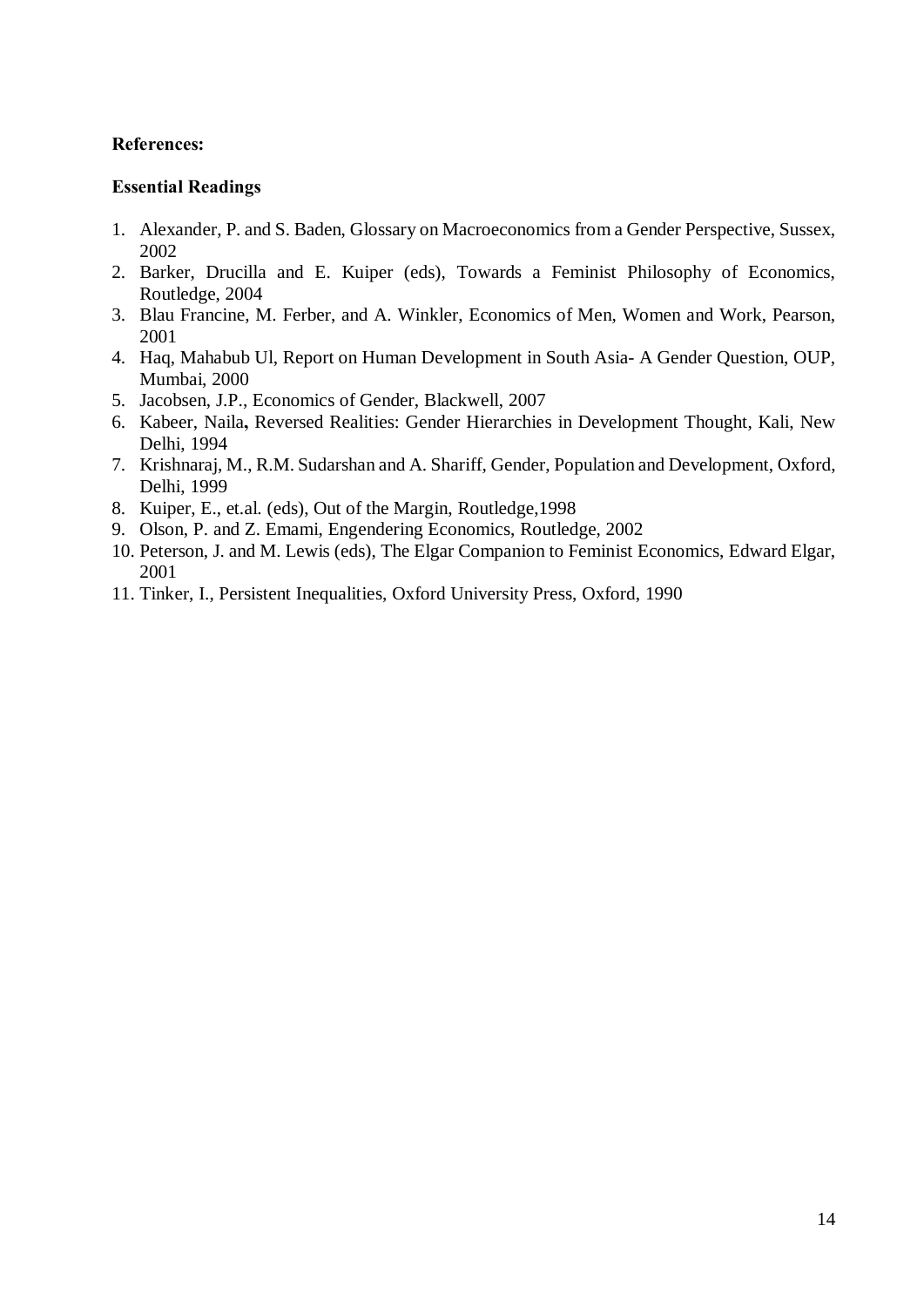**References:**

**Essential Readings**

1. Alexander, P. and S. Baden, Glossary on Macroeconomics from a Gender Perspective, Sussex, 2002
2. Barker, Drucilla and E. Kuiper (eds), Towards a Feminist Philosophy of Economics, Routledge, 2004
3. Blau Francine, M. Ferber, and A. Winkler, Economics of Men, Women and Work, Pearson, 2001
4. Haq, Mahabub Ul, Report on Human Development in South Asia- A Gender Question, OUP, Mumbai, 2000
5. Jacobsen, J.P., Economics of Gender, Blackwell, 2007
6. Kabeer, Naila**,** Reversed Realities: Gender Hierarchies in Development Thought, Kali, New Delhi, 1994
7. Krishnaraj, M., R.M. Sudarshan and A. Shariff, Gender, Population and Development, Oxford, Delhi, 1999
8. Kuiper, E., et.al. (eds), Out of the Margin, Routledge,1998
9. Olson, P. and Z. Emami, Engendering Economics, Routledge, 2002
10. Peterson, J. and M. Lewis (eds), The Elgar Companion to Feminist Economics, Edward Elgar, 2001
11. Tinker, I., Persistent Inequalities, Oxford University Press, Oxford, 1990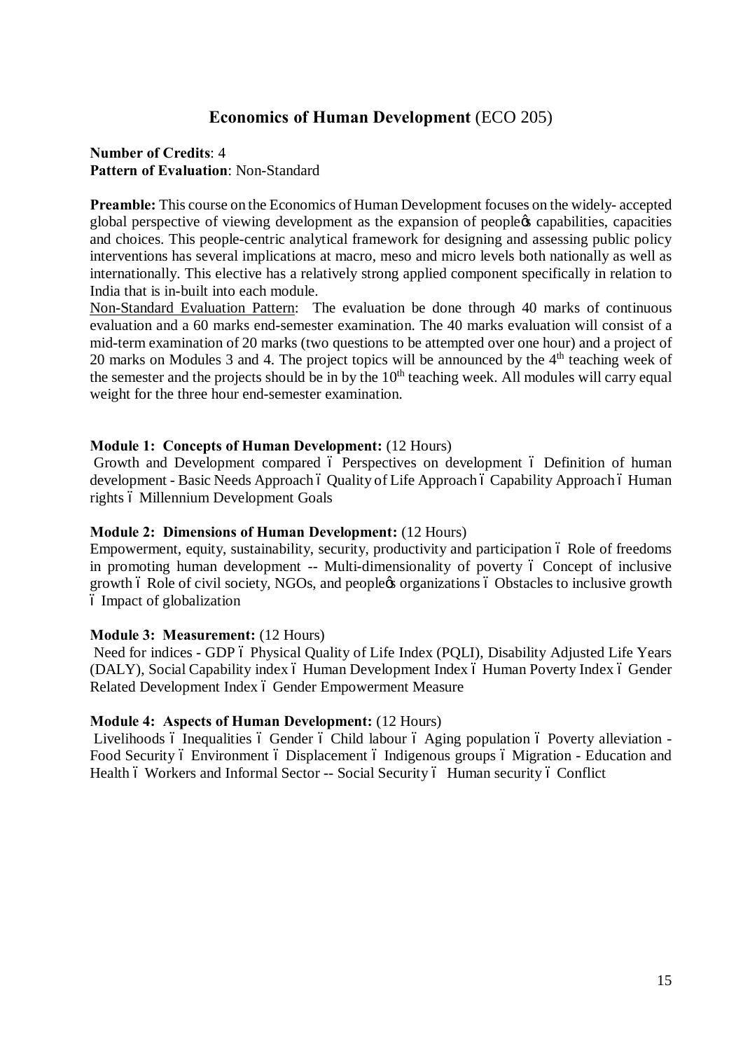## **Economics of Human Development** (ECO 205)

**Number of Credits**: 4
**Pattern of Evaluation**: Non-Standard

**Preamble:** This course on the Economics of Human Development focuses on the widely- accepted global perspective of viewing development as the expansion of people's capabilities, capacities and choices. This people-centric analytical framework for designing and assessing public policy interventions has several implications at macro, meso and micro levels both nationally as well as internationally. This elective has a relatively strong applied component specifically in relation to India that is in-built into each module.

Non-Standard Evaluation Pattern: The evaluation be done through 40 marks of continuous evaluation and a 60 marks end-semester examination. The 40 marks evaluation will consist of a mid-term examination of 20 marks (two questions to be attempted over one hour) and a project of 20 marks on Modules 3 and 4. The project topics will be announced by the 4th teaching week of the semester and the projects should be in by the 10th teaching week. All modules will carry equal weight for the three hour end-semester examination.

**Module 1: Concepts of Human Development:** (12 Hours)
Growth and Development compared – Perspectives on development – Definition of human development - Basic Needs Approach – Quality of Life Approach – Capability Approach – Human rights – Millennium Development Goals

**Module 2: Dimensions of Human Development:** (12 Hours)
Empowerment, equity, sustainability, security, productivity and participation – Role of freedoms in promoting human development -- Multi-dimensionality of poverty – Concept of inclusive growth – Role of civil society, NGOs, and people's organizations – Obstacles to inclusive growth – Impact of globalization

**Module 3: Measurement:** (12 Hours)
Need for indices - GDP – Physical Quality of Life Index (PQLI), Disability Adjusted Life Years (DALY), Social Capability index – Human Development Index – Human Poverty Index – Gender Related Development Index – Gender Empowerment Measure

**Module 4: Aspects of Human Development:** (12 Hours)
Livelihoods – Inequalities – Gender – Child labour – Aging population – Poverty alleviation - Food Security – Environment – Displacement – Indigenous groups – Migration - Education and Health – Workers and Informal Sector -- Social Security – Human security – Conflict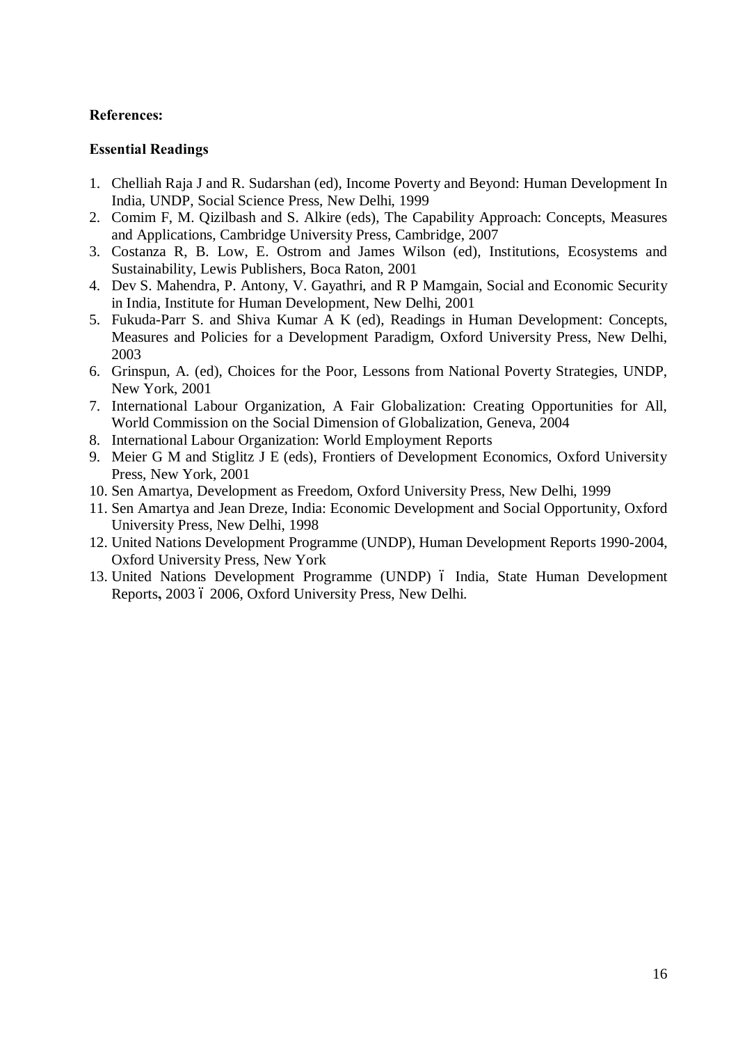**References:**

**Essential Readings**

1. Chelliah Raja J and R. Sudarshan (ed), Income Poverty and Beyond: Human Development In India, UNDP, Social Science Press, New Delhi, 1999
2. Comim F, M. Qizilbash and S. Alkire (eds), The Capability Approach: Concepts, Measures and Applications, Cambridge University Press, Cambridge, 2007
3. Costanza R, B. Low, E. Ostrom and James Wilson (ed), Institutions, Ecosystems and Sustainability, Lewis Publishers, Boca Raton, 2001
4. Dev S. Mahendra, P. Antony, V. Gayathri, and R P Mamgain, Social and Economic Security in India, Institute for Human Development, New Delhi, 2001
5. Fukuda-Parr S. and Shiva Kumar A K (ed), Readings in Human Development: Concepts, Measures and Policies for a Development Paradigm, Oxford University Press, New Delhi, 2003
6. Grinspun, A. (ed), Choices for the Poor, Lessons from National Poverty Strategies, UNDP, New York, 2001
7. International Labour Organization, A Fair Globalization: Creating Opportunities for All, World Commission on the Social Dimension of Globalization, Geneva, 2004
8. International Labour Organization: World Employment Reports
9. Meier G M and Stiglitz J E (eds), Frontiers of Development Economics, Oxford University Press, New York, 2001
10. Sen Amartya, Development as Freedom, Oxford University Press, New Delhi, 1999
11. Sen Amartya and Jean Dreze, India: Economic Development and Social Opportunity, Oxford University Press, New Delhi, 1998
12. United Nations Development Programme (UNDP), Human Development Reports 1990-2004, Oxford University Press, New York
13. United Nations Development Programme (UNDP) – India, State Human Development Reports**,** 2003 – 2006, Oxford University Press, New Delhi.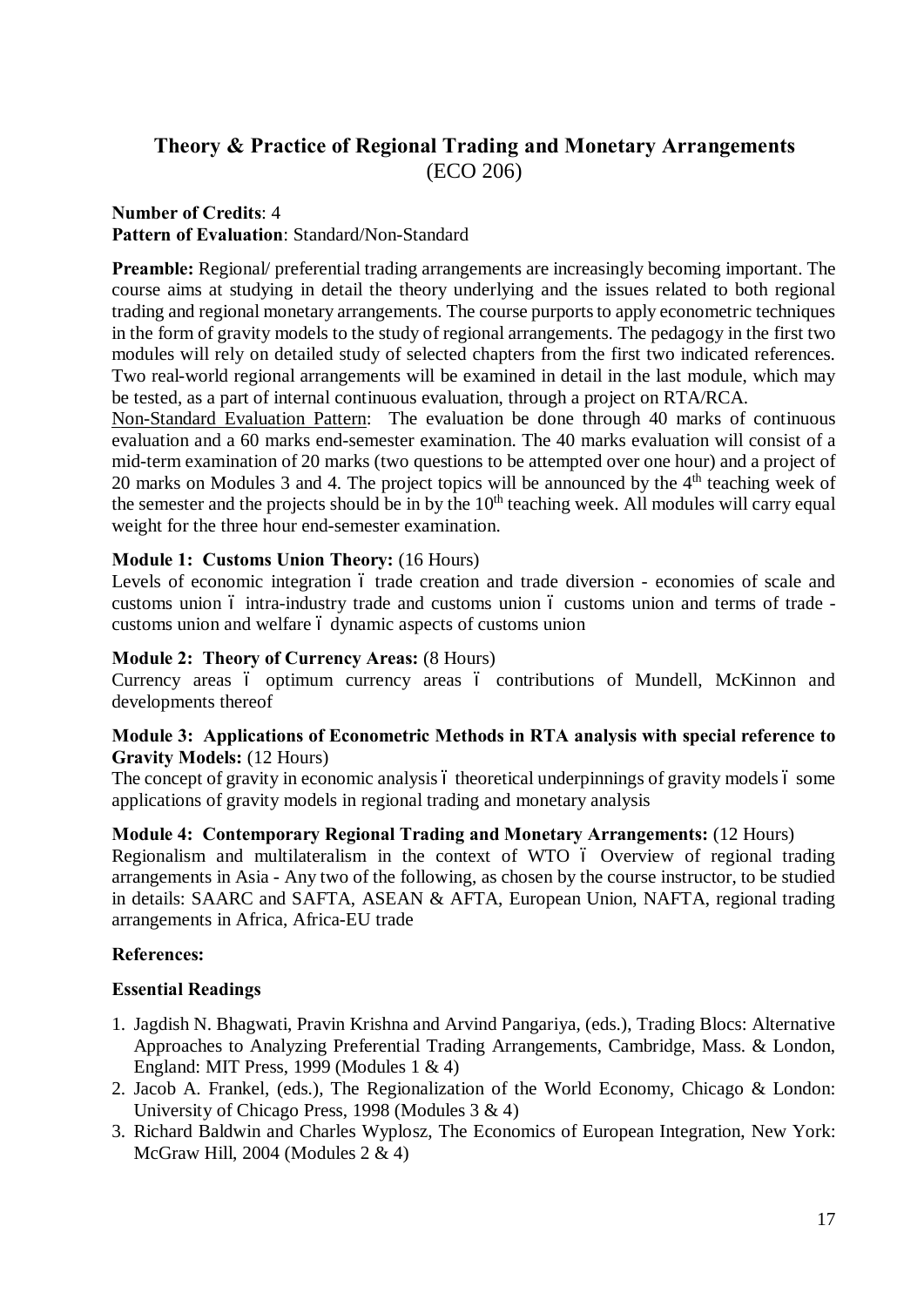## Theory & Practice of Regional Trading and Monetary Arrangements (ECO 206)

**Number of Credits**: 4
**Pattern of Evaluation**: Standard/Non-Standard

**Preamble:** Regional/ preferential trading arrangements are increasingly becoming important. The course aims at studying in detail the theory underlying and the issues related to both regional trading and regional monetary arrangements. The course purports to apply econometric techniques in the form of gravity models to the study of regional arrangements. The pedagogy in the first two modules will rely on detailed study of selected chapters from the first two indicated references. Two real-world regional arrangements will be examined in detail in the last module, which may be tested, as a part of internal continuous evaluation, through a project on RTA/RCA.

Non-Standard Evaluation Pattern: The evaluation be done through 40 marks of continuous evaluation and a 60 marks end-semester examination. The 40 marks evaluation will consist of a mid-term examination of 20 marks (two questions to be attempted over one hour) and a project of 20 marks on Modules 3 and 4. The project topics will be announced by the 4th teaching week of the semester and the projects should be in by the 10th teaching week. All modules will carry equal weight for the three hour end-semester examination.

**Module 1: Customs Union Theory:** (16 Hours)
Levels of economic integration – trade creation and trade diversion - economies of scale and customs union – intra-industry trade and customs union – customs union and terms of trade - customs union and welfare – dynamic aspects of customs union

**Module 2: Theory of Currency Areas:** (8 Hours)
Currency areas – optimum currency areas – contributions of Mundell, McKinnon and developments thereof

**Module 3: Applications of Econometric Methods in RTA analysis with special reference to Gravity Models:** (12 Hours)
The concept of gravity in economic analysis – theoretical underpinnings of gravity models – some applications of gravity models in regional trading and monetary analysis

**Module 4: Contemporary Regional Trading and Monetary Arrangements:** (12 Hours)
Regionalism and multilateralism in the context of WTO – Overview of regional trading arrangements in Asia - Any two of the following, as chosen by the course instructor, to be studied in details: SAARC and SAFTA, ASEAN & AFTA, European Union, NAFTA, regional trading arrangements in Africa, Africa-EU trade

**References:**

**Essential Readings**

1. Jagdish N. Bhagwati, Pravin Krishna and Arvind Pangariya, (eds.), Trading Blocs: Alternative Approaches to Analyzing Preferential Trading Arrangements, Cambridge, Mass. & London, England: MIT Press, 1999 (Modules 1 & 4)
2. Jacob A. Frankel, (eds.), The Regionalization of the World Economy, Chicago & London: University of Chicago Press, 1998 (Modules 3 & 4)
3. Richard Baldwin and Charles Wyplosz, The Economics of European Integration, New York: McGraw Hill, 2004 (Modules 2 & 4)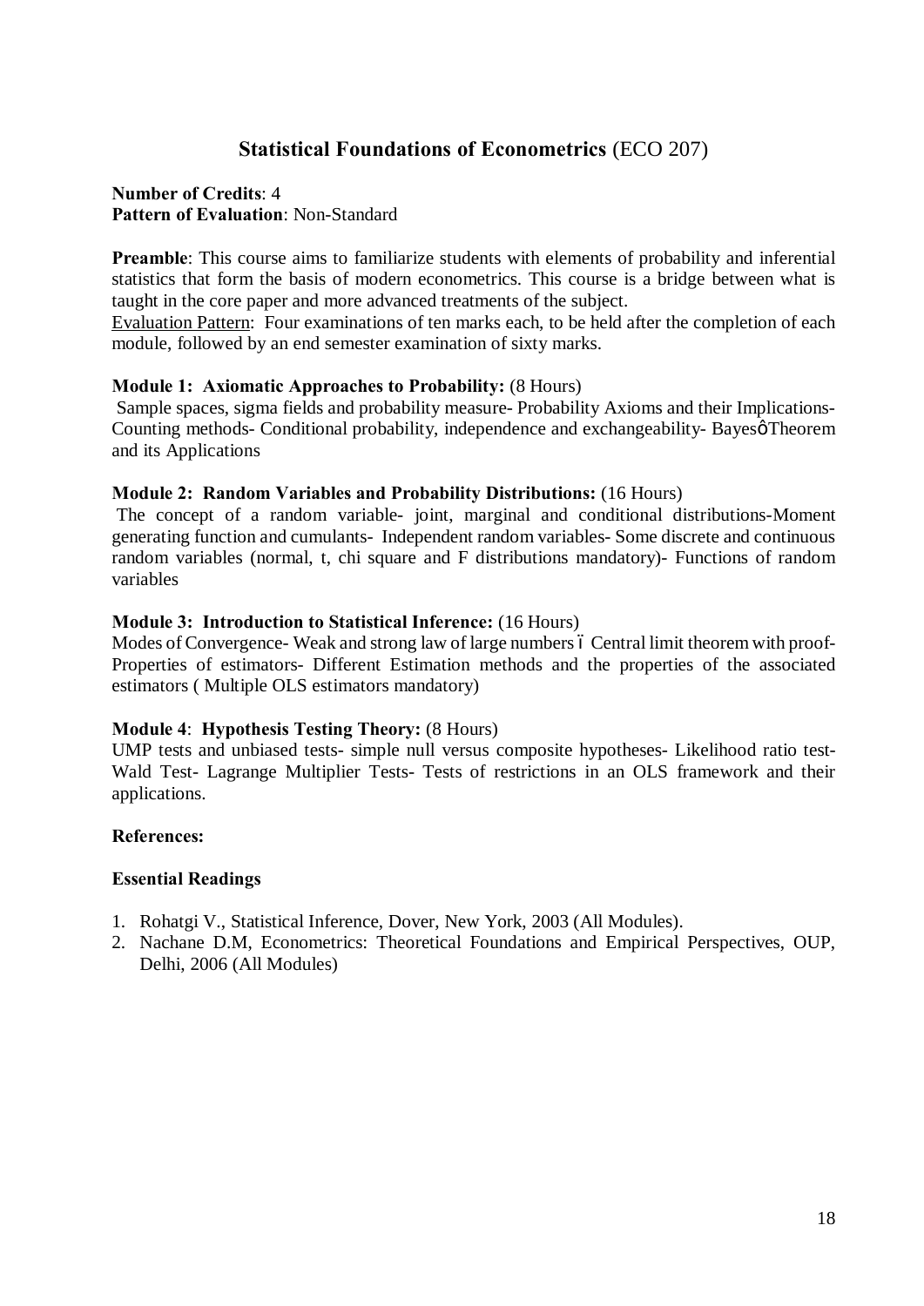## **Statistical Foundations of Econometrics** (ECO 207)

**Number of Credits**: 4
**Pattern of Evaluation**: Non-Standard

**Preamble**: This course aims to familiarize students with elements of probability and inferential statistics that form the basis of modern econometrics. This course is a bridge between what is taught in the core paper and more advanced treatments of the subject.
Evaluation Pattern: Four examinations of ten marks each, to be held after the completion of each module, followed by an end semester examination of sixty marks.

**Module 1: Axiomatic Approaches to Probability:** (8 Hours)
Sample spaces, sigma fields and probability measure- Probability Axioms and their Implications- Counting methods- Conditional probability, independence and exchangeability- Bayes' Theorem and its Applications

**Module 2: Random Variables and Probability Distributions:** (16 Hours)
The concept of a random variable- joint, marginal and conditional distributions-Moment generating function and cumulants- Independent random variables- Some discrete and continuous random variables (normal, t, chi square and F distributions mandatory)- Functions of random variables

**Module 3: Introduction to Statistical Inference:** (16 Hours)
Modes of Convergence- Weak and strong law of large numbers – Central limit theorem with proof- Properties of estimators- Different Estimation methods and the properties of the associated estimators ( Multiple OLS estimators mandatory)

**Module 4**: **Hypothesis Testing Theory:** (8 Hours)
UMP tests and unbiased tests- simple null versus composite hypotheses- Likelihood ratio test- Wald Test- Lagrange Multiplier Tests- Tests of restrictions in an OLS framework and their applications.

**References:**

**Essential Readings**

1. Rohatgi V., Statistical Inference, Dover, New York, 2003 (All Modules).
2. Nachane D.M, Econometrics: Theoretical Foundations and Empirical Perspectives, OUP, Delhi, 2006 (All Modules)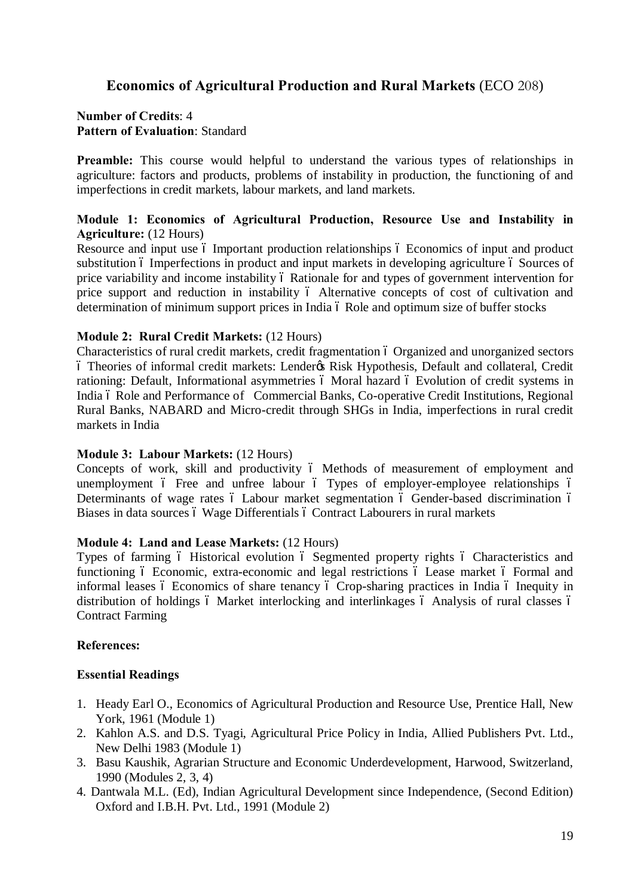## Economics of Agricultural Production and Rural Markets (ECO 208)

**Number of Credits**: 4
**Pattern of Evaluation**: Standard

**Preamble:** This course would helpful to understand the various types of relationships in agriculture: factors and products, problems of instability in production, the functioning of and imperfections in credit markets, labour markets, and land markets.

**Module 1: Economics of Agricultural Production, Resource Use and Instability in Agriculture:** (12 Hours)
Resource and input use – Important production relationships – Economics of input and product substitution – Imperfections in product and input markets in developing agriculture – Sources of price variability and income instability – Rationale for and types of government intervention for price support and reduction in instability – Alternative concepts of cost of cultivation and determination of minimum support prices in India – Role and optimum size of buffer stocks

**Module 2: Rural Credit Markets:** (12 Hours)
Characteristics of rural credit markets, credit fragmentation – Organized and unorganized sectors – Theories of informal credit markets: Lender's Risk Hypothesis, Default and collateral, Credit rationing: Default, Informational asymmetries – Moral hazard – Evolution of credit systems in India – Role and Performance of Commercial Banks, Co-operative Credit Institutions, Regional Rural Banks, NABARD and Micro-credit through SHGs in India, imperfections in rural credit markets in India

**Module 3: Labour Markets:** (12 Hours)
Concepts of work, skill and productivity – Methods of measurement of employment and unemployment – Free and unfree labour – Types of employer-employee relationships – Determinants of wage rates – Labour market segmentation – Gender-based discrimination – Biases in data sources – Wage Differentials – Contract Labourers in rural markets

**Module 4: Land and Lease Markets:** (12 Hours)
Types of farming – Historical evolution – Segmented property rights – Characteristics and functioning – Economic, extra-economic and legal restrictions – Lease market – Formal and informal leases – Economics of share tenancy – Crop-sharing practices in India – Inequity in distribution of holdings – Market interlocking and interlinkages – Analysis of rural classes – Contract Farming

**References:**

**Essential Readings**

1. Heady Earl O., Economics of Agricultural Production and Resource Use, Prentice Hall, New York, 1961 (Module 1)
2. Kahlon A.S. and D.S. Tyagi, Agricultural Price Policy in India, Allied Publishers Pvt. Ltd., New Delhi 1983 (Module 1)
3. Basu Kaushik, Agrarian Structure and Economic Underdevelopment, Harwood, Switzerland, 1990 (Modules 2, 3, 4)
4. Dantwala M.L. (Ed), Indian Agricultural Development since Independence, (Second Edition) Oxford and I.B.H. Pvt. Ltd., 1991 (Module 2)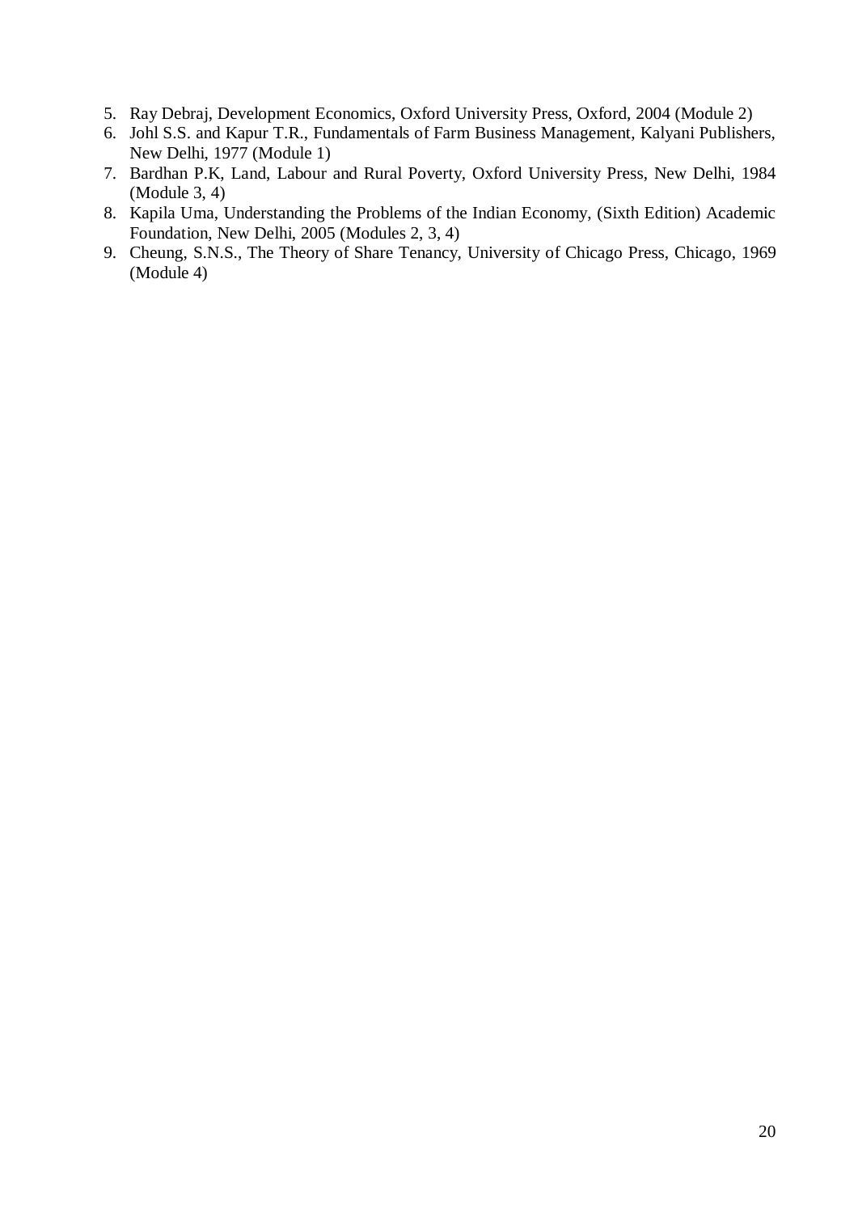5. Ray Debraj, Development Economics, Oxford University Press, Oxford, 2004 (Module 2)
6. Johl S.S. and Kapur T.R., Fundamentals of Farm Business Management, Kalyani Publishers, New Delhi, 1977 (Module 1)
7. Bardhan P.K, Land, Labour and Rural Poverty, Oxford University Press, New Delhi, 1984 (Module 3, 4)
8. Kapila Uma, Understanding the Problems of the Indian Economy, (Sixth Edition) Academic Foundation, New Delhi, 2005 (Modules 2, 3, 4)
9. Cheung, S.N.S., The Theory of Share Tenancy, University of Chicago Press, Chicago, 1969 (Module 4)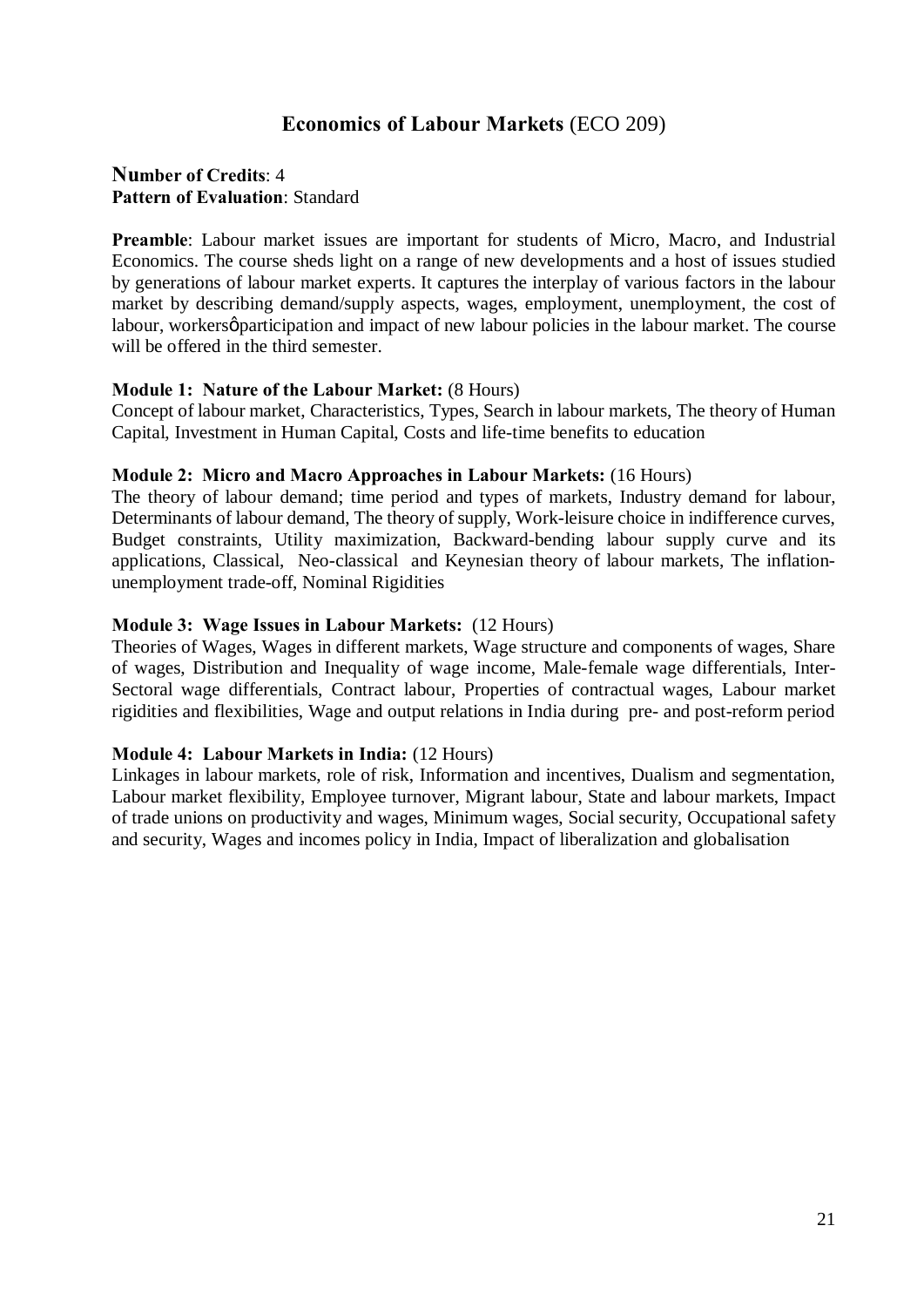## **Economics of Labour Markets** (ECO 209)

**Number of Credits**: 4
**Pattern of Evaluation**: Standard

**Preamble**: Labour market issues are important for students of Micro, Macro, and Industrial Economics. The course sheds light on a range of new developments and a host of issues studied by generations of labour market experts. It captures the interplay of various factors in the labour market by describing demand/supply aspects, wages, employment, unemployment, the cost of labour, workersφparticipation and impact of new labour policies in the labour market. The course will be offered in the third semester.

**Module 1: Nature of the Labour Market:** (8 Hours)
Concept of labour market, Characteristics, Types, Search in labour markets, The theory of Human Capital, Investment in Human Capital, Costs and life-time benefits to education

**Module 2: Micro and Macro Approaches in Labour Markets:** (16 Hours)
The theory of labour demand; time period and types of markets, Industry demand for labour, Determinants of labour demand, The theory of supply, Work-leisure choice in indifference curves, Budget constraints, Utility maximization, Backward-bending labour supply curve and its applications, Classical, Neo-classical and Keynesian theory of labour markets, The inflation-unemployment trade-off, Nominal Rigidities

**Module 3: Wage Issues in Labour Markets:** (12 Hours)
Theories of Wages, Wages in different markets, Wage structure and components of wages, Share of wages, Distribution and Inequality of wage income, Male-female wage differentials, Inter-Sectoral wage differentials, Contract labour, Properties of contractual wages, Labour market rigidities and flexibilities, Wage and output relations in India during pre- and post-reform period

**Module 4: Labour Markets in India:** (12 Hours)
Linkages in labour markets, role of risk, Information and incentives, Dualism and segmentation, Labour market flexibility, Employee turnover, Migrant labour, State and labour markets, Impact of trade unions on productivity and wages, Minimum wages, Social security, Occupational safety and security, Wages and incomes policy in India, Impact of liberalization and globalisation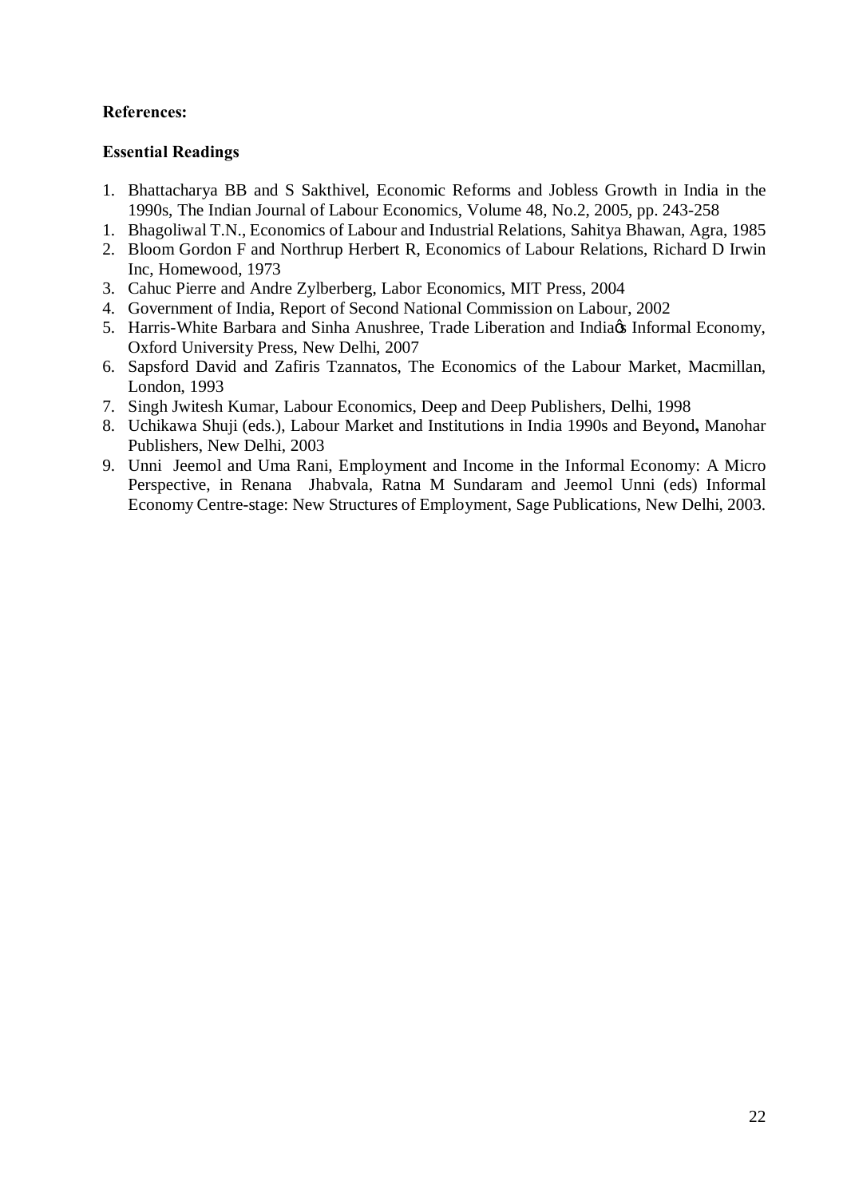**References:**

**Essential Readings**

1. Bhattacharya BB and S Sakthivel, Economic Reforms and Jobless Growth in India in the 1990s, The Indian Journal of Labour Economics, Volume 48, No.2, 2005, pp. 243-258
1. Bhagoliwal T.N., Economics of Labour and Industrial Relations, Sahitya Bhawan, Agra, 1985
2. Bloom Gordon F and Northrup Herbert R, Economics of Labour Relations, Richard D Irwin Inc, Homewood, 1973
3. Cahuc Pierre and Andre Zylberberg, Labor Economics, MIT Press, 2004
4. Government of India, Report of Second National Commission on Labour, 2002
5. Harris-White Barbara and Sinha Anushree, Trade Liberation and Indiaøs Informal Economy, Oxford University Press, New Delhi, 2007
6. Sapsford David and Zafiris Tzannatos, The Economics of the Labour Market, Macmillan, London, 1993
7. Singh Jwitesh Kumar, Labour Economics, Deep and Deep Publishers, Delhi, 1998
8. Uchikawa Shuji (eds.), Labour Market and Institutions in India 1990s and Beyond**,** Manohar Publishers, New Delhi, 2003
9. Unni Jeemol and Uma Rani, Employment and Income in the Informal Economy: A Micro Perspective, in Renana Jhabvala, Ratna M Sundaram and Jeemol Unni (eds) Informal Economy Centre-stage: New Structures of Employment, Sage Publications, New Delhi, 2003.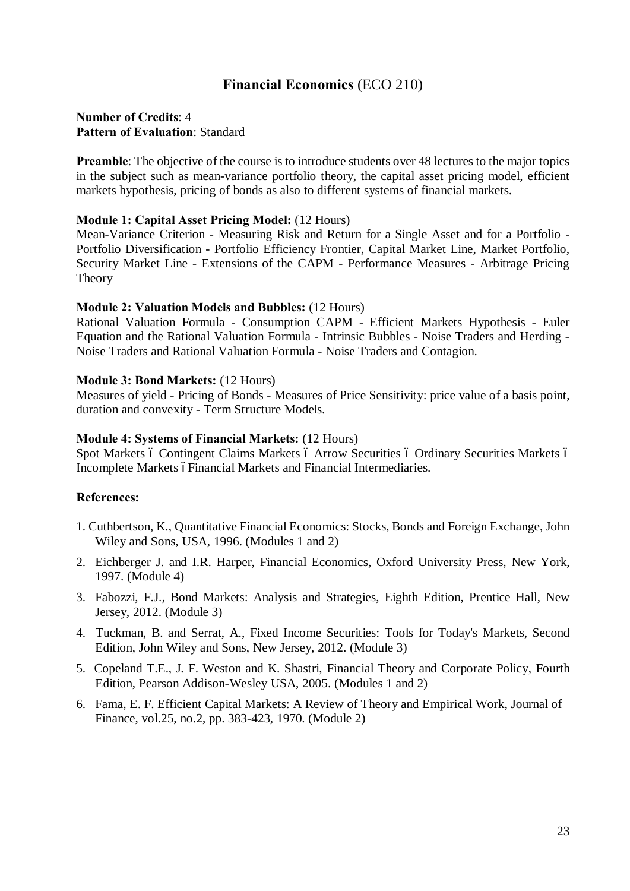## **Financial Economics** (ECO 210)

**Number of Credits**: 4
**Pattern of Evaluation**: Standard

**Preamble**: The objective of the course is to introduce students over 48 lectures to the major topics in the subject such as mean-variance portfolio theory, the capital asset pricing model, efficient markets hypothesis, pricing of bonds as also to different systems of financial markets.

**Module 1: Capital Asset Pricing Model:** (12 Hours)
Mean-Variance Criterion - Measuring Risk and Return for a Single Asset and for a Portfolio - Portfolio Diversification - Portfolio Efficiency Frontier, Capital Market Line, Market Portfolio, Security Market Line - Extensions of the CAPM - Performance Measures - Arbitrage Pricing Theory

**Module 2: Valuation Models and Bubbles:** (12 Hours)
Rational Valuation Formula - Consumption CAPM - Efficient Markets Hypothesis - Euler Equation and the Rational Valuation Formula - Intrinsic Bubbles - Noise Traders and Herding - Noise Traders and Rational Valuation Formula - Noise Traders and Contagion.

**Module 3: Bond Markets:** (12 Hours)
Measures of yield - Pricing of Bonds - Measures of Price Sensitivity: price value of a basis point, duration and convexity - Term Structure Models.

**Module 4: Systems of Financial Markets:** (12 Hours)
Spot Markets – Contingent Claims Markets – Arrow Securities – Ordinary Securities Markets – Incomplete Markets – Financial Markets and Financial Intermediaries.

**References:**

1. Cuthbertson, K., Quantitative Financial Economics: Stocks, Bonds and Foreign Exchange, John Wiley and Sons, USA, 1996. (Modules 1 and 2)
2. Eichberger J. and I.R. Harper, Financial Economics, Oxford University Press, New York, 1997. (Module 4)
3. Fabozzi, F.J., Bond Markets: Analysis and Strategies, Eighth Edition, Prentice Hall, New Jersey, 2012. (Module 3)
4. Tuckman, B. and Serrat, A., Fixed Income Securities: Tools for Today's Markets, Second Edition, John Wiley and Sons, New Jersey, 2012. (Module 3)
5. Copeland T.E., J. F. Weston and K. Shastri, Financial Theory and Corporate Policy, Fourth Edition, Pearson Addison-Wesley USA, 2005. (Modules 1 and 2)
6. Fama, E. F. Efficient Capital Markets: A Review of Theory and Empirical Work, Journal of Finance, vol.25, no.2, pp. 383-423, 1970. (Module 2)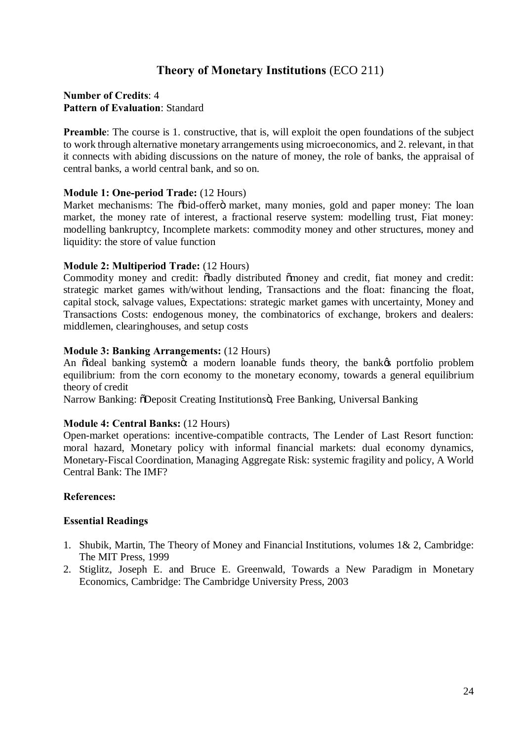## Theory of Monetary Institutions (ECO 211)

**Number of Credits**: 4
**Pattern of Evaluation**: Standard

**Preamble**: The course is 1. constructive, that is, will exploit the open foundations of the subject to work through alternative monetary arrangements using microeconomics, and 2. relevant, in that it connects with abiding discussions on the nature of money, the role of banks, the appraisal of central banks, a world central bank, and so on.

**Module 1: One-period Trade:** (12 Hours)
Market mechanisms: The "bid-offer" market, many monies, gold and paper money: The loan market, the money rate of interest, a fractional reserve system: modelling trust, Fiat money: modelling bankruptcy, Incomplete markets: commodity money and other structures, money and liquidity: the store of value function

**Module 2: Multiperiod Trade:** (12 Hours)
Commodity money and credit: "badly distributed "money and credit, fiat money and credit: strategic market games with/without lending, Transactions and the float: financing the float, capital stock, salvage values, Expectations: strategic market games with uncertainty, Money and Transactions Costs: endogenous money, the combinatorics of exchange, brokers and dealers: middlemen, clearinghouses, and setup costs

**Module 3: Banking Arrangements:** (12 Hours)
An "ideal banking system": a modern loanable funds theory, the bank's portfolio problem equilibrium: from the corn economy to the monetary economy, towards a general equilibrium theory of credit
Narrow Banking: "Deposit Creating Institutions", Free Banking, Universal Banking

**Module 4: Central Banks:** (12 Hours)
Open-market operations: incentive-compatible contracts, The Lender of Last Resort function: moral hazard, Monetary policy with informal financial markets: dual economy dynamics, Monetary-Fiscal Coordination, Managing Aggregate Risk: systemic fragility and policy, A World Central Bank: The IMF?

**References:**

**Essential Readings**

1. Shubik, Martin, The Theory of Money and Financial Institutions, volumes 1& 2, Cambridge: The MIT Press, 1999
2. Stiglitz, Joseph E. and Bruce E. Greenwald, Towards a New Paradigm in Monetary Economics, Cambridge: The Cambridge University Press, 2003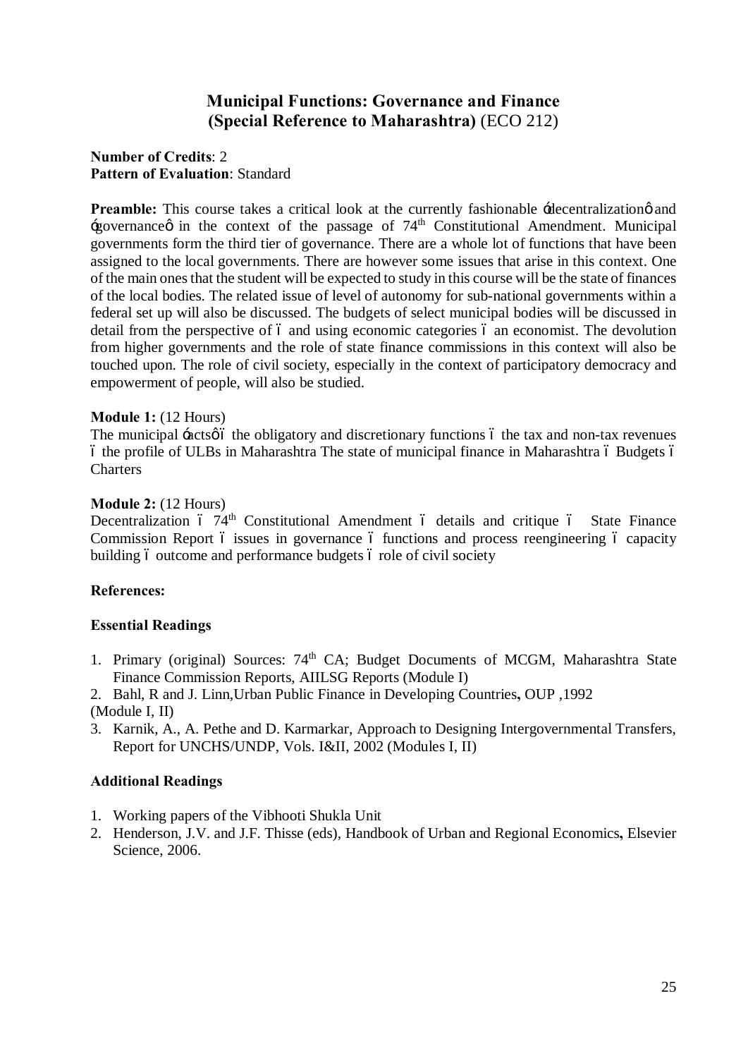## Municipal Functions: Governance and Finance (Special Reference to Maharashtra) (ECO 212)

**Number of Credits**: 2
**Pattern of Evaluation**: Standard

**Preamble:** This course takes a critical look at the currently fashionable 'decentralization' and 'governance' in the context of the passage of 74th Constitutional Amendment. Municipal governments form the third tier of governance. There are a whole lot of functions that have been assigned to the local governments. There are however some issues that arise in this context. One of the main ones that the student will be expected to study in this course will be the state of finances of the local bodies. The related issue of level of autonomy for sub-national governments within a federal set up will also be discussed. The budgets of select municipal bodies will be discussed in detail from the perspective of – and using economic categories – an economist. The devolution from higher governments and the role of state finance commissions in this context will also be touched upon. The role of civil society, especially in the context of participatory democracy and empowerment of people, will also be studied.

**Module 1:** (12 Hours)
The municipal 'acts' – the obligatory and discretionary functions – the tax and non-tax revenues – the profile of ULBs in Maharashtra The state of municipal finance in Maharashtra – Budgets – Charters

**Module 2:** (12 Hours)
Decentralization – 74th Constitutional Amendment – details and critique – State Finance Commission Report – issues in governance – functions and process reengineering – capacity building – outcome and performance budgets – role of civil society

**References:**

**Essential Readings**

1. Primary (original) Sources: 74th CA; Budget Documents of MCGM, Maharashtra State Finance Commission Reports, AIILSG Reports (Module I)
2. Bahl, R and J. Linn,Urban Public Finance in Developing Countries**,** OUP ,1992 (Module I, II)
3. Karnik, A., A. Pethe and D. Karmarkar, Approach to Designing Intergovernmental Transfers, Report for UNCHS/UNDP, Vols. I&II, 2002 (Modules I, II)

**Additional Readings**

1. Working papers of the Vibhooti Shukla Unit
2. Henderson, J.V. and J.F. Thisse (eds), Handbook of Urban and Regional Economics**,** Elsevier Science, 2006.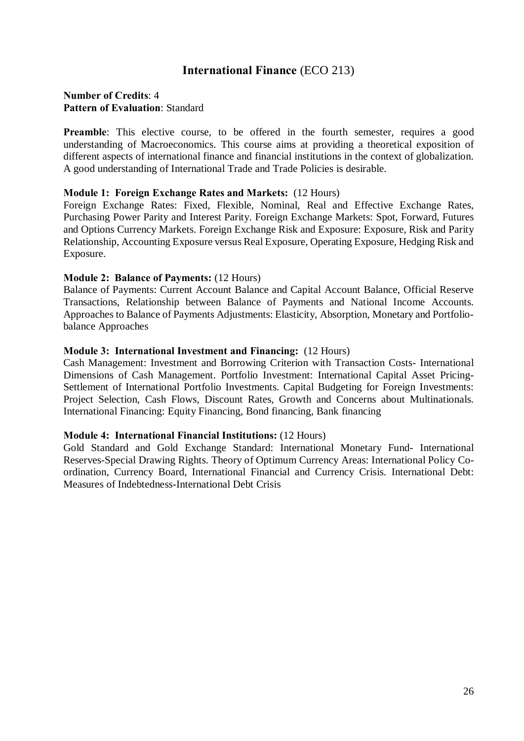## International Finance (ECO 213)

**Number of Credits**: 4
**Pattern of Evaluation**: Standard

**Preamble**: This elective course, to be offered in the fourth semester, requires a good understanding of Macroeconomics. This course aims at providing a theoretical exposition of different aspects of international finance and financial institutions in the context of globalization. A good understanding of International Trade and Trade Policies is desirable.

**Module 1: Foreign Exchange Rates and Markets:** (12 Hours)
Foreign Exchange Rates: Fixed, Flexible, Nominal, Real and Effective Exchange Rates, Purchasing Power Parity and Interest Parity. Foreign Exchange Markets: Spot, Forward, Futures and Options Currency Markets. Foreign Exchange Risk and Exposure: Exposure, Risk and Parity Relationship, Accounting Exposure versus Real Exposure, Operating Exposure, Hedging Risk and Exposure.

**Module 2: Balance of Payments:** (12 Hours)
Balance of Payments: Current Account Balance and Capital Account Balance, Official Reserve Transactions, Relationship between Balance of Payments and National Income Accounts. Approaches to Balance of Payments Adjustments: Elasticity, Absorption, Monetary and Portfolio-balance Approaches

**Module 3: International Investment and Financing:** (12 Hours)
Cash Management: Investment and Borrowing Criterion with Transaction Costs- International Dimensions of Cash Management. Portfolio Investment: International Capital Asset Pricing-Settlement of International Portfolio Investments. Capital Budgeting for Foreign Investments: Project Selection, Cash Flows, Discount Rates, Growth and Concerns about Multinationals. International Financing: Equity Financing, Bond financing, Bank financing

**Module 4: International Financial Institutions:** (12 Hours)
Gold Standard and Gold Exchange Standard: International Monetary Fund- International Reserves-Special Drawing Rights. Theory of Optimum Currency Areas: International Policy Co-ordination, Currency Board, International Financial and Currency Crisis. International Debt: Measures of Indebtedness-International Debt Crisis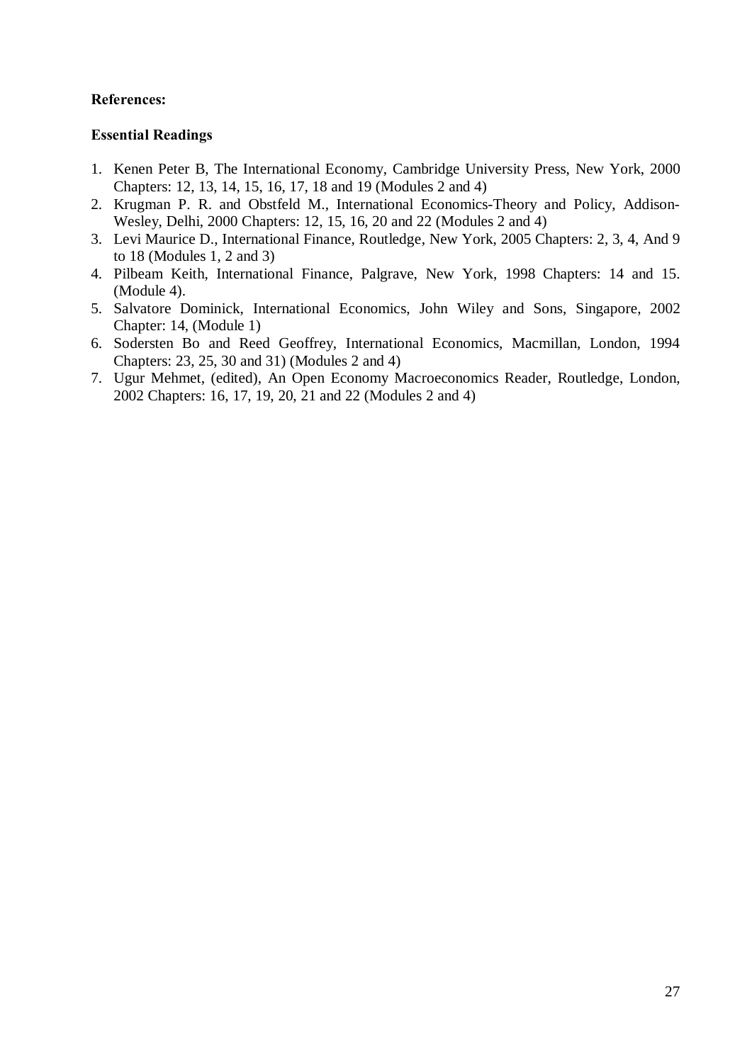**References:**

**Essential Readings**

1. Kenen Peter B, The International Economy, Cambridge University Press, New York, 2000 Chapters: 12, 13, 14, 15, 16, 17, 18 and 19 (Modules 2 and 4)
2. Krugman P. R. and Obstfeld M., International Economics-Theory and Policy, Addison-Wesley, Delhi, 2000 Chapters: 12, 15, 16, 20 and 22 (Modules 2 and 4)
3. Levi Maurice D., International Finance, Routledge, New York, 2005 Chapters: 2, 3, 4, And 9 to 18 (Modules 1, 2 and 3)
4. Pilbeam Keith, International Finance, Palgrave, New York, 1998 Chapters: 14 and 15. (Module 4).
5. Salvatore Dominick, International Economics, John Wiley and Sons, Singapore, 2002 Chapter: 14, (Module 1)
6. Sodersten Bo and Reed Geoffrey, International Economics, Macmillan, London, 1994 Chapters: 23, 25, 30 and 31) (Modules 2 and 4)
7. Ugur Mehmet, (edited), An Open Economy Macroeconomics Reader, Routledge, London, 2002 Chapters: 16, 17, 19, 20, 21 and 22 (Modules 2 and 4)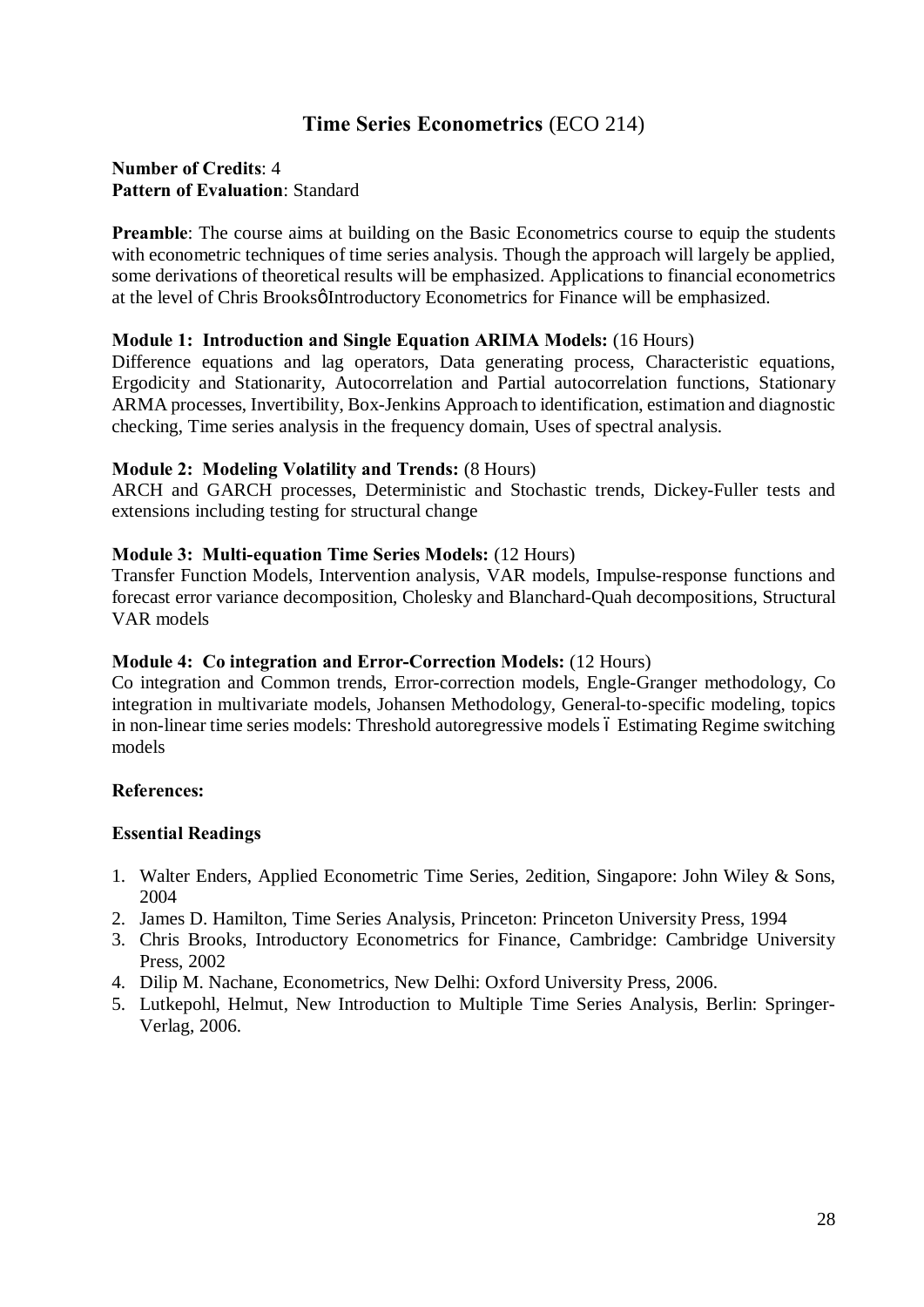# **Time Series Econometrics** (ECO 214)

**Number of Credits**: 4
**Pattern of Evaluation**: Standard

**Preamble**: The course aims at building on the Basic Econometrics course to equip the students with econometric techniques of time series analysis. Though the approach will largely be applied, some derivations of theoretical results will be emphasized. Applications to financial econometrics at the level of Chris Brooksô Introductory Econometrics for Finance will be emphasized.

**Module 1: Introduction and Single Equation ARIMA Models:** (16 Hours)
Difference equations and lag operators, Data generating process, Characteristic equations, Ergodicity and Stationarity, Autocorrelation and Partial autocorrelation functions, Stationary ARMA processes, Invertibility, Box-Jenkins Approach to identification, estimation and diagnostic checking, Time series analysis in the frequency domain, Uses of spectral analysis.

**Module 2: Modeling Volatility and Trends:** (8 Hours)
ARCH and GARCH processes, Deterministic and Stochastic trends, Dickey-Fuller tests and extensions including testing for structural change

**Module 3: Multi-equation Time Series Models:** (12 Hours)
Transfer Function Models, Intervention analysis, VAR models, Impulse-response functions and forecast error variance decomposition, Cholesky and Blanchard-Quah decompositions, Structural VAR models

**Module 4: Co integration and Error-Correction Models:** (12 Hours)
Co integration and Common trends, Error-correction models, Engle-Granger methodology, Co integration in multivariate models, Johansen Methodology, General-to-specific modeling, topics in non-linear time series models: Threshold autoregressive models ó Estimating Regime switching models

**References:**

**Essential Readings**

1. Walter Enders, Applied Econometric Time Series, 2edition, Singapore: John Wiley & Sons, 2004
2. James D. Hamilton, Time Series Analysis, Princeton: Princeton University Press, 1994
3. Chris Brooks, Introductory Econometrics for Finance, Cambridge: Cambridge University Press, 2002
4. Dilip M. Nachane, Econometrics, New Delhi: Oxford University Press, 2006.
5. Lutkepohl, Helmut, New Introduction to Multiple Time Series Analysis, Berlin: Springer-Verlag, 2006.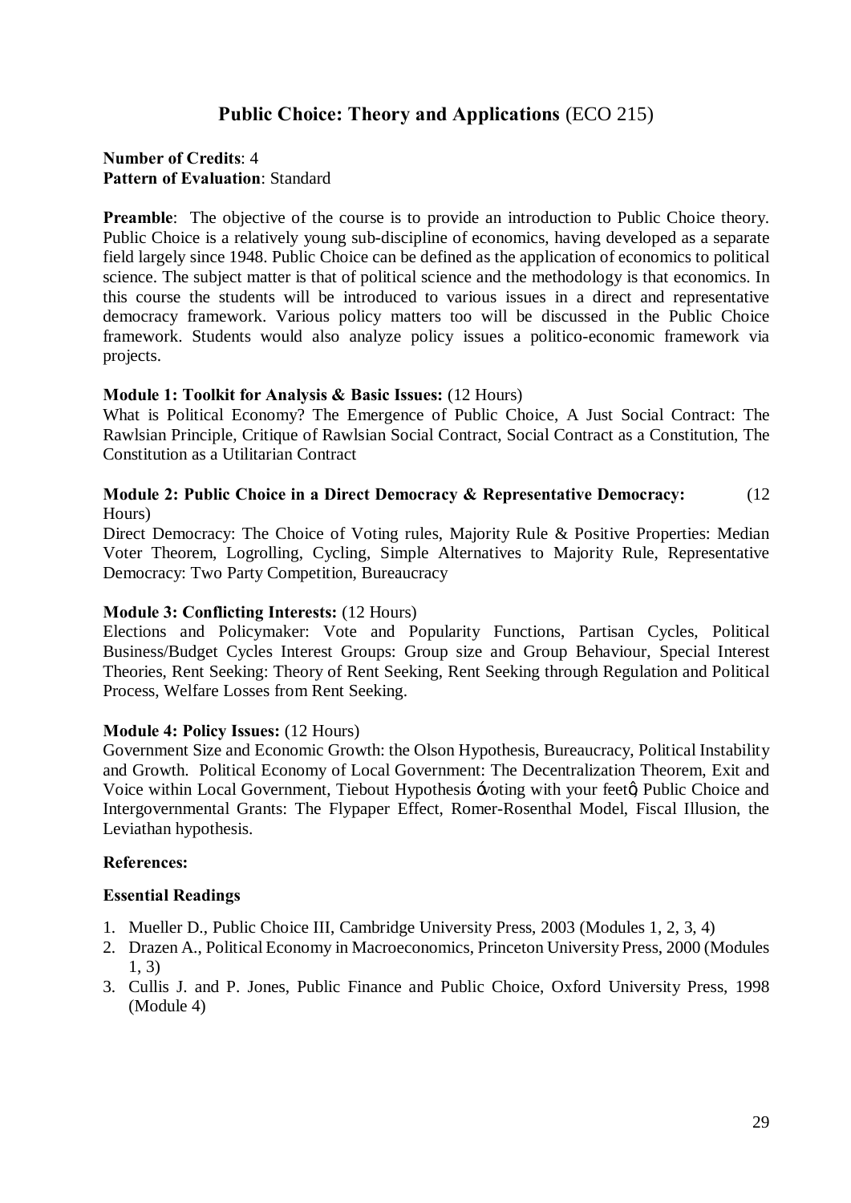# Public Choice: Theory and Applications (ECO 215)

**Number of Credits**: 4
**Pattern of Evaluation**: Standard

**Preamble**: The objective of the course is to provide an introduction to Public Choice theory. Public Choice is a relatively young sub-discipline of economics, having developed as a separate field largely since 1948. Public Choice can be defined as the application of economics to political science. The subject matter is that of political science and the methodology is that economics. In this course the students will be introduced to various issues in a direct and representative democracy framework. Various policy matters too will be discussed in the Public Choice framework. Students would also analyze policy issues a politico-economic framework via projects.

**Module 1: Toolkit for Analysis & Basic Issues:** (12 Hours)
What is Political Economy? The Emergence of Public Choice, A Just Social Contract: The Rawlsian Principle, Critique of Rawlsian Social Contract, Social Contract as a Constitution, The Constitution as a Utilitarian Contract

**Module 2: Public Choice in a Direct Democracy & Representative Democracy:** (12 Hours)
Direct Democracy: The Choice of Voting rules, Majority Rule & Positive Properties: Median Voter Theorem, Logrolling, Cycling, Simple Alternatives to Majority Rule, Representative Democracy: Two Party Competition, Bureaucracy

**Module 3: Conflicting Interests:** (12 Hours)
Elections and Policymaker: Vote and Popularity Functions, Partisan Cycles, Political Business/Budget Cycles Interest Groups: Group size and Group Behaviour, Special Interest Theories, Rent Seeking: Theory of Rent Seeking, Rent Seeking through Regulation and Political Process, Welfare Losses from Rent Seeking.

**Module 4: Policy Issues:** (12 Hours)
Government Size and Economic Growth: the Olson Hypothesis, Bureaucracy, Political Instability and Growth. Political Economy of Local Government: The Decentralization Theorem, Exit and Voice within Local Government, Tiebout Hypothesis 'voting with your feet', Public Choice and Intergovernmental Grants: The Flypaper Effect, Romer-Rosenthal Model, Fiscal Illusion, the Leviathan hypothesis.

**References:**

**Essential Readings**

1. Mueller D., Public Choice III, Cambridge University Press, 2003 (Modules 1, 2, 3, 4)
2. Drazen A., Political Economy in Macroeconomics, Princeton University Press, 2000 (Modules 1, 3)
3. Cullis J. and P. Jones, Public Finance and Public Choice, Oxford University Press, 1998 (Module 4)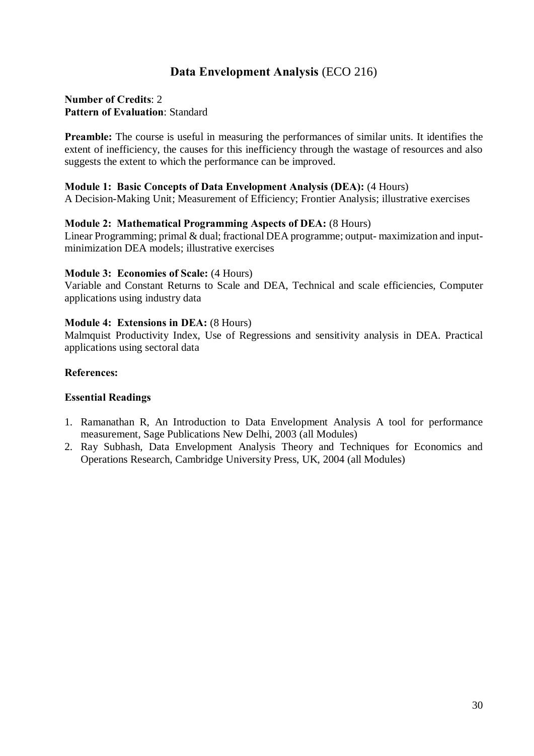# **Data Envelopment Analysis** (ECO 216)

**Number of Credits**: 2
**Pattern of Evaluation**: Standard

**Preamble:** The course is useful in measuring the performances of similar units. It identifies the extent of inefficiency, the causes for this inefficiency through the wastage of resources and also suggests the extent to which the performance can be improved.

**Module 1: Basic Concepts of Data Envelopment Analysis (DEA):** (4 Hours)
A Decision-Making Unit; Measurement of Efficiency; Frontier Analysis; illustrative exercises

**Module 2: Mathematical Programming Aspects of DEA:** (8 Hours)
Linear Programming; primal & dual; fractional DEA programme; output- maximization and input-minimization DEA models; illustrative exercises

**Module 3: Economies of Scale:** (4 Hours)
Variable and Constant Returns to Scale and DEA, Technical and scale efficiencies, Computer applications using industry data

**Module 4: Extensions in DEA:** (8 Hours)
Malmquist Productivity Index, Use of Regressions and sensitivity analysis in DEA. Practical applications using sectoral data

**References:**

**Essential Readings**

1. Ramanathan R, An Introduction to Data Envelopment Analysis A tool for performance measurement, Sage Publications New Delhi, 2003 (all Modules)
2. Ray Subhash, Data Envelopment Analysis Theory and Techniques for Economics and Operations Research, Cambridge University Press, UK, 2004 (all Modules)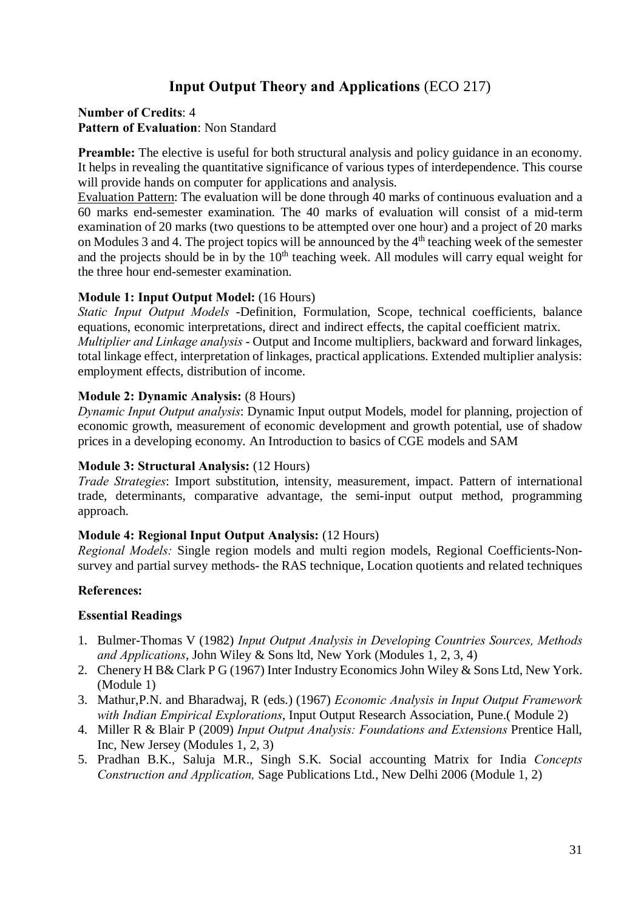## **Input Output Theory and Applications** (ECO 217)

**Number of Credits**: 4
**Pattern of Evaluation**: Non Standard

**Preamble:** The elective is useful for both structural analysis and policy guidance in an economy. It helps in revealing the quantitative significance of various types of interdependence. This course will provide hands on computer for applications and analysis.

Evaluation Pattern: The evaluation will be done through 40 marks of continuous evaluation and a 60 marks end-semester examination. The 40 marks of evaluation will consist of a mid-term examination of 20 marks (two questions to be attempted over one hour) and a project of 20 marks on Modules 3 and 4. The project topics will be announced by the 4th teaching week of the semester and the projects should be in by the 10th teaching week. All modules will carry equal weight for the three hour end-semester examination.

### **Module 1: Input Output Model:** (16 Hours)

*Static Input Output Models* -Definition, Formulation, Scope, technical coefficients, balance equations, economic interpretations, direct and indirect effects, the capital coefficient matrix.
*Multiplier and Linkage analysis* - Output and Income multipliers, backward and forward linkages, total linkage effect, interpretation of linkages, practical applications. Extended multiplier analysis: employment effects, distribution of income.

### **Module 2: Dynamic Analysis:** (8 Hours)

*Dynamic Input Output analysis*: Dynamic Input output Models, model for planning, projection of economic growth, measurement of economic development and growth potential, use of shadow prices in a developing economy. An Introduction to basics of CGE models and SAM

### **Module 3: Structural Analysis:** (12 Hours)

*Trade Strategies*: Import substitution, intensity, measurement, impact. Pattern of international trade, determinants, comparative advantage, the semi-input output method, programming approach.

### **Module 4: Regional Input Output Analysis:** (12 Hours)

*Regional Models:* Single region models and multi region models, Regional Coefficients-Non-survey and partial survey methods- the RAS technique, Location quotients and related techniques

### **References:**

#### **Essential Readings**

1. Bulmer-Thomas V (1982) *Input Output Analysis in Developing Countries Sources, Methods and Applications*, John Wiley & Sons ltd, New York (Modules 1, 2, 3, 4)
2. Chenery H B& Clark P G (1967) Inter Industry Economics John Wiley & Sons Ltd, New York. (Module 1)
3. Mathur,P.N. and Bharadwaj, R (eds.) (1967) *Economic Analysis in Input Output Framework with Indian Empirical Explorations*, Input Output Research Association, Pune.( Module 2)
4. Miller R & Blair P (2009) *Input Output Analysis: Foundations and Extensions* Prentice Hall, Inc, New Jersey (Modules 1, 2, 3)
5. Pradhan B.K., Saluja M.R., Singh S.K. Social accounting Matrix for India *Concepts Construction and Application,* Sage Publications Ltd., New Delhi 2006 (Module 1, 2)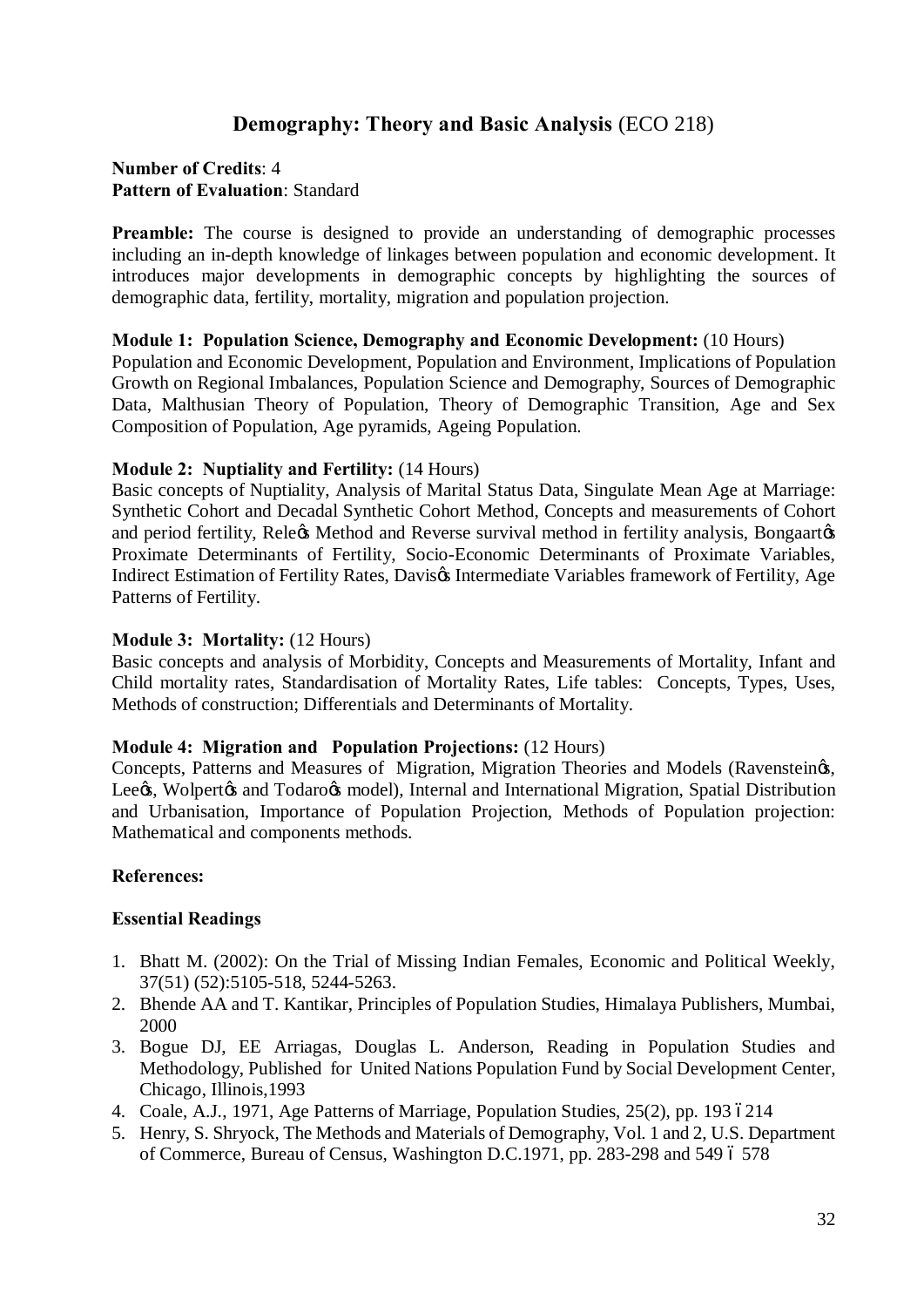# Demography: Theory and Basic Analysis (ECO 218)

**Number of Credits**: 4
**Pattern of Evaluation**: Standard

**Preamble:** The course is designed to provide an understanding of demographic processes including an in-depth knowledge of linkages between population and economic development. It introduces major developments in demographic concepts by highlighting the sources of demographic data, fertility, mortality, migration and population projection.

**Module 1: Population Science, Demography and Economic Development:** (10 Hours)
Population and Economic Development, Population and Environment, Implications of Population Growth on Regional Imbalances, Population Science and Demography, Sources of Demographic Data, Malthusian Theory of Population, Theory of Demographic Transition, Age and Sex Composition of Population, Age pyramids, Ageing Population.

**Module 2: Nuptiality and Fertility:** (14 Hours)
Basic concepts of Nuptiality, Analysis of Marital Status Data, Singulate Mean Age at Marriage: Synthetic Cohort and Decadal Synthetic Cohort Method, Concepts and measurements of Cohort and period fertility, Rele's Method and Reverse survival method in fertility analysis, Bongaart's Proximate Determinants of Fertility, Socio-Economic Determinants of Proximate Variables, Indirect Estimation of Fertility Rates, Davis's Intermediate Variables framework of Fertility, Age Patterns of Fertility.

**Module 3: Mortality:** (12 Hours)
Basic concepts and analysis of Morbidity, Concepts and Measurements of Mortality, Infant and Child mortality rates, Standardisation of Mortality Rates, Life tables: Concepts, Types, Uses, Methods of construction; Differentials and Determinants of Mortality.

**Module 4: Migration and Population Projections:** (12 Hours)
Concepts, Patterns and Measures of Migration, Migration Theories and Models (Ravenstein's, Lee's, Wolpert's and Todaro's model), Internal and International Migration, Spatial Distribution and Urbanisation, Importance of Population Projection, Methods of Population projection: Mathematical and components methods.

**References:**

**Essential Readings**

1. Bhatt M. (2002): On the Trial of Missing Indian Females, Economic and Political Weekly, 37(51) (52):5105-518, 5244-5263.
2. Bhende AA and T. Kantikar, Principles of Population Studies, Himalaya Publishers, Mumbai, 2000
3. Bogue DJ, EE Arriagas, Douglas L. Anderson, Reading in Population Studies and Methodology, Published for United Nations Population Fund by Social Development Center, Chicago, Illinois,1993
4. Coale, A.J., 1971, Age Patterns of Marriage, Population Studies, 25(2), pp. 193 – 214
5. Henry, S. Shryock, The Methods and Materials of Demography, Vol. 1 and 2, U.S. Department of Commerce, Bureau of Census, Washington D.C.1971, pp. 283-298 and 549 – 578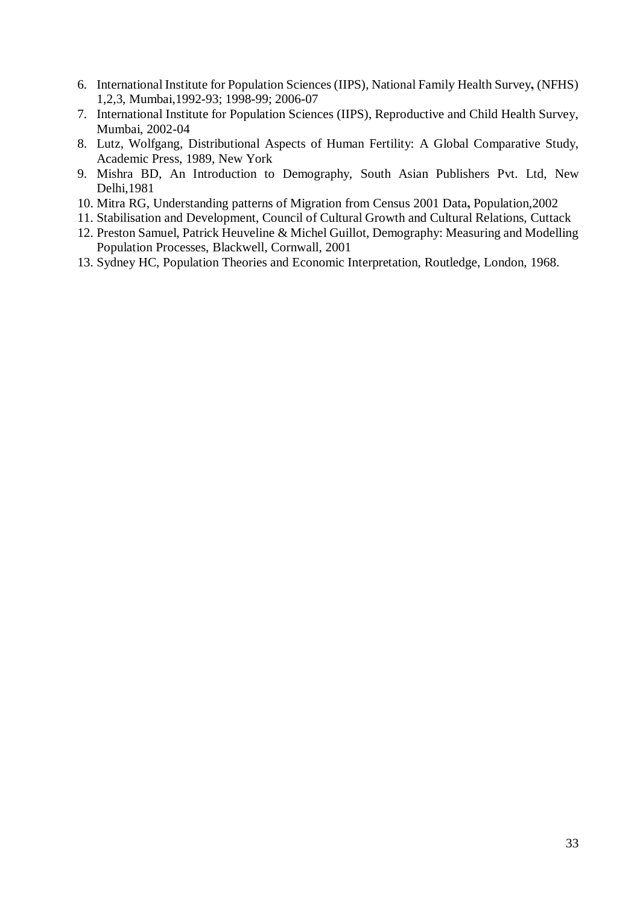6. International Institute for Population Sciences (IIPS), National Family Health Survey, (NFHS) 1,2,3, Mumbai,1992-93; 1998-99; 2006-07
7. International Institute for Population Sciences (IIPS), Reproductive and Child Health Survey, Mumbai, 2002-04
8. Lutz, Wolfgang, Distributional Aspects of Human Fertility: A Global Comparative Study, Academic Press, 1989, New York
9. Mishra BD, An Introduction to Demography, South Asian Publishers Pvt. Ltd, New Delhi,1981
10. Mitra RG, Understanding patterns of Migration from Census 2001 Data, Population,2002
11. Stabilisation and Development, Council of Cultural Growth and Cultural Relations, Cuttack
12. Preston Samuel, Patrick Heuveline & Michel Guillot, Demography: Measuring and Modelling Population Processes, Blackwell, Cornwall, 2001
13. Sydney HC, Population Theories and Economic Interpretation, Routledge, London, 1968.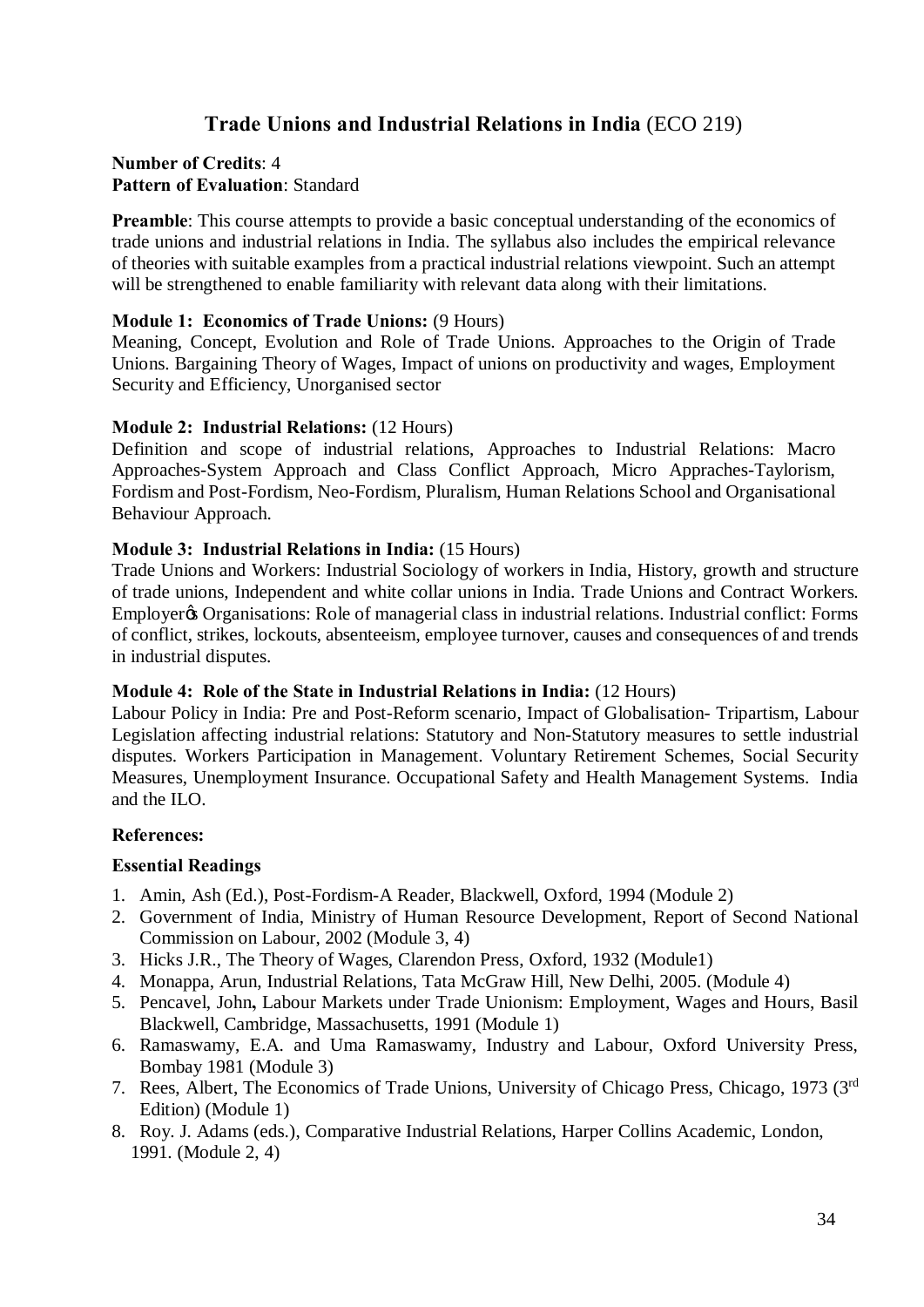## **Trade Unions and Industrial Relations in India** (ECO 219)

**Number of Credits**: 4
**Pattern of Evaluation**: Standard

**Preamble**: This course attempts to provide a basic conceptual understanding of the economics of trade unions and industrial relations in India. The syllabus also includes the empirical relevance of theories with suitable examples from a practical industrial relations viewpoint. Such an attempt will be strengthened to enable familiarity with relevant data along with their limitations.

**Module 1: Economics of Trade Unions:** (9 Hours)
Meaning, Concept, Evolution and Role of Trade Unions. Approaches to the Origin of Trade Unions. Bargaining Theory of Wages, Impact of unions on productivity and wages, Employment Security and Efficiency, Unorganised sector

**Module 2: Industrial Relations:** (12 Hours)
Definition and scope of industrial relations, Approaches to Industrial Relations: Macro Approaches-System Approach and Class Conflict Approach, Micro Appraches-Taylorism, Fordism and Post-Fordism, Neo-Fordism, Pluralism, Human Relations School and Organisational Behaviour Approach.

**Module 3: Industrial Relations in India:** (15 Hours)
Trade Unions and Workers: Industrial Sociology of workers in India, History, growth and structure of trade unions, Independent and white collar unions in India. Trade Unions and Contract Workers. Employer's Organisations: Role of managerial class in industrial relations. Industrial conflict: Forms of conflict, strikes, lockouts, absenteeism, employee turnover, causes and consequences of and trends in industrial disputes.

**Module 4: Role of the State in Industrial Relations in India:** (12 Hours)
Labour Policy in India: Pre and Post-Reform scenario, Impact of Globalisation- Tripartism, Labour Legislation affecting industrial relations: Statutory and Non-Statutory measures to settle industrial disputes. Workers Participation in Management. Voluntary Retirement Schemes, Social Security Measures, Unemployment Insurance. Occupational Safety and Health Management Systems. India and the ILO.

**References:**

**Essential Readings**

1. Amin, Ash (Ed.), Post-Fordism-A Reader, Blackwell, Oxford, 1994 (Module 2)
2. Government of India, Ministry of Human Resource Development, Report of Second National Commission on Labour, 2002 (Module 3, 4)
3. Hicks J.R., The Theory of Wages, Clarendon Press, Oxford, 1932 (Module1)
4. Monappa, Arun, Industrial Relations, Tata McGraw Hill, New Delhi, 2005. (Module 4)
5. Pencavel, John**,** Labour Markets under Trade Unionism: Employment, Wages and Hours, Basil Blackwell, Cambridge, Massachusetts, 1991 (Module 1)
6. Ramaswamy, E.A. and Uma Ramaswamy, Industry and Labour, Oxford University Press, Bombay 1981 (Module 3)
7. Rees, Albert, The Economics of Trade Unions, University of Chicago Press, Chicago, 1973 (3rd Edition) (Module 1)
8. Roy. J. Adams (eds.), Comparative Industrial Relations, Harper Collins Academic, London, 1991. (Module 2, 4)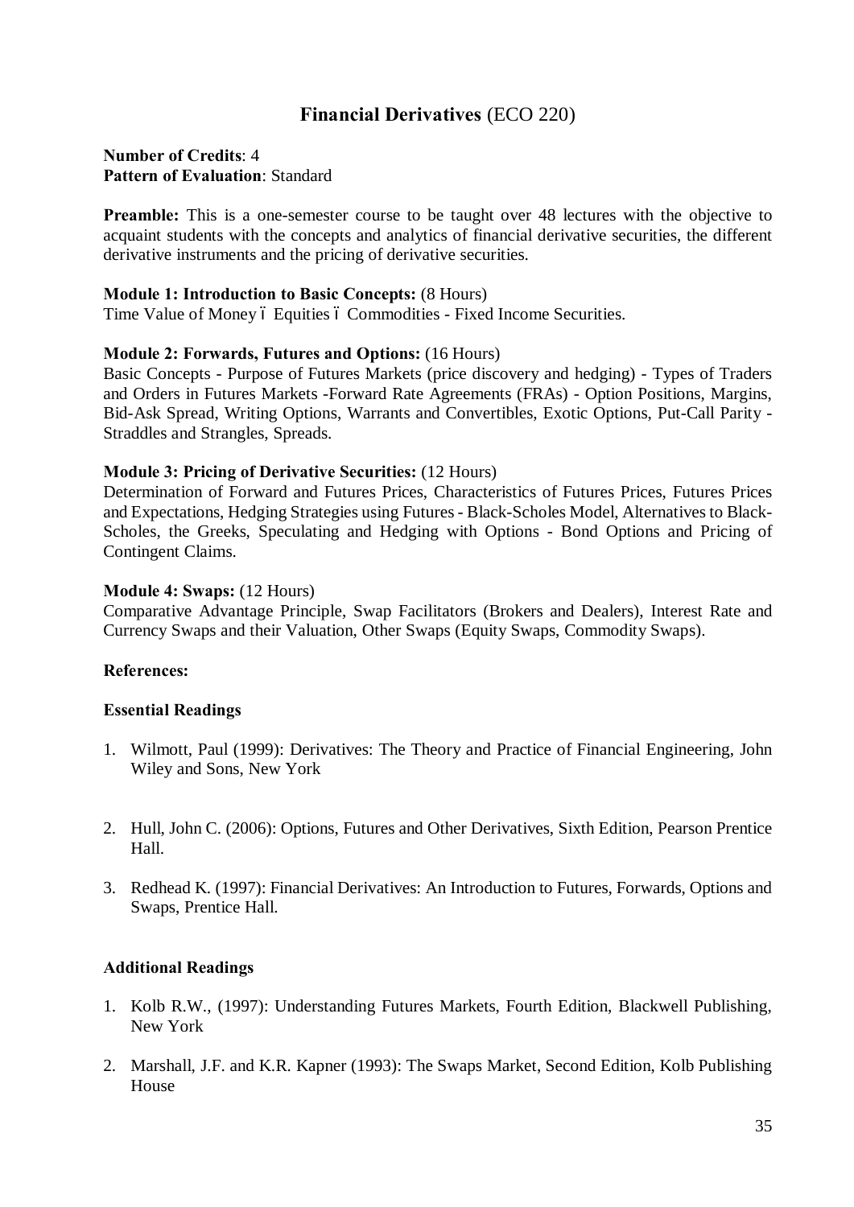# **Financial Derivatives** (ECO 220)

**Number of Credits**: 4
**Pattern of Evaluation**: Standard

**Preamble:** This is a one-semester course to be taught over 48 lectures with the objective to acquaint students with the concepts and analytics of financial derivative securities, the different derivative instruments and the pricing of derivative securities.

**Module 1: Introduction to Basic Concepts:** (8 Hours)
Time Value of Money ó Equities ó Commodities - Fixed Income Securities.

**Module 2: Forwards, Futures and Options:** (16 Hours)
Basic Concepts - Purpose of Futures Markets (price discovery and hedging) - Types of Traders and Orders in Futures Markets -Forward Rate Agreements (FRAs) - Option Positions, Margins, Bid-Ask Spread, Writing Options, Warrants and Convertibles, Exotic Options, Put-Call Parity - Straddles and Strangles, Spreads.

**Module 3: Pricing of Derivative Securities:** (12 Hours)
Determination of Forward and Futures Prices, Characteristics of Futures Prices, Futures Prices and Expectations, Hedging Strategies using Futures - Black-Scholes Model, Alternatives to Black-Scholes, the Greeks, Speculating and Hedging with Options - Bond Options and Pricing of Contingent Claims.

**Module 4: Swaps:** (12 Hours)
Comparative Advantage Principle, Swap Facilitators (Brokers and Dealers), Interest Rate and Currency Swaps and their Valuation, Other Swaps (Equity Swaps, Commodity Swaps).

**References:**

**Essential Readings**

1. Wilmott, Paul (1999): Derivatives: The Theory and Practice of Financial Engineering, John Wiley and Sons, New York

2. Hull, John C. (2006): Options, Futures and Other Derivatives, Sixth Edition, Pearson Prentice Hall.

3. Redhead K. (1997): Financial Derivatives: An Introduction to Futures, Forwards, Options and Swaps, Prentice Hall.

**Additional Readings**

1. Kolb R.W., (1997): Understanding Futures Markets, Fourth Edition, Blackwell Publishing, New York

2. Marshall, J.F. and K.R. Kapner (1993): The Swaps Market, Second Edition, Kolb Publishing House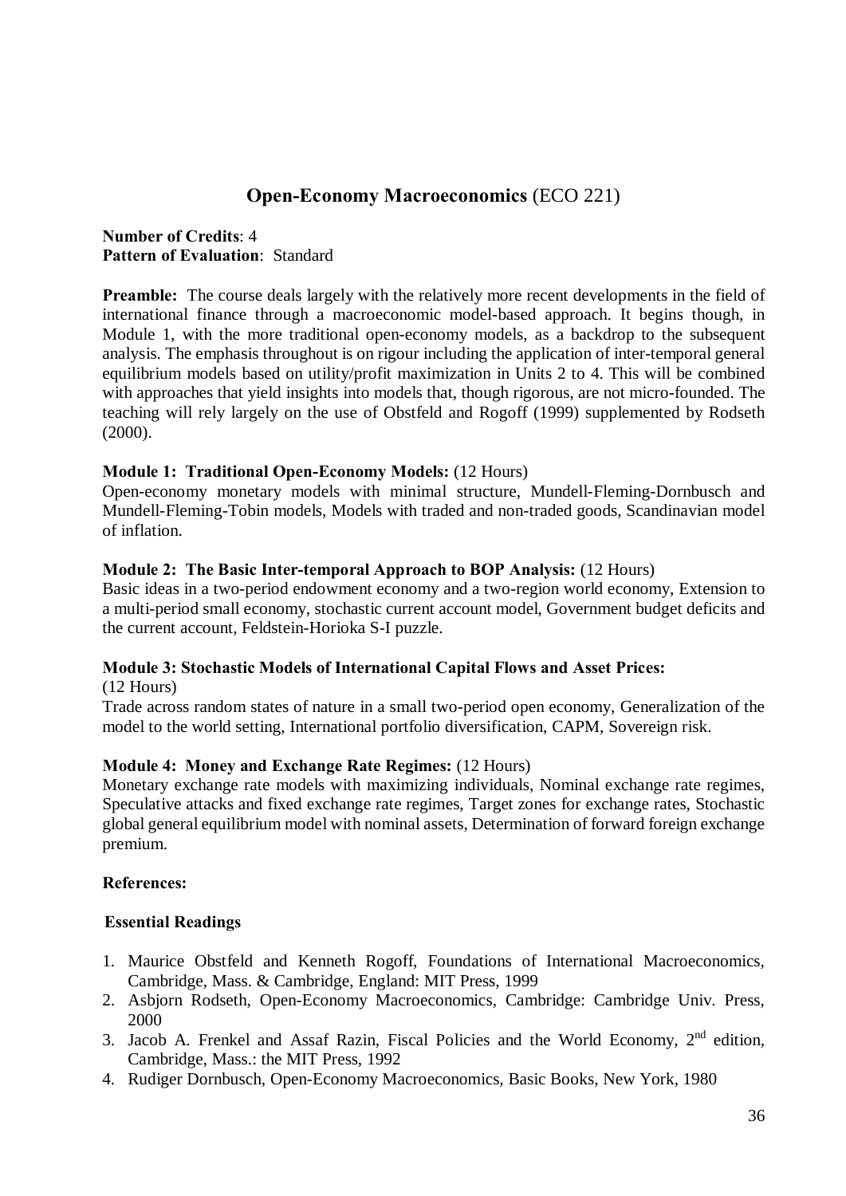## **Open-Economy Macroeconomics** (ECO 221)

**Number of Credits**: 4
**Pattern of Evaluation**: Standard

**Preamble:** The course deals largely with the relatively more recent developments in the field of international finance through a macroeconomic model-based approach. It begins though, in Module 1, with the more traditional open-economy models, as a backdrop to the subsequent analysis. The emphasis throughout is on rigour including the application of inter-temporal general equilibrium models based on utility/profit maximization in Units 2 to 4. This will be combined with approaches that yield insights into models that, though rigorous, are not micro-founded. The teaching will rely largely on the use of Obstfeld and Rogoff (1999) supplemented by Rodseth (2000).

**Module 1: Traditional Open-Economy Models:** (12 Hours)
Open-economy monetary models with minimal structure, Mundell-Fleming-Dornbusch and Mundell-Fleming-Tobin models, Models with traded and non-traded goods, Scandinavian model of inflation.

**Module 2: The Basic Inter-temporal Approach to BOP Analysis:** (12 Hours)
Basic ideas in a two-period endowment economy and a two-region world economy, Extension to a multi-period small economy, stochastic current account model, Government budget deficits and the current account, Feldstein-Horioka S-I puzzle.

**Module 3: Stochastic Models of International Capital Flows and Asset Prices:** (12 Hours)
Trade across random states of nature in a small two-period open economy, Generalization of the model to the world setting, International portfolio diversification, CAPM, Sovereign risk.

**Module 4: Money and Exchange Rate Regimes:** (12 Hours)
Monetary exchange rate models with maximizing individuals, Nominal exchange rate regimes, Speculative attacks and fixed exchange rate regimes, Target zones for exchange rates, Stochastic global general equilibrium model with nominal assets, Determination of forward foreign exchange premium.

**References:**

**Essential Readings**

1. Maurice Obstfeld and Kenneth Rogoff, Foundations of International Macroeconomics, Cambridge, Mass. & Cambridge, England: MIT Press, 1999
2. Asbjorn Rodseth, Open-Economy Macroeconomics, Cambridge: Cambridge Univ. Press, 2000
3. Jacob A. Frenkel and Assaf Razin, Fiscal Policies and the World Economy, 2nd edition, Cambridge, Mass.: the MIT Press, 1992
4. Rudiger Dornbusch, Open-Economy Macroeconomics, Basic Books, New York, 1980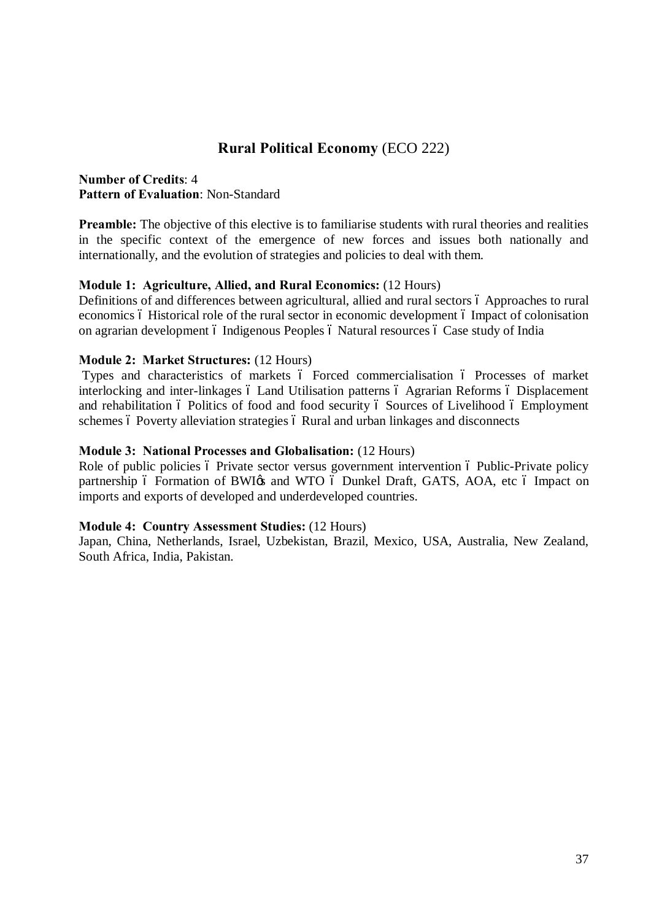## **Rural Political Economy** (ECO 222)

**Number of Credits**: 4
**Pattern of Evaluation**: Non-Standard

**Preamble:** The objective of this elective is to familiarise students with rural theories and realities in the specific context of the emergence of new forces and issues both nationally and internationally, and the evolution of strategies and policies to deal with them.

**Module 1: Agriculture, Allied, and Rural Economics:** (12 Hours)
Definitions of and differences between agricultural, allied and rural sectors – Approaches to rural economics – Historical role of the rural sector in economic development – Impact of colonisation on agrarian development – Indigenous Peoples – Natural resources – Case study of India

**Module 2: Market Structures:** (12 Hours)
Types and characteristics of markets – Forced commercialisation – Processes of market interlocking and inter-linkages – Land Utilisation patterns – Agrarian Reforms – Displacement and rehabilitation – Politics of food and food security – Sources of Livelihood – Employment schemes – Poverty alleviation strategies – Rural and urban linkages and disconnects

**Module 3: National Processes and Globalisation:** (12 Hours)
Role of public policies – Private sector versus government intervention – Public-Private policy partnership – Formation of BWI's and WTO – Dunkel Draft, GATS, AOA, etc – Impact on imports and exports of developed and underdeveloped countries.

**Module 4: Country Assessment Studies:** (12 Hours)
Japan, China, Netherlands, Israel, Uzbekistan, Brazil, Mexico, USA, Australia, New Zealand, South Africa, India, Pakistan.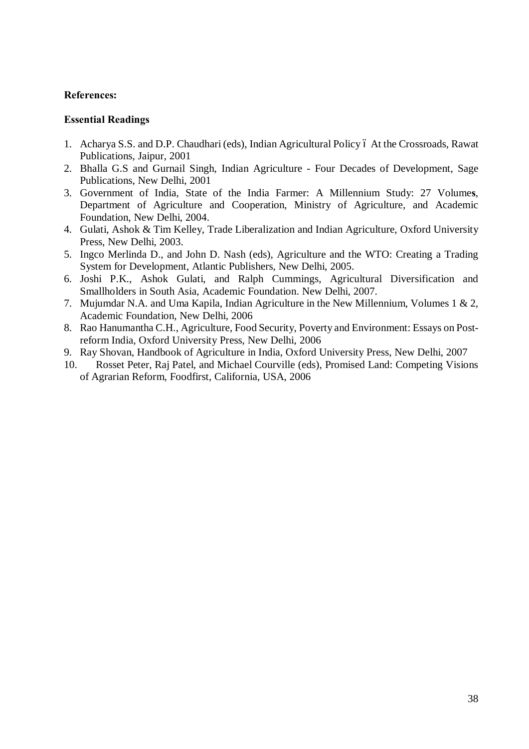**References:**

**Essential Readings**

1. Acharya S.S. and D.P. Chaudhari (eds), Indian Agricultural Policy ó At the Crossroads, Rawat Publications, Jaipur, 2001
2. Bhalla G.S and Gurnail Singh, Indian Agriculture - Four Decades of Development, Sage Publications, New Delhi, 2001
3. Government of India, State of the India Farmer: A Millennium Study: 27 Volumes, Department of Agriculture and Cooperation, Ministry of Agriculture, and Academic Foundation, New Delhi, 2004.
4. Gulati, Ashok & Tim Kelley, Trade Liberalization and Indian Agriculture, Oxford University Press, New Delhi, 2003.
5. Ingco Merlinda D., and John D. Nash (eds), Agriculture and the WTO: Creating a Trading System for Development, Atlantic Publishers, New Delhi, 2005.
6. Joshi P.K., Ashok Gulati, and Ralph Cummings, Agricultural Diversification and Smallholders in South Asia, Academic Foundation. New Delhi, 2007.
7. Mujumdar N.A. and Uma Kapila, Indian Agriculture in the New Millennium, Volumes 1 & 2, Academic Foundation, New Delhi, 2006
8. Rao Hanumantha C.H., Agriculture, Food Security, Poverty and Environment: Essays on Post-reform India, Oxford University Press, New Delhi, 2006
9. Ray Shovan, Handbook of Agriculture in India, Oxford University Press, New Delhi, 2007
10. Rosset Peter, Raj Patel, and Michael Courville (eds), Promised Land: Competing Visions of Agrarian Reform, Foodfirst, California, USA, 2006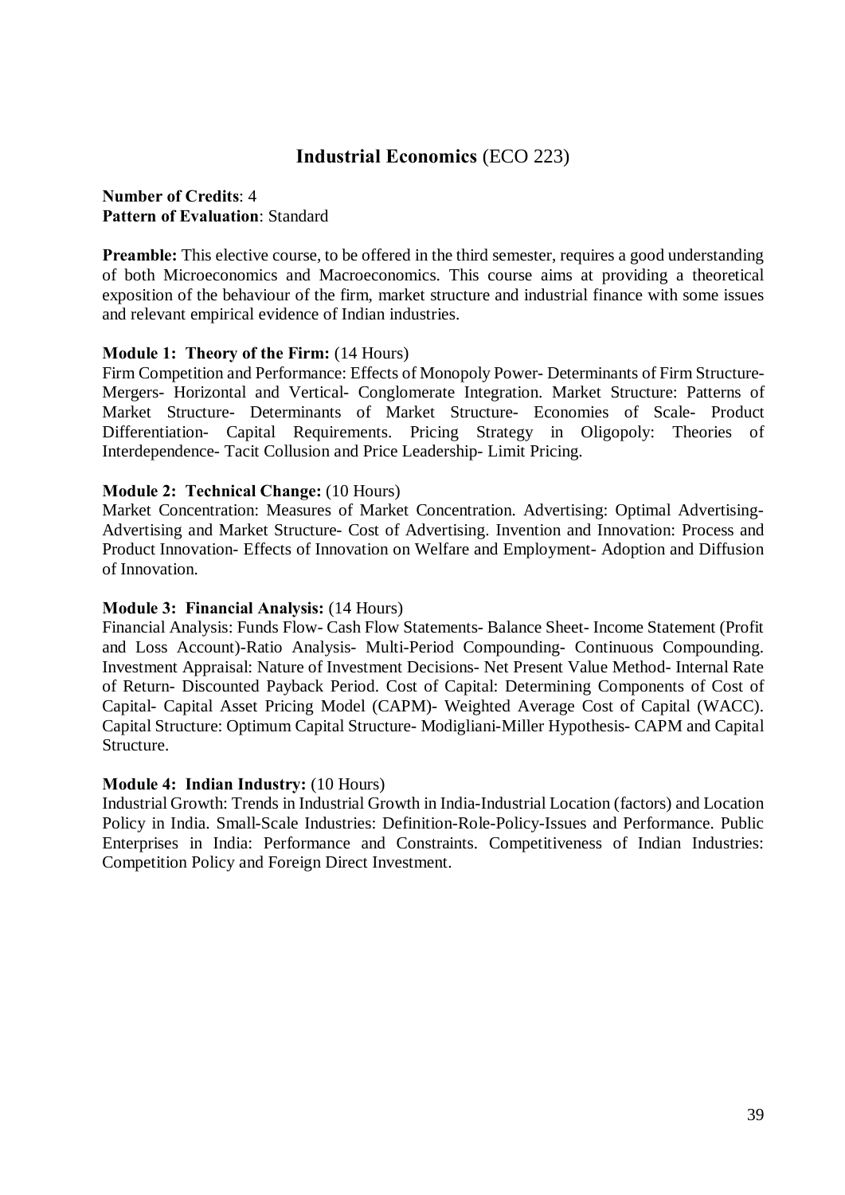## **Industrial Economics** (ECO 223)

**Number of Credits**: 4
**Pattern of Evaluation**: Standard

**Preamble:** This elective course, to be offered in the third semester, requires a good understanding of both Microeconomics and Macroeconomics. This course aims at providing a theoretical exposition of the behaviour of the firm, market structure and industrial finance with some issues and relevant empirical evidence of Indian industries.

**Module 1: Theory of the Firm:** (14 Hours)
Firm Competition and Performance: Effects of Monopoly Power- Determinants of Firm Structure- Mergers- Horizontal and Vertical- Conglomerate Integration. Market Structure: Patterns of Market Structure- Determinants of Market Structure- Economies of Scale- Product Differentiation- Capital Requirements. Pricing Strategy in Oligopoly: Theories of Interdependence- Tacit Collusion and Price Leadership- Limit Pricing.

**Module 2: Technical Change:** (10 Hours)
Market Concentration: Measures of Market Concentration. Advertising: Optimal Advertising- Advertising and Market Structure- Cost of Advertising. Invention and Innovation: Process and Product Innovation- Effects of Innovation on Welfare and Employment- Adoption and Diffusion of Innovation.

**Module 3: Financial Analysis:** (14 Hours)
Financial Analysis: Funds Flow- Cash Flow Statements- Balance Sheet- Income Statement (Profit and Loss Account)-Ratio Analysis- Multi-Period Compounding- Continuous Compounding. Investment Appraisal: Nature of Investment Decisions- Net Present Value Method- Internal Rate of Return- Discounted Payback Period. Cost of Capital: Determining Components of Cost of Capital- Capital Asset Pricing Model (CAPM)- Weighted Average Cost of Capital (WACC). Capital Structure: Optimum Capital Structure- Modigliani-Miller Hypothesis- CAPM and Capital Structure.

**Module 4: Indian Industry:** (10 Hours)
Industrial Growth: Trends in Industrial Growth in India-Industrial Location (factors) and Location Policy in India. Small-Scale Industries: Definition-Role-Policy-Issues and Performance. Public Enterprises in India: Performance and Constraints. Competitiveness of Indian Industries: Competition Policy and Foreign Direct Investment.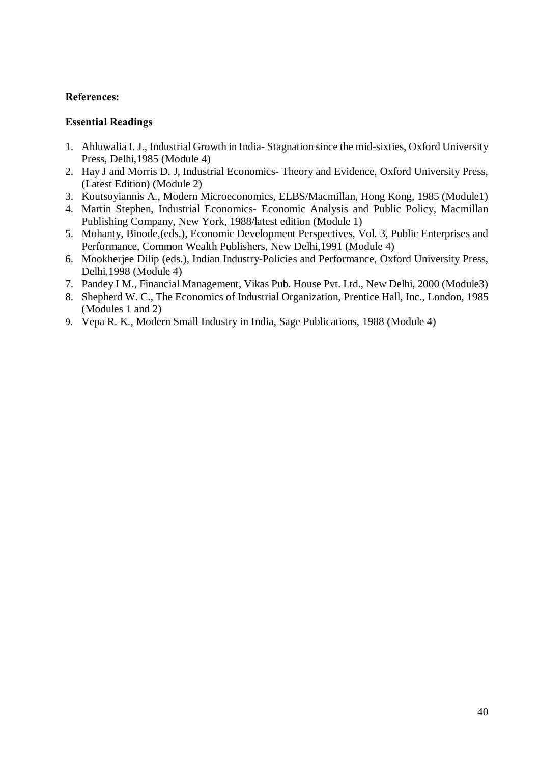**References:**

**Essential Readings**

1. Ahluwalia I. J., Industrial Growth in India- Stagnation since the mid-sixties, Oxford University Press, Delhi,1985 (Module 4)
2. Hay J and Morris D. J, Industrial Economics- Theory and Evidence, Oxford University Press, (Latest Edition) (Module 2)
3. Koutsoyiannis A., Modern Microeconomics, ELBS/Macmillan, Hong Kong, 1985 (Module1)
4. Martin Stephen, Industrial Economics- Economic Analysis and Public Policy, Macmillan Publishing Company, New York, 1988/latest edition (Module 1)
5. Mohanty, Binode,(eds.), Economic Development Perspectives, Vol. 3, Public Enterprises and Performance, Common Wealth Publishers, New Delhi,1991 (Module 4)
6. Mookherjee Dilip (eds.), Indian Industry-Policies and Performance, Oxford University Press, Delhi,1998 (Module 4)
7. Pandey I M., Financial Management, Vikas Pub. House Pvt. Ltd., New Delhi, 2000 (Module3)
8. Shepherd W. C., The Economics of Industrial Organization, Prentice Hall, Inc., London, 1985 (Modules 1 and 2)
9. Vepa R. K., Modern Small Industry in India, Sage Publications, 1988 (Module 4)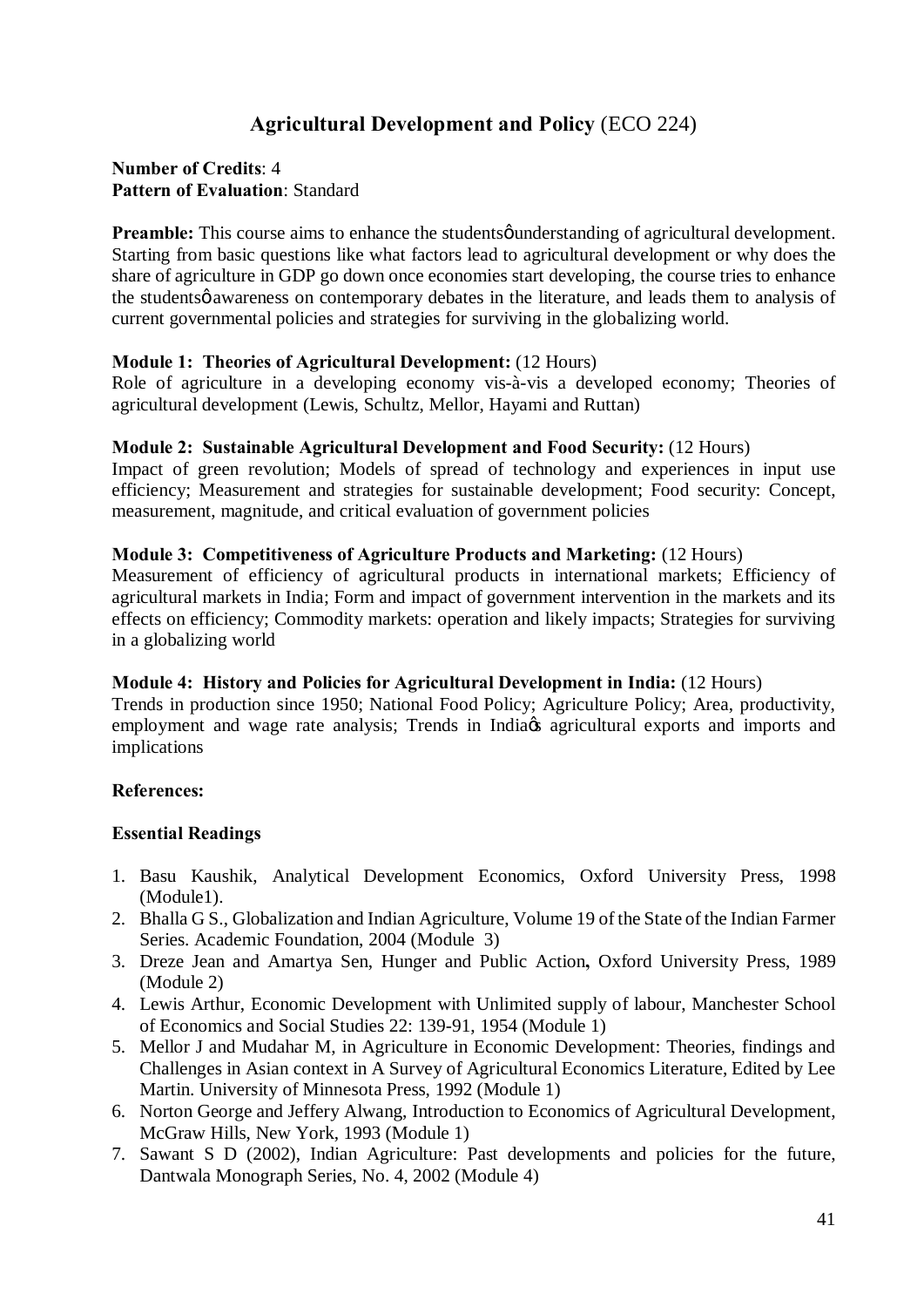## **Agricultural Development and Policy** (ECO 224)

**Number of Credits**: 4
**Pattern of Evaluation**: Standard

**Preamble:** This course aims to enhance the studentsφ understanding of agricultural development. Starting from basic questions like what factors lead to agricultural development or why does the share of agriculture in GDP go down once economies start developing, the course tries to enhance the studentsφ awareness on contemporary debates in the literature, and leads them to analysis of current governmental policies and strategies for surviving in the globalizing world.

**Module 1: Theories of Agricultural Development:** (12 Hours)
Role of agriculture in a developing economy vis-à-vis a developed economy; Theories of agricultural development (Lewis, Schultz, Mellor, Hayami and Ruttan)

**Module 2: Sustainable Agricultural Development and Food Security:** (12 Hours)
Impact of green revolution; Models of spread of technology and experiences in input use efficiency; Measurement and strategies for sustainable development; Food security: Concept, measurement, magnitude, and critical evaluation of government policies

**Module 3: Competitiveness of Agriculture Products and Marketing:** (12 Hours)
Measurement of efficiency of agricultural products in international markets; Efficiency of agricultural markets in India; Form and impact of government intervention in the markets and its effects on efficiency; Commodity markets: operation and likely impacts; Strategies for surviving in a globalizing world

**Module 4: History and Policies for Agricultural Development in India:** (12 Hours)
Trends in production since 1950; National Food Policy; Agriculture Policy; Area, productivity, employment and wage rate analysis; Trends in Indiaφs agricultural exports and imports and implications

**References:**

**Essential Readings**

1. Basu Kaushik, Analytical Development Economics, Oxford University Press, 1998 (Module1).
2. Bhalla G S., Globalization and Indian Agriculture, Volume 19 of the State of the Indian Farmer Series. Academic Foundation, 2004 (Module 3)
3. Dreze Jean and Amartya Sen, Hunger and Public Action**,** Oxford University Press, 1989 (Module 2)
4. Lewis Arthur, Economic Development with Unlimited supply of labour, Manchester School of Economics and Social Studies 22: 139-91, 1954 (Module 1)
5. Mellor J and Mudahar M, in Agriculture in Economic Development: Theories, findings and Challenges in Asian context in A Survey of Agricultural Economics Literature, Edited by Lee Martin. University of Minnesota Press, 1992 (Module 1)
6. Norton George and Jeffery Alwang, Introduction to Economics of Agricultural Development, McGraw Hills, New York, 1993 (Module 1)
7. Sawant S D (2002), Indian Agriculture: Past developments and policies for the future, Dantwala Monograph Series, No. 4, 2002 (Module 4)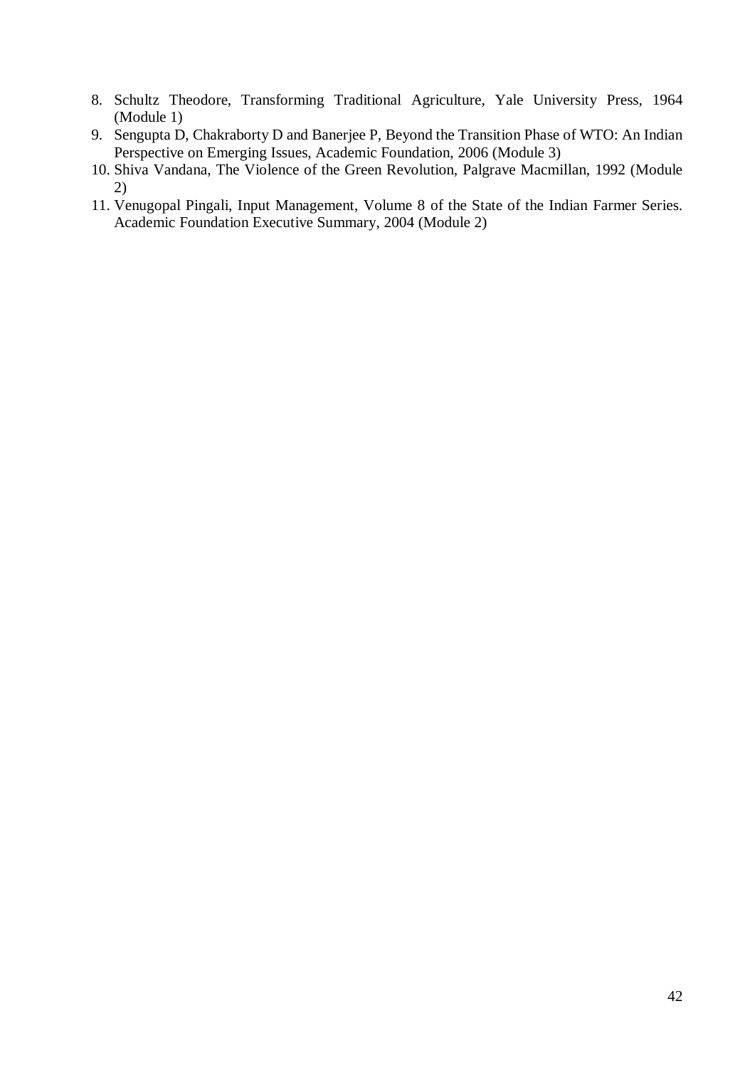8. Schultz Theodore, Transforming Traditional Agriculture, Yale University Press, 1964 (Module 1)
9. Sengupta D, Chakraborty D and Banerjee P, Beyond the Transition Phase of WTO: An Indian Perspective on Emerging Issues, Academic Foundation, 2006 (Module 3)
10. Shiva Vandana, The Violence of the Green Revolution, Palgrave Macmillan, 1992 (Module 2)
11. Venugopal Pingali, Input Management, Volume 8 of the State of the Indian Farmer Series. Academic Foundation Executive Summary, 2004 (Module 2)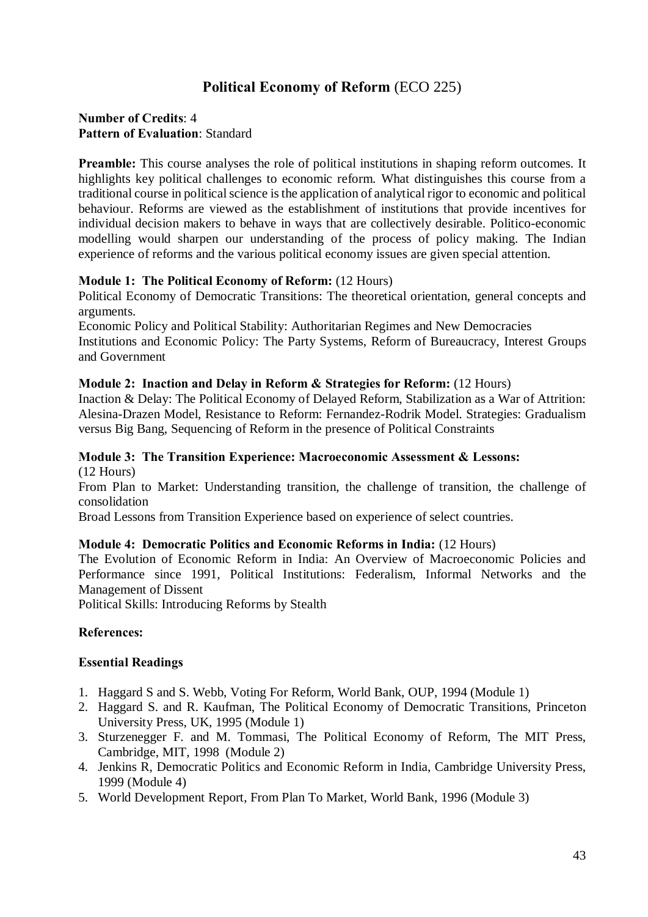# Political Economy of Reform (ECO 225)

**Number of Credits**: 4
**Pattern of Evaluation**: Standard

**Preamble:** This course analyses the role of political institutions in shaping reform outcomes. It highlights key political challenges to economic reform. What distinguishes this course from a traditional course in political science is the application of analytical rigor to economic and political behaviour. Reforms are viewed as the establishment of institutions that provide incentives for individual decision makers to behave in ways that are collectively desirable. Politico-economic modelling would sharpen our understanding of the process of policy making. The Indian experience of reforms and the various political economy issues are given special attention.

**Module 1: The Political Economy of Reform:** (12 Hours)
Political Economy of Democratic Transitions: The theoretical orientation, general concepts and arguments.
Economic Policy and Political Stability: Authoritarian Regimes and New Democracies
Institutions and Economic Policy: The Party Systems, Reform of Bureaucracy, Interest Groups and Government

**Module 2: Inaction and Delay in Reform & Strategies for Reform:** (12 Hours)
Inaction & Delay: The Political Economy of Delayed Reform, Stabilization as a War of Attrition: Alesina-Drazen Model, Resistance to Reform: Fernandez-Rodrik Model. Strategies: Gradualism versus Big Bang, Sequencing of Reform in the presence of Political Constraints

**Module 3: The Transition Experience: Macroeconomic Assessment & Lessons:** (12 Hours)
From Plan to Market: Understanding transition, the challenge of transition, the challenge of consolidation
Broad Lessons from Transition Experience based on experience of select countries.

**Module 4: Democratic Politics and Economic Reforms in India:** (12 Hours)
The Evolution of Economic Reform in India: An Overview of Macroeconomic Policies and Performance since 1991, Political Institutions: Federalism, Informal Networks and the Management of Dissent
Political Skills: Introducing Reforms by Stealth

**References:**

**Essential Readings**

1. Haggard S and S. Webb, Voting For Reform, World Bank, OUP, 1994 (Module 1)
2. Haggard S. and R. Kaufman, The Political Economy of Democratic Transitions, Princeton University Press, UK, 1995 (Module 1)
3. Sturzenegger F. and M. Tommasi, The Political Economy of Reform, The MIT Press, Cambridge, MIT, 1998 (Module 2)
4. Jenkins R, Democratic Politics and Economic Reform in India, Cambridge University Press, 1999 (Module 4)
5. World Development Report, From Plan To Market, World Bank, 1996 (Module 3)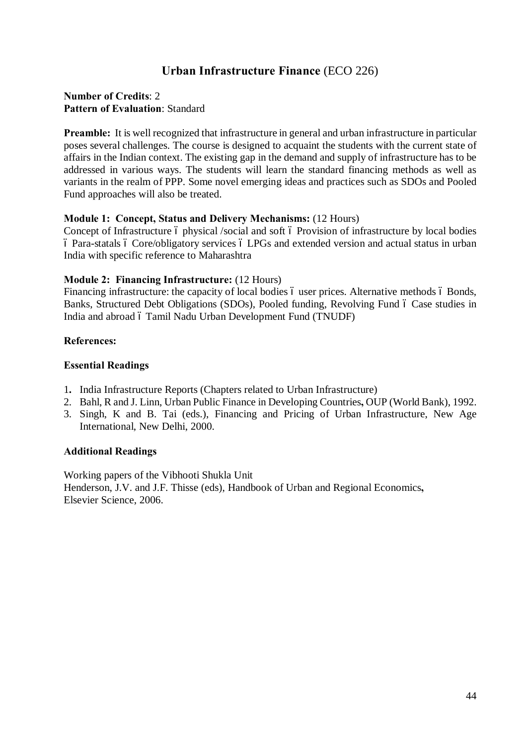# **Urban Infrastructure Finance** (ECO 226)

**Number of Credits**: 2
**Pattern of Evaluation**: Standard

**Preamble:** It is well recognized that infrastructure in general and urban infrastructure in particular poses several challenges. The course is designed to acquaint the students with the current state of affairs in the Indian context. The existing gap in the demand and supply of infrastructure has to be addressed in various ways. The students will learn the standard financing methods as well as variants in the realm of PPP. Some novel emerging ideas and practices such as SDOs and Pooled Fund approaches will also be treated.

**Module 1: Concept, Status and Delivery Mechanisms:** (12 Hours)
Concept of Infrastructure – physical /social and soft – Provision of infrastructure by local bodies – Para-statals – Core/obligatory services – LPGs and extended version and actual status in urban India with specific reference to Maharashtra

**Module 2: Financing Infrastructure:** (12 Hours)
Financing infrastructure: the capacity of local bodies – user prices. Alternative methods – Bonds, Banks, Structured Debt Obligations (SDOs), Pooled funding, Revolving Fund – Case studies in India and abroad – Tamil Nadu Urban Development Fund (TNUDF)

**References:**

**Essential Readings**

1. India Infrastructure Reports (Chapters related to Urban Infrastructure)
2. Bahl, R and J. Linn, Urban Public Finance in Developing Countries**,** OUP (World Bank), 1992.
3. Singh, K and B. Tai (eds.), Financing and Pricing of Urban Infrastructure, New Age International, New Delhi, 2000.

**Additional Readings**

Working papers of the Vibhooti Shukla Unit
Henderson, J.V. and J.F. Thisse (eds), Handbook of Urban and Regional Economics**,** Elsevier Science, 2006.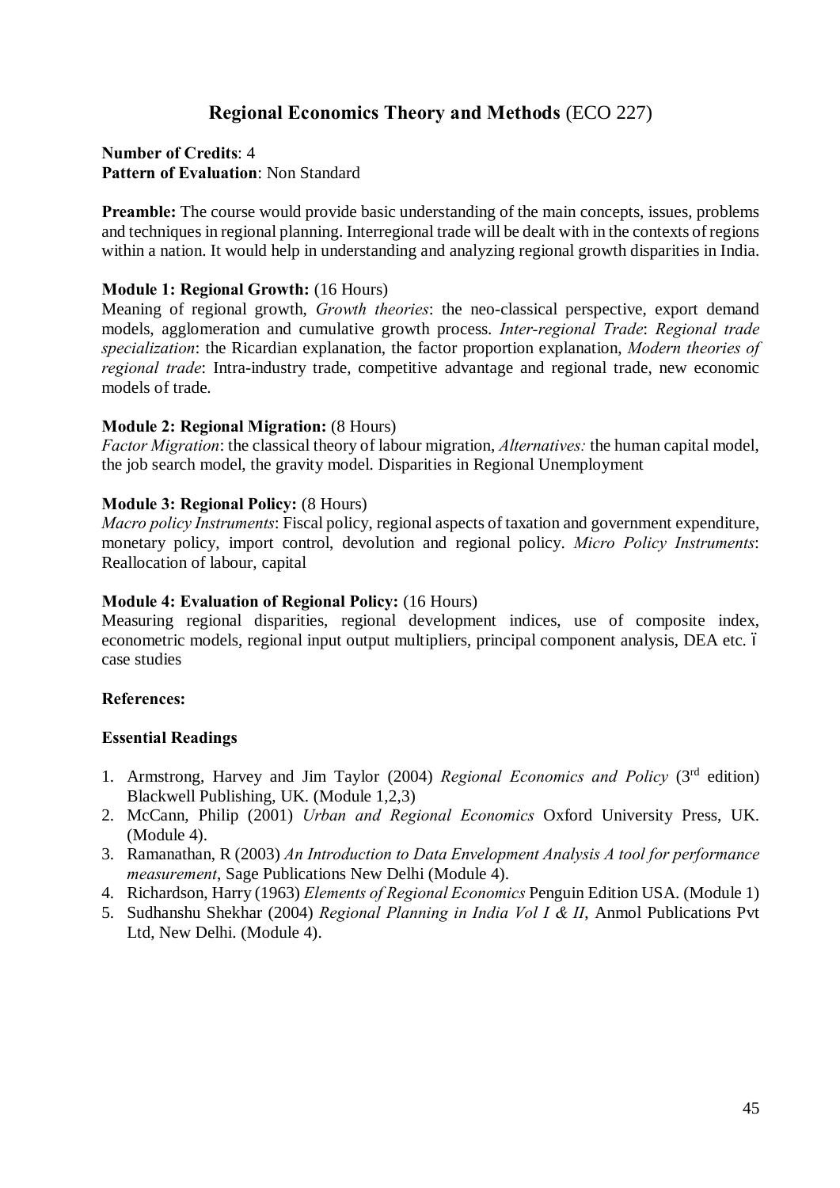## Regional Economics Theory and Methods (ECO 227)

**Number of Credits**: 4
**Pattern of Evaluation**: Non Standard

**Preamble:** The course would provide basic understanding of the main concepts, issues, problems and techniques in regional planning. Interregional trade will be dealt with in the contexts of regions within a nation. It would help in understanding and analyzing regional growth disparities in India.

**Module 1: Regional Growth:** (16 Hours)
Meaning of regional growth, *Growth theories*: the neo-classical perspective, export demand models, agglomeration and cumulative growth process. *Inter-regional Trade*: *Regional trade specialization*: the Ricardian explanation, the factor proportion explanation, *Modern theories of regional trade*: Intra-industry trade, competitive advantage and regional trade, new economic models of trade.

**Module 2: Regional Migration:** (8 Hours)
*Factor Migration*: the classical theory of labour migration, *Alternatives:* the human capital model, the job search model, the gravity model. Disparities in Regional Unemployment

**Module 3: Regional Policy:** (8 Hours)
*Macro policy Instruments*: Fiscal policy, regional aspects of taxation and government expenditure, monetary policy, import control, devolution and regional policy. *Micro Policy Instruments*: Reallocation of labour, capital

**Module 4: Evaluation of Regional Policy:** (16 Hours)
Measuring regional disparities, regional development indices, use of composite index, econometric models, regional input output multipliers, principal component analysis, DEA etc. – case studies

**References:**

**Essential Readings**

1. Armstrong, Harvey and Jim Taylor (2004) *Regional Economics and Policy* (3rd edition) Blackwell Publishing, UK. (Module 1,2,3)
2. McCann, Philip (2001) *Urban and Regional Economics* Oxford University Press, UK. (Module 4).
3. Ramanathan, R (2003) *An Introduction to Data Envelopment Analysis A tool for performance measurement*, Sage Publications New Delhi (Module 4).
4. Richardson, Harry (1963) *Elements of Regional Economics* Penguin Edition USA. (Module 1)
5. Sudhanshu Shekhar (2004) *Regional Planning in India Vol I & II*, Anmol Publications Pvt Ltd, New Delhi. (Module 4).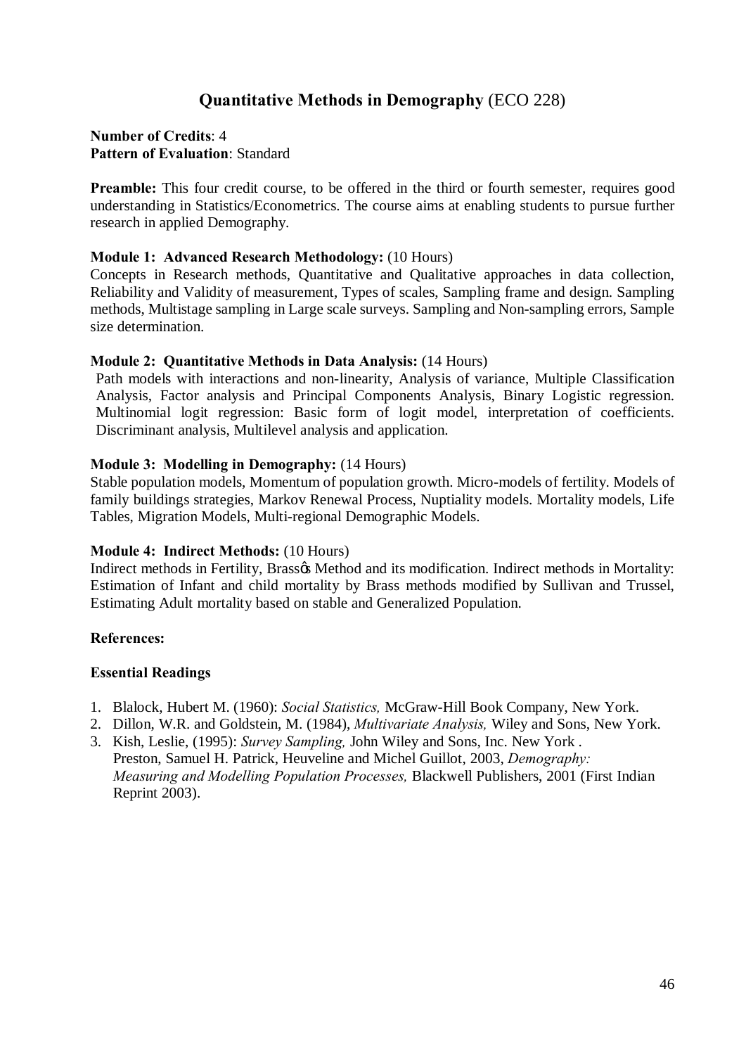## **Quantitative Methods in Demography** (ECO 228)

**Number of Credits**: 4
**Pattern of Evaluation**: Standard

**Preamble:** This four credit course, to be offered in the third or fourth semester, requires good understanding in Statistics/Econometrics. The course aims at enabling students to pursue further research in applied Demography.

**Module 1: Advanced Research Methodology:** (10 Hours)
Concepts in Research methods, Quantitative and Qualitative approaches in data collection, Reliability and Validity of measurement, Types of scales, Sampling frame and design. Sampling methods, Multistage sampling in Large scale surveys. Sampling and Non-sampling errors, Sample size determination.

**Module 2: Quantitative Methods in Data Analysis:** (14 Hours)
Path models with interactions and non-linearity, Analysis of variance, Multiple Classification Analysis, Factor analysis and Principal Components Analysis, Binary Logistic regression. Multinomial logit regression: Basic form of logit model, interpretation of coefficients. Discriminant analysis, Multilevel analysis and application.

**Module 3: Modelling in Demography:** (14 Hours)
Stable population models, Momentum of population growth. Micro-models of fertility. Models of family buildings strategies, Markov Renewal Process, Nuptiality models. Mortality models, Life Tables, Migration Models, Multi-regional Demographic Models.

**Module 4: Indirect Methods:** (10 Hours)
Indirect methods in Fertility, Brassφs Method and its modification. Indirect methods in Mortality: Estimation of Infant and child mortality by Brass methods modified by Sullivan and Trussel, Estimating Adult mortality based on stable and Generalized Population.

**References:**

**Essential Readings**

1. Blalock, Hubert M. (1960): *Social Statistics,* McGraw-Hill Book Company, New York.
2. Dillon, W.R. and Goldstein, M. (1984), *Multivariate Analysis,* Wiley and Sons, New York.
3. Kish, Leslie, (1995): *Survey Sampling,* John Wiley and Sons, Inc. New York .
   Preston, Samuel H. Patrick, Heuveline and Michel Guillot, 2003, *Demography: Measuring and Modelling Population Processes,* Blackwell Publishers, 2001 (First Indian Reprint 2003).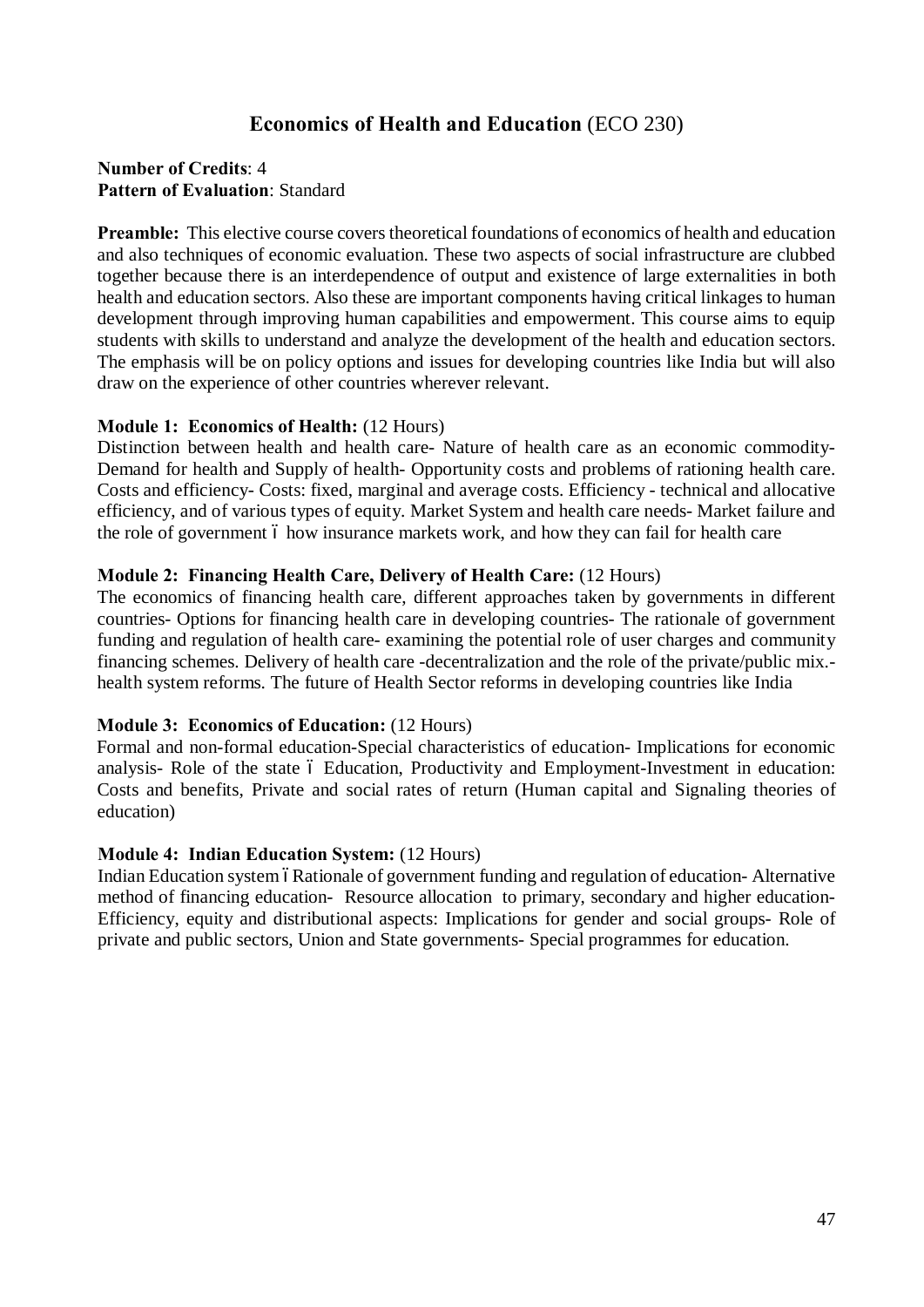## Economics of Health and Education (ECO 230)

**Number of Credits**: 4
**Pattern of Evaluation**: Standard

**Preamble:** This elective course covers theoretical foundations of economics of health and education and also techniques of economic evaluation. These two aspects of social infrastructure are clubbed together because there is an interdependence of output and existence of large externalities in both health and education sectors. Also these are important components having critical linkages to human development through improving human capabilities and empowerment. This course aims to equip students with skills to understand and analyze the development of the health and education sectors. The emphasis will be on policy options and issues for developing countries like India but will also draw on the experience of other countries wherever relevant.

**Module 1: Economics of Health:** (12 Hours)
Distinction between health and health care- Nature of health care as an economic commodity- Demand for health and Supply of health- Opportunity costs and problems of rationing health care. Costs and efficiency- Costs: fixed, marginal and average costs. Efficiency - technical and allocative efficiency, and of various types of equity. Market System and health care needs- Market failure and the role of government – how insurance markets work, and how they can fail for health care

**Module 2: Financing Health Care, Delivery of Health Care:** (12 Hours)
The economics of financing health care, different approaches taken by governments in different countries- Options for financing health care in developing countries- The rationale of government funding and regulation of health care- examining the potential role of user charges and community financing schemes. Delivery of health care -decentralization and the role of the private/public mix.- health system reforms. The future of Health Sector reforms in developing countries like India

**Module 3: Economics of Education:** (12 Hours)
Formal and non-formal education-Special characteristics of education- Implications for economic analysis- Role of the state – Education, Productivity and Employment-Investment in education: Costs and benefits, Private and social rates of return (Human capital and Signaling theories of education)

**Module 4: Indian Education System:** (12 Hours)
Indian Education system – Rationale of government funding and regulation of education- Alternative method of financing education- Resource allocation to primary, secondary and higher education- Efficiency, equity and distributional aspects: Implications for gender and social groups- Role of private and public sectors, Union and State governments- Special programmes for education.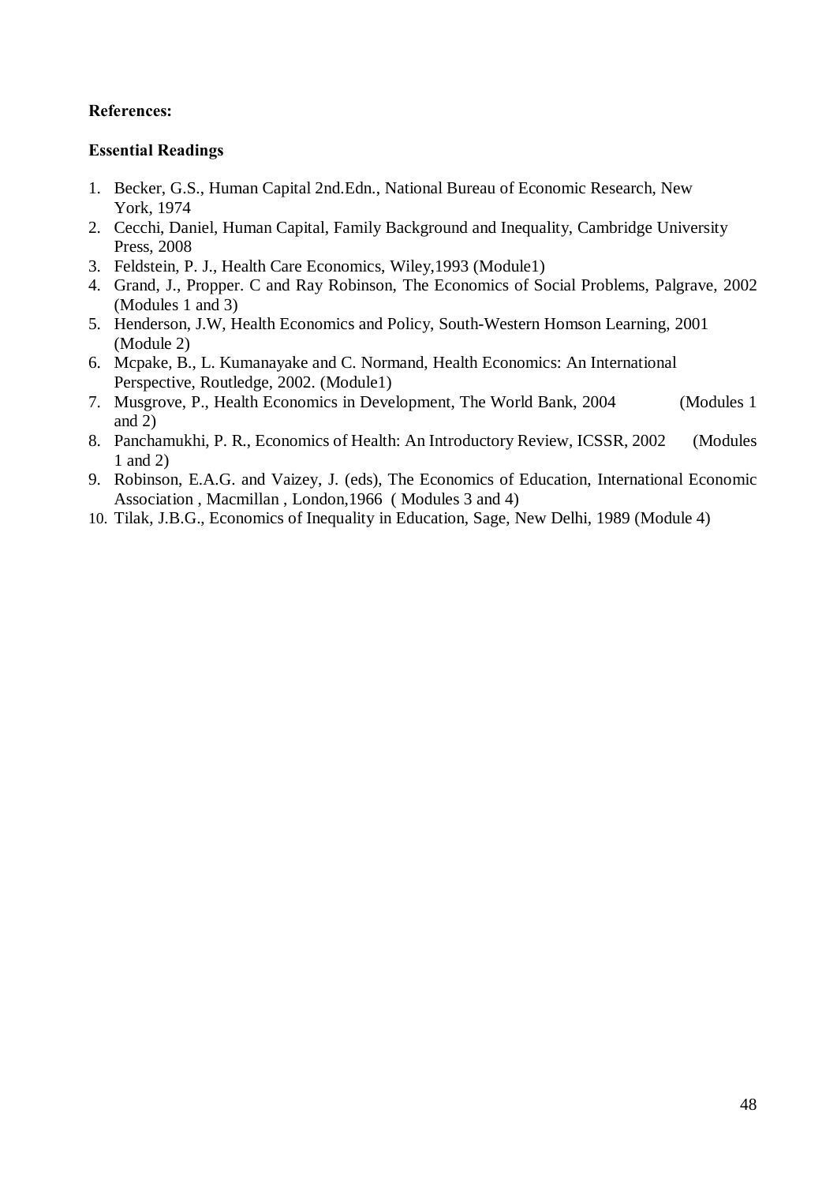**References:**

**Essential Readings**

1. Becker, G.S., Human Capital 2nd.Edn., National Bureau of Economic Research, New York, 1974
2. Cecchi, Daniel, Human Capital, Family Background and Inequality, Cambridge University Press, 2008
3. Feldstein, P. J., Health Care Economics, Wiley,1993 (Module1)
4. Grand, J., Propper. C and Ray Robinson, The Economics of Social Problems, Palgrave, 2002 (Modules 1 and 3)
5. Henderson, J.W, Health Economics and Policy, South-Western Homson Learning, 2001 (Module 2)
6. Mcpake, B., L. Kumanayake and C. Normand, Health Economics: An International Perspective, Routledge, 2002. (Module1)
7. Musgrove, P., Health Economics in Development, The World Bank, 2004 (Modules 1 and 2)
8. Panchamukhi, P. R., Economics of Health: An Introductory Review, ICSSR, 2002 (Modules 1 and 2)
9. Robinson, E.A.G. and Vaizey, J. (eds), The Economics of Education, International Economic Association , Macmillan , London,1966 ( Modules 3 and 4)
10. Tilak, J.B.G., Economics of Inequality in Education, Sage, New Delhi, 1989 (Module 4)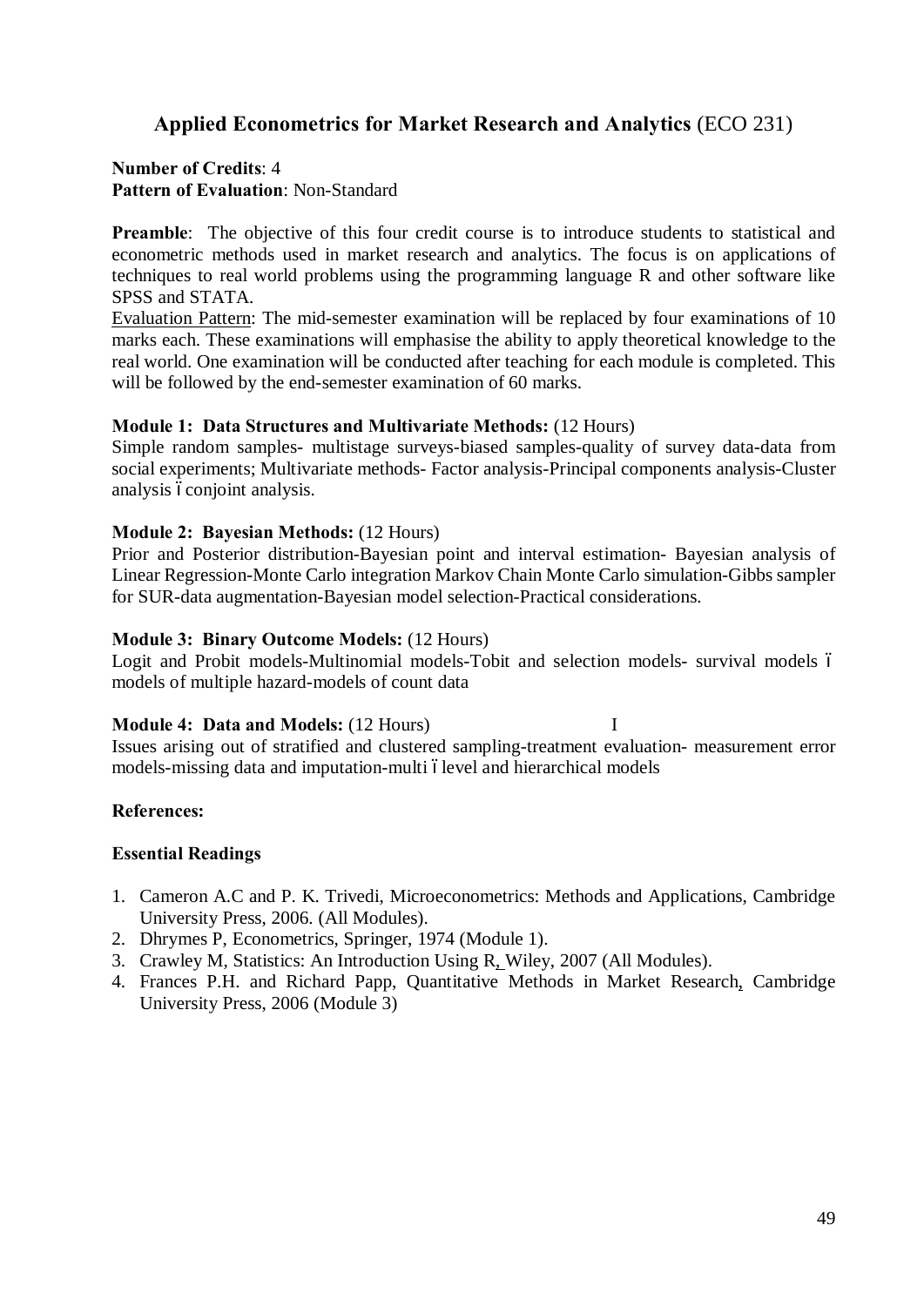## Applied Econometrics for Market Research and Analytics (ECO 231)

**Number of Credits**: 4
**Pattern of Evaluation**: Non-Standard

**Preamble**: The objective of this four credit course is to introduce students to statistical and econometric methods used in market research and analytics. The focus is on applications of techniques to real world problems using the programming language R and other software like SPSS and STATA.

Evaluation Pattern: The mid-semester examination will be replaced by four examinations of 10 marks each. These examinations will emphasise the ability to apply theoretical knowledge to the real world. One examination will be conducted after teaching for each module is completed. This will be followed by the end-semester examination of 60 marks.

**Module 1: Data Structures and Multivariate Methods:** (12 Hours)
Simple random samples- multistage surveys-biased samples-quality of survey data-data from social experiments; Multivariate methods- Factor analysis-Principal components analysis-Cluster analysis – conjoint analysis.

**Module 2: Bayesian Methods:** (12 Hours)
Prior and Posterior distribution-Bayesian point and interval estimation- Bayesian analysis of Linear Regression-Monte Carlo integration Markov Chain Monte Carlo simulation-Gibbs sampler for SUR-data augmentation-Bayesian model selection-Practical considerations.

**Module 3: Binary Outcome Models:** (12 Hours)
Logit and Probit models-Multinomial models-Tobit and selection models- survival models – models of multiple hazard-models of count data

**Module 4: Data and Models:** (12 Hours) I
Issues arising out of stratified and clustered sampling-treatment evaluation- measurement error models-missing data and imputation-multi – level and hierarchical models

**References:**

**Essential Readings**

1. Cameron A.C and P. K. Trivedi, Microeconometrics: Methods and Applications, Cambridge University Press, 2006. (All Modules).
2. Dhrymes P, Econometrics, Springer, 1974 (Module 1).
3. Crawley M, Statistics: An Introduction Using R, Wiley, 2007 (All Modules).
4. Frances P.H. and Richard Papp, Quantitative Methods in Market Research, Cambridge University Press, 2006 (Module 3)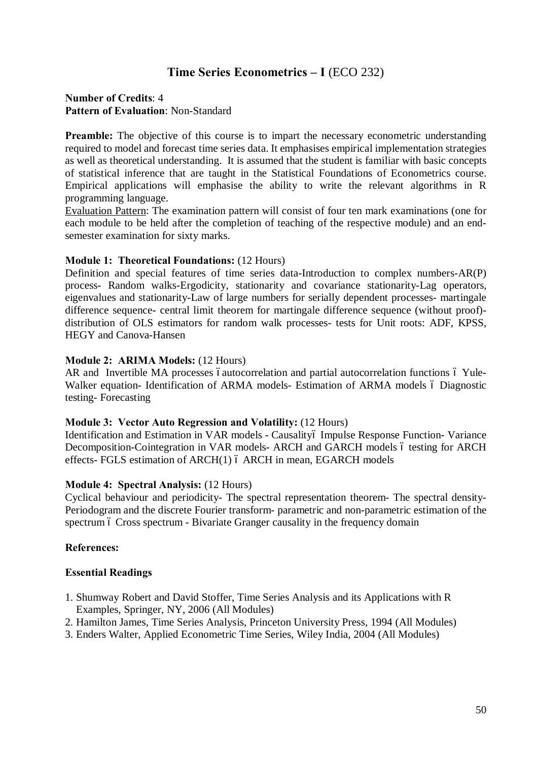## Time Series Econometrics – I (ECO 232)

**Number of Credits**: 4
**Pattern of Evaluation**: Non-Standard

**Preamble:** The objective of this course is to impart the necessary econometric understanding required to model and forecast time series data. It emphasises empirical implementation strategies as well as theoretical understanding. It is assumed that the student is familiar with basic concepts of statistical inference that are taught in the Statistical Foundations of Econometrics course. Empirical applications will emphasise the ability to write the relevant algorithms in R programming language.

Evaluation Pattern: The examination pattern will consist of four ten mark examinations (one for each module to be held after the completion of teaching of the respective module) and an end-semester examination for sixty marks.

**Module 1: Theoretical Foundations:** (12 Hours)
Definition and special features of time series data-Introduction to complex numbers-AR(P) process- Random walks-Ergodicity, stationarity and covariance stationarity-Lag operators, eigenvalues and stationarity-Law of large numbers for serially dependent processes- martingale difference sequence- central limit theorem for martingale difference sequence (without proof)- distribution of OLS estimators for random walk processes- tests for Unit roots: ADF, KPSS, HEGY and Canova-Hansen

**Module 2: ARIMA Models:** (12 Hours)
AR and Invertible MA processes – autocorrelation and partial autocorrelation functions – Yule-Walker equation- Identification of ARMA models- Estimation of ARMA models – Diagnostic testing- Forecasting

**Module 3: Vector Auto Regression and Volatility:** (12 Hours)
Identification and Estimation in VAR models - Causality– Impulse Response Function- Variance Decomposition-Cointegration in VAR models- ARCH and GARCH models – testing for ARCH effects- FGLS estimation of ARCH(1) – ARCH in mean, EGARCH models

**Module 4: Spectral Analysis:** (12 Hours)
Cyclical behaviour and periodicity- The spectral representation theorem- The spectral density- Periodogram and the discrete Fourier transform- parametric and non-parametric estimation of the spectrum – Cross spectrum - Bivariate Granger causality in the frequency domain

**References:**

**Essential Readings**

1. Shumway Robert and David Stoffer, Time Series Analysis and its Applications with R Examples, Springer, NY, 2006 (All Modules)
2. Hamilton James, Time Series Analysis, Princeton University Press, 1994 (All Modules)
3. Enders Walter, Applied Econometric Time Series, Wiley India, 2004 (All Modules)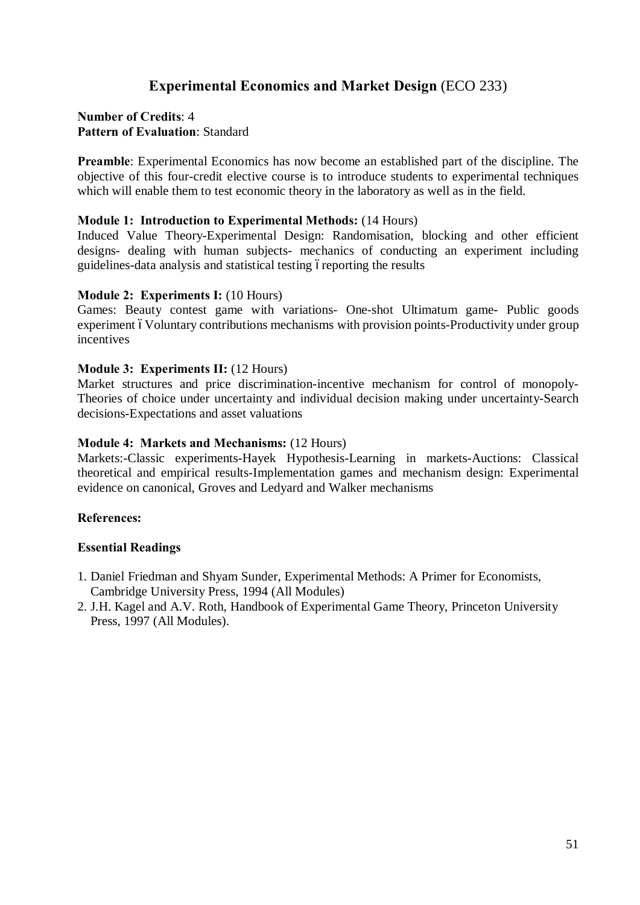## Experimental Economics and Market Design (ECO 233)

**Number of Credits**: 4
**Pattern of Evaluation**: Standard

**Preamble**: Experimental Economics has now become an established part of the discipline. The objective of this four-credit elective course is to introduce students to experimental techniques which will enable them to test economic theory in the laboratory as well as in the field.

**Module 1: Introduction to Experimental Methods:** (14 Hours)
Induced Value Theory-Experimental Design: Randomisation, blocking and other efficient designs- dealing with human subjects- mechanics of conducting an experiment including guidelines-data analysis and statistical testing ó reporting the results

**Module 2: Experiments I:** (10 Hours)
Games: Beauty contest game with variations- One-shot Ultimatum game- Public goods experiment ó Voluntary contributions mechanisms with provision points-Productivity under group incentives

**Module 3: Experiments II:** (12 Hours)
Market structures and price discrimination-incentive mechanism for control of monopoly-Theories of choice under uncertainty and individual decision making under uncertainty-Search decisions-Expectations and asset valuations

**Module 4: Markets and Mechanisms:** (12 Hours)
Markets:-Classic experiments-Hayek Hypothesis-Learning in markets-Auctions: Classical theoretical and empirical results-Implementation games and mechanism design: Experimental evidence on canonical, Groves and Ledyard and Walker mechanisms

**References:**

**Essential Readings**

1. Daniel Friedman and Shyam Sunder, Experimental Methods: A Primer for Economists, Cambridge University Press, 1994 (All Modules)
2. J.H. Kagel and A.V. Roth, Handbook of Experimental Game Theory, Princeton University Press, 1997 (All Modules).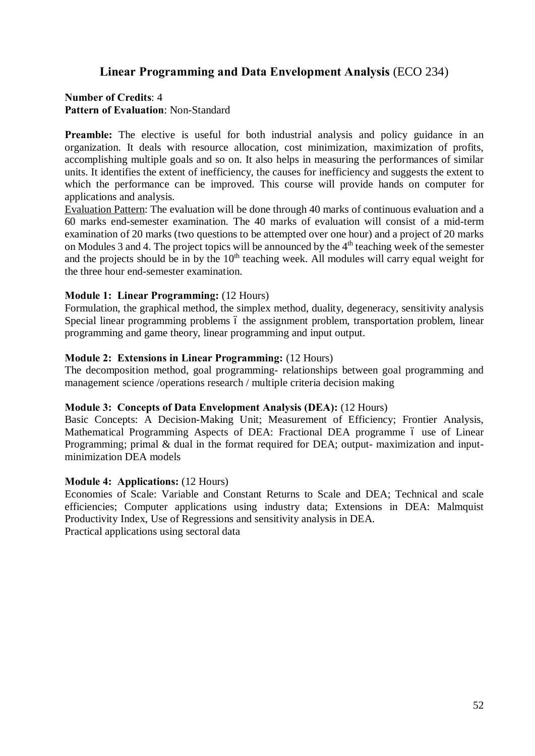## Linear Programming and Data Envelopment Analysis (ECO 234)

**Number of Credits**: 4
**Pattern of Evaluation**: Non-Standard

**Preamble:** The elective is useful for both industrial analysis and policy guidance in an organization. It deals with resource allocation, cost minimization, maximization of profits, accomplishing multiple goals and so on. It also helps in measuring the performances of similar units. It identifies the extent of inefficiency, the causes for inefficiency and suggests the extent to which the performance can be improved. This course will provide hands on computer for applications and analysis.

Evaluation Pattern: The evaluation will be done through 40 marks of continuous evaluation and a 60 marks end-semester examination. The 40 marks of evaluation will consist of a mid-term examination of 20 marks (two questions to be attempted over one hour) and a project of 20 marks on Modules 3 and 4. The project topics will be announced by the 4th teaching week of the semester and the projects should be in by the 10th teaching week. All modules will carry equal weight for the three hour end-semester examination.

**Module 1: Linear Programming:** (12 Hours)
Formulation, the graphical method, the simplex method, duality, degeneracy, sensitivity analysis Special linear programming problems – the assignment problem, transportation problem, linear programming and game theory, linear programming and input output.

**Module 2: Extensions in Linear Programming:** (12 Hours)
The decomposition method, goal programming- relationships between goal programming and management science /operations research / multiple criteria decision making

**Module 3: Concepts of Data Envelopment Analysis (DEA):** (12 Hours)
Basic Concepts: A Decision-Making Unit; Measurement of Efficiency; Frontier Analysis, Mathematical Programming Aspects of DEA: Fractional DEA programme – use of Linear Programming; primal & dual in the format required for DEA; output- maximization and input-minimization DEA models

**Module 4: Applications:** (12 Hours)
Economies of Scale: Variable and Constant Returns to Scale and DEA; Technical and scale efficiencies; Computer applications using industry data; Extensions in DEA: Malmquist Productivity Index, Use of Regressions and sensitivity analysis in DEA.
Practical applications using sectoral data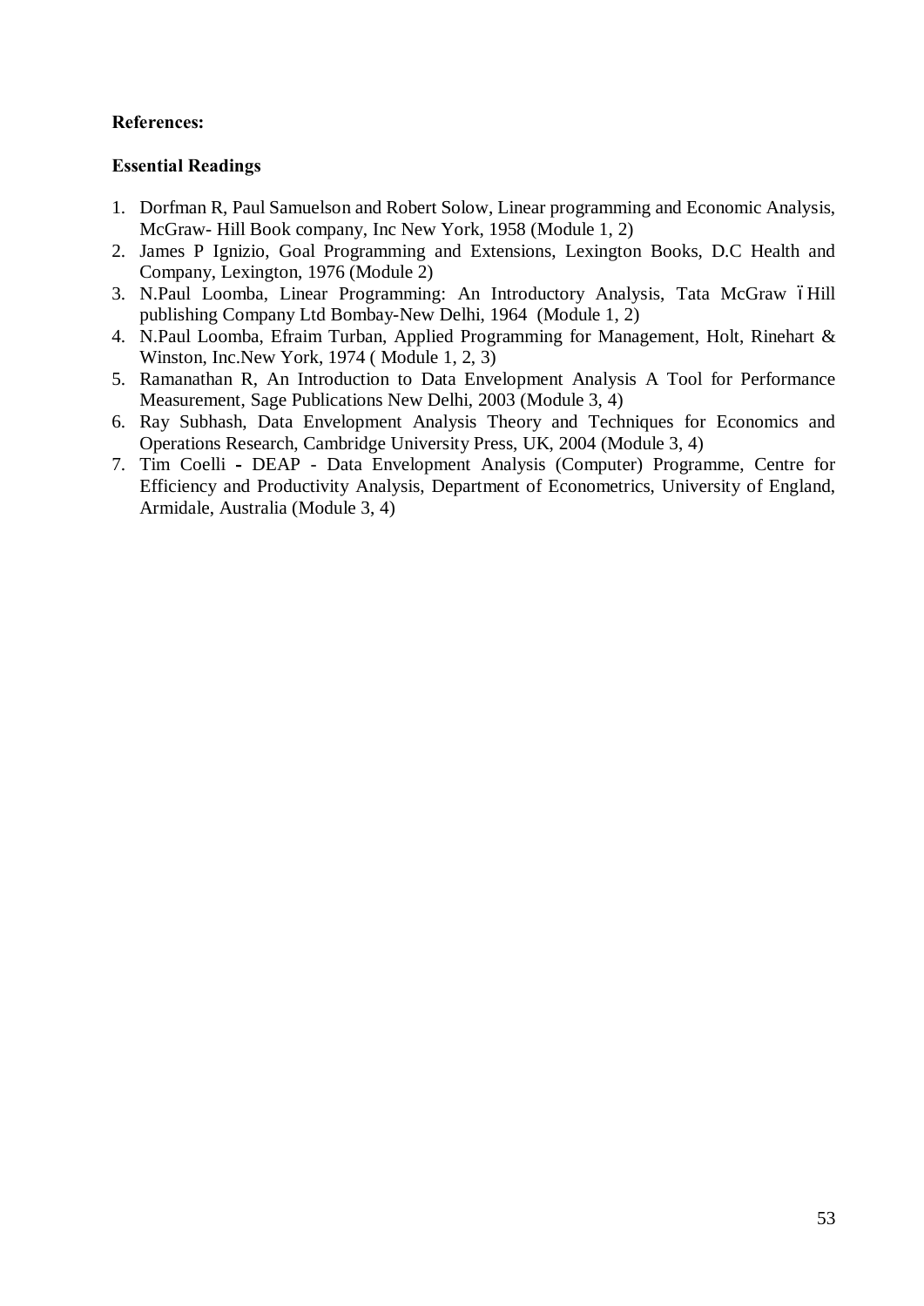**References:**

**Essential Readings**

1. Dorfman R, Paul Samuelson and Robert Solow, Linear programming and Economic Analysis, McGraw- Hill Book company, Inc New York, 1958 (Module 1, 2)
2. James P Ignizio, Goal Programming and Extensions, Lexington Books, D.C Health and Company, Lexington, 1976 (Module 2)
3. N.Paul Loomba, Linear Programming: An Introductory Analysis, Tata McGraw –Hill publishing Company Ltd Bombay-New Delhi, 1964 (Module 1, 2)
4. N.Paul Loomba, Efraim Turban, Applied Programming for Management, Holt, Rinehart & Winston, Inc.New York, 1974 ( Module 1, 2, 3)
5. Ramanathan R, An Introduction to Data Envelopment Analysis A Tool for Performance Measurement, Sage Publications New Delhi, 2003 (Module 3, 4)
6. Ray Subhash, Data Envelopment Analysis Theory and Techniques for Economics and Operations Research, Cambridge University Press, UK, 2004 (Module 3, 4)
7. Tim Coelli **-** DEAP - Data Envelopment Analysis (Computer) Programme, Centre for Efficiency and Productivity Analysis, Department of Econometrics, University of England, Armidale, Australia (Module 3, 4)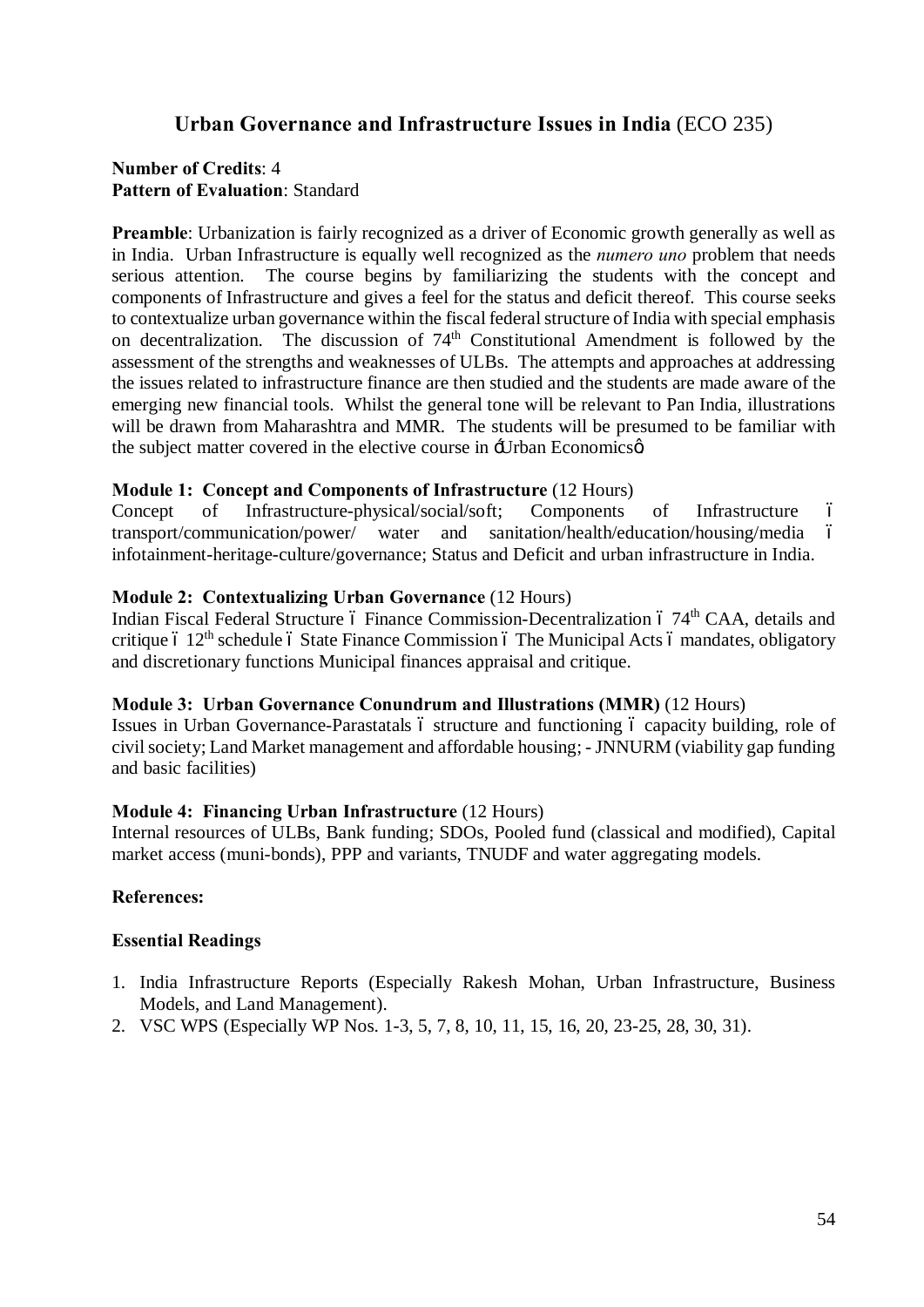## Urban Governance and Infrastructure Issues in India (ECO 235)

**Number of Credits**: 4
**Pattern of Evaluation**: Standard

**Preamble**: Urbanization is fairly recognized as a driver of Economic growth generally as well as in India. Urban Infrastructure is equally well recognized as the *numero uno* problem that needs serious attention. The course begins by familiarizing the students with the concept and components of Infrastructure and gives a feel for the status and deficit thereof. This course seeks to contextualize urban governance within the fiscal federal structure of India with special emphasis on decentralization. The discussion of 74th Constitutional Amendment is followed by the assessment of the strengths and weaknesses of ULBs. The attempts and approaches at addressing the issues related to infrastructure finance are then studied and the students are made aware of the emerging new financial tools. Whilst the general tone will be relevant to Pan India, illustrations will be drawn from Maharashtra and MMR. The students will be presumed to be familiar with the subject matter covered in the elective course in 'Urban Economics'.

**Module 1: Concept and Components of Infrastructure** (12 Hours)
Concept of Infrastructure-physical/social/soft; Components of Infrastructure – transport/communication/power/ water and sanitation/health/education/housing/media – infotainment-heritage-culture/governance; Status and Deficit and urban infrastructure in India.

**Module 2: Contextualizing Urban Governance** (12 Hours)
Indian Fiscal Federal Structure – Finance Commission-Decentralization – 74th CAA, details and critique – 12th schedule – State Finance Commission – The Municipal Acts – mandates, obligatory and discretionary functions Municipal finances appraisal and critique.

**Module 3: Urban Governance Conundrum and Illustrations (MMR)** (12 Hours)
Issues in Urban Governance-Parastatals – structure and functioning – capacity building, role of civil society; Land Market management and affordable housing; - JNNURM (viability gap funding and basic facilities)

**Module 4: Financing Urban Infrastructure** (12 Hours)
Internal resources of ULBs, Bank funding; SDOs, Pooled fund (classical and modified), Capital market access (muni-bonds), PPP and variants, TNUDF and water aggregating models.

**References:**

**Essential Readings**

1. India Infrastructure Reports (Especially Rakesh Mohan, Urban Infrastructure, Business Models, and Land Management).
2. VSC WPS (Especially WP Nos. 1-3, 5, 7, 8, 10, 11, 15, 16, 20, 23-25, 28, 30, 31).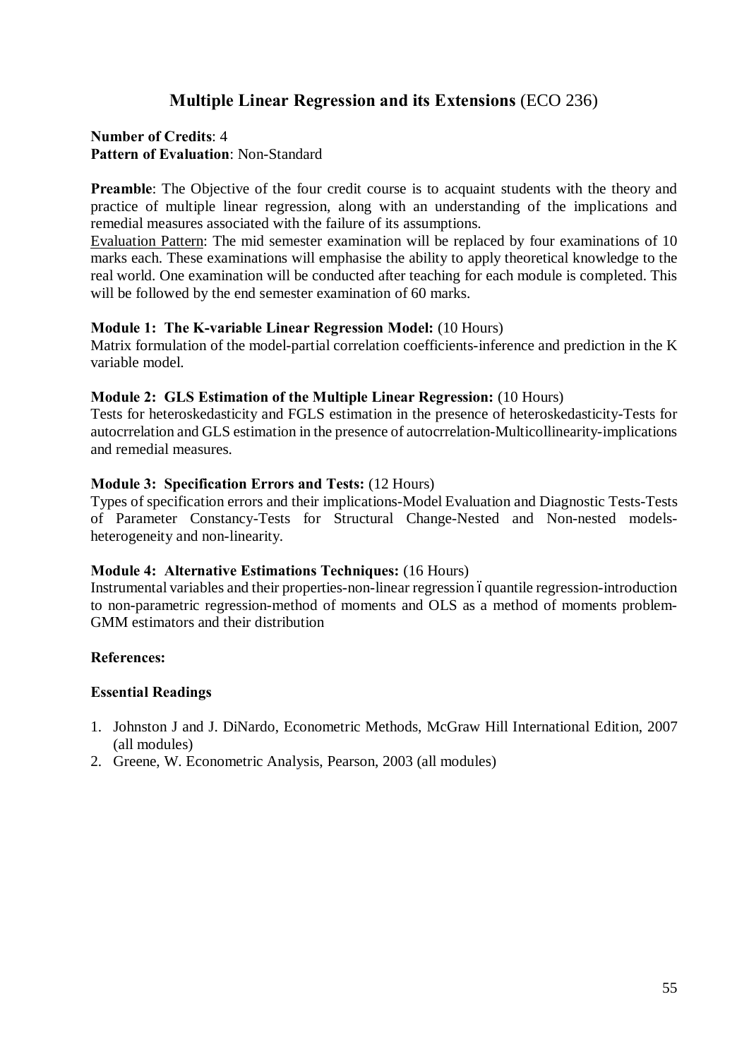## **Multiple Linear Regression and its Extensions** (ECO 236)

**Number of Credits**: 4
**Pattern of Evaluation**: Non-Standard

**Preamble**: The Objective of the four credit course is to acquaint students with the theory and practice of multiple linear regression, along with an understanding of the implications and remedial measures associated with the failure of its assumptions.
Evaluation Pattern: The mid semester examination will be replaced by four examinations of 10 marks each. These examinations will emphasise the ability to apply theoretical knowledge to the real world. One examination will be conducted after teaching for each module is completed. This will be followed by the end semester examination of 60 marks.

**Module 1: The K-variable Linear Regression Model:** (10 Hours)
Matrix formulation of the model-partial correlation coefficients-inference and prediction in the K variable model.

**Module 2: GLS Estimation of the Multiple Linear Regression:** (10 Hours)
Tests for heteroskedasticity and FGLS estimation in the presence of heteroskedasticity-Tests for autocrrelation and GLS estimation in the presence of autocrrelation-Multicollinearity-implications and remedial measures.

**Module 3: Specification Errors and Tests:** (12 Hours)
Types of specification errors and their implications-Model Evaluation and Diagnostic Tests-Tests of Parameter Constancy-Tests for Structural Change-Nested and Non-nested models-heterogeneity and non-linearity.

**Module 4: Alternative Estimations Techniques:** (16 Hours)
Instrumental variables and their properties-non-linear regression – quantile regression-introduction to non-parametric regression-method of moments and OLS as a method of moments problem-GMM estimators and their distribution

**References:**

**Essential Readings**

1. Johnston J and J. DiNardo, Econometric Methods, McGraw Hill International Edition, 2007 (all modules)
2. Greene, W. Econometric Analysis, Pearson, 2003 (all modules)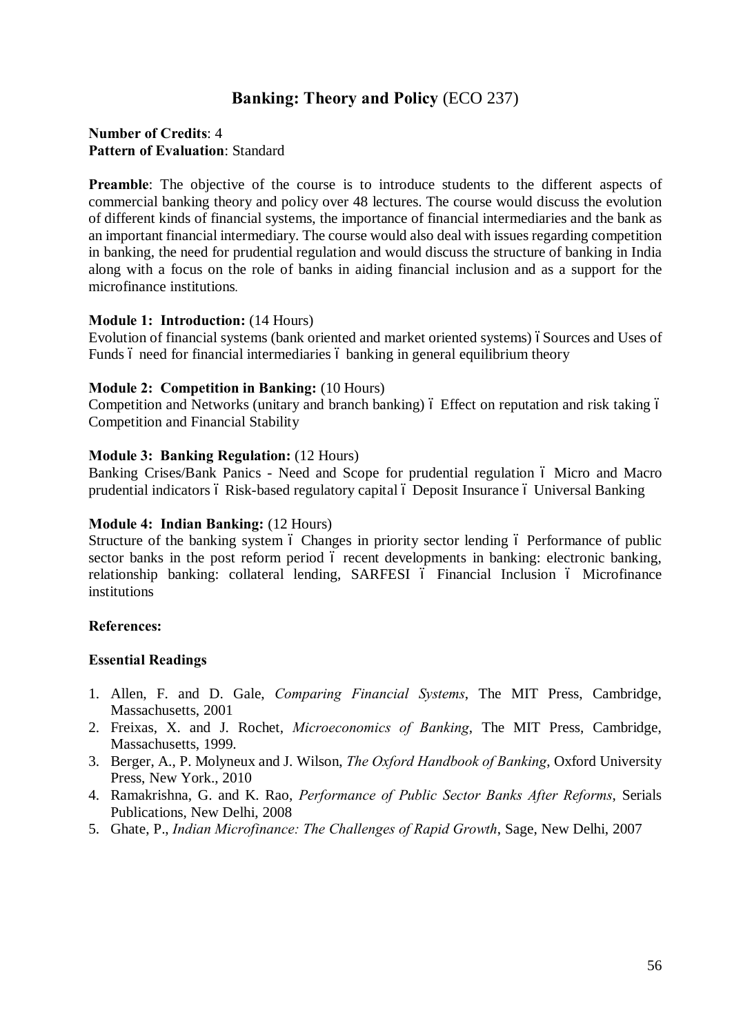# **Banking: Theory and Policy** (ECO 237)

**Number of Credits**: 4
**Pattern of Evaluation**: Standard

**Preamble**: The objective of the course is to introduce students to the different aspects of commercial banking theory and policy over 48 lectures. The course would discuss the evolution of different kinds of financial systems, the importance of financial intermediaries and the bank as an important financial intermediary. The course would also deal with issues regarding competition in banking, the need for prudential regulation and would discuss the structure of banking in India along with a focus on the role of banks in aiding financial inclusion and as a support for the microfinance institutions.

**Module 1: Introduction:** (14 Hours)
Evolution of financial systems (bank oriented and market oriented systems) ó Sources and Uses of Funds ó need for financial intermediaries ó banking in general equilibrium theory

**Module 2: Competition in Banking:** (10 Hours)
Competition and Networks (unitary and branch banking) ó Effect on reputation and risk taking ó Competition and Financial Stability

**Module 3: Banking Regulation:** (12 Hours)
Banking Crises/Bank Panics - Need and Scope for prudential regulation ó Micro and Macro prudential indicators ó Risk-based regulatory capital ó Deposit Insurance ó Universal Banking

**Module 4: Indian Banking:** (12 Hours)
Structure of the banking system ó Changes in priority sector lending ó Performance of public sector banks in the post reform period ó recent developments in banking: electronic banking, relationship banking: collateral lending, SARFESI ó Financial Inclusion ó Microfinance institutions

**References:**

**Essential Readings**

1. Allen, F. and D. Gale, *Comparing Financial Systems*, The MIT Press, Cambridge, Massachusetts, 2001
2. Freixas, X. and J. Rochet, *Microeconomics of Banking*, The MIT Press, Cambridge, Massachusetts, 1999.
3. Berger, A., P. Molyneux and J. Wilson, *The Oxford Handbook of Banking*, Oxford University Press, New York., 2010
4. Ramakrishna, G. and K. Rao, *Performance of Public Sector Banks After Reforms*, Serials Publications, New Delhi, 2008
5. Ghate, P., *Indian Microfinance: The Challenges of Rapid Growth*, Sage, New Delhi, 2007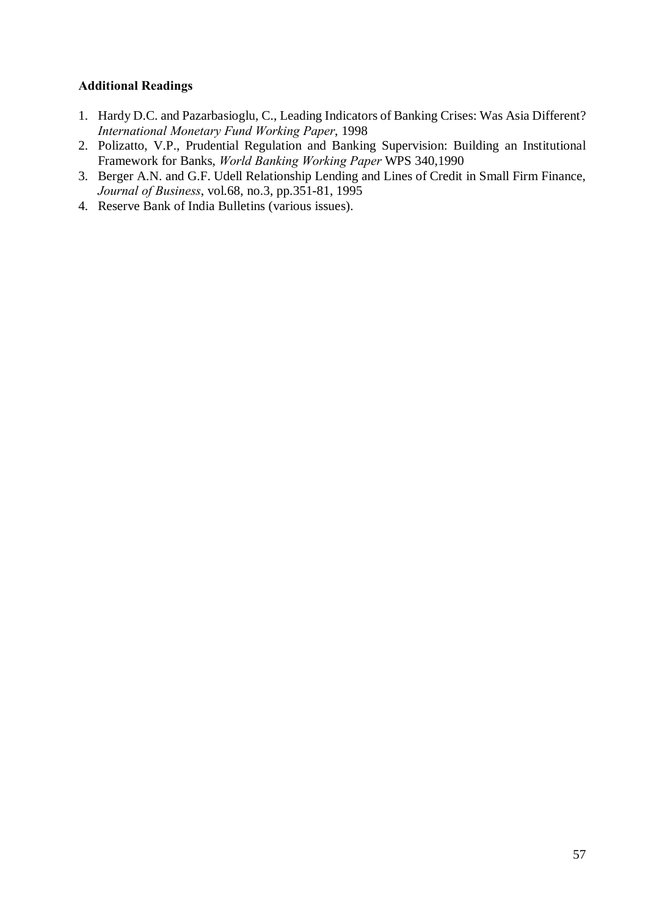**Additional Readings**

1. Hardy D.C. and Pazarbasioglu, C., Leading Indicators of Banking Crises: Was Asia Different? *International Monetary Fund Working Paper*, 1998
2. Polizatto, V.P., Prudential Regulation and Banking Supervision: Building an Institutional Framework for Banks, *World Banking Working Paper* WPS 340,1990
3. Berger A.N. and G.F. Udell Relationship Lending and Lines of Credit in Small Firm Finance, *Journal of Business*, vol.68, no.3, pp.351-81, 1995
4. Reserve Bank of India Bulletins (various issues).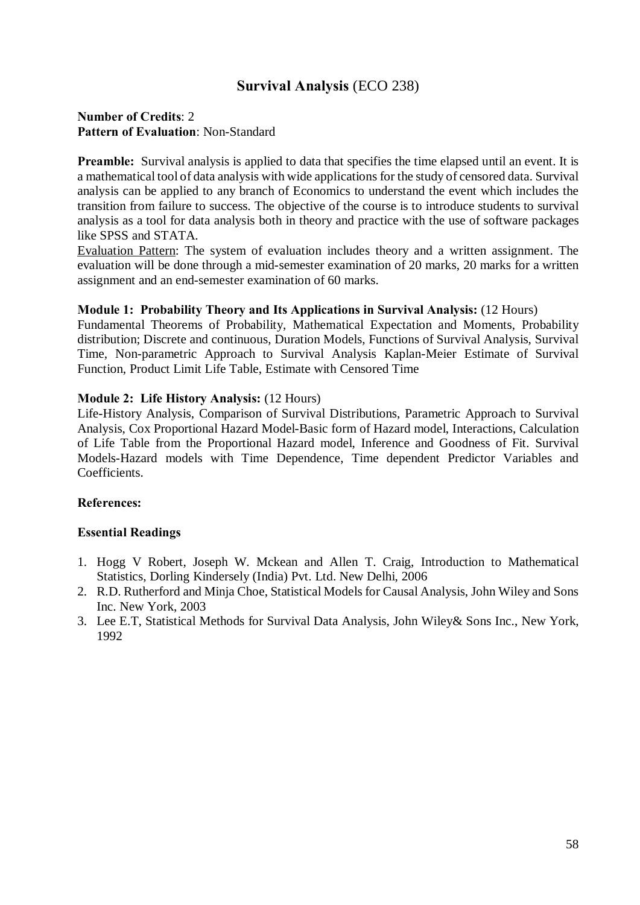## **Survival Analysis** (ECO 238)

**Number of Credits**: 2
**Pattern of Evaluation**: Non-Standard

**Preamble:** Survival analysis is applied to data that specifies the time elapsed until an event. It is a mathematical tool of data analysis with wide applications for the study of censored data. Survival analysis can be applied to any branch of Economics to understand the event which includes the transition from failure to success. The objective of the course is to introduce students to survival analysis as a tool for data analysis both in theory and practice with the use of software packages like SPSS and STATA.

Evaluation Pattern: The system of evaluation includes theory and a written assignment. The evaluation will be done through a mid-semester examination of 20 marks, 20 marks for a written assignment and an end-semester examination of 60 marks.

**Module 1: Probability Theory and Its Applications in Survival Analysis:** (12 Hours)
Fundamental Theorems of Probability, Mathematical Expectation and Moments, Probability distribution; Discrete and continuous, Duration Models, Functions of Survival Analysis, Survival Time, Non-parametric Approach to Survival Analysis Kaplan-Meier Estimate of Survival Function, Product Limit Life Table, Estimate with Censored Time

**Module 2: Life History Analysis:** (12 Hours)
Life-History Analysis, Comparison of Survival Distributions, Parametric Approach to Survival Analysis, Cox Proportional Hazard Model-Basic form of Hazard model, Interactions, Calculation of Life Table from the Proportional Hazard model, Inference and Goodness of Fit. Survival Models-Hazard models with Time Dependence, Time dependent Predictor Variables and Coefficients.

**References:**

**Essential Readings**

1. Hogg V Robert, Joseph W. Mckean and Allen T. Craig, Introduction to Mathematical Statistics, Dorling Kindersely (India) Pvt. Ltd. New Delhi, 2006
2. R.D. Rutherford and Minja Choe, Statistical Models for Causal Analysis, John Wiley and Sons Inc. New York, 2003
3. Lee E.T, Statistical Methods for Survival Data Analysis, John Wiley& Sons Inc., New York, 1992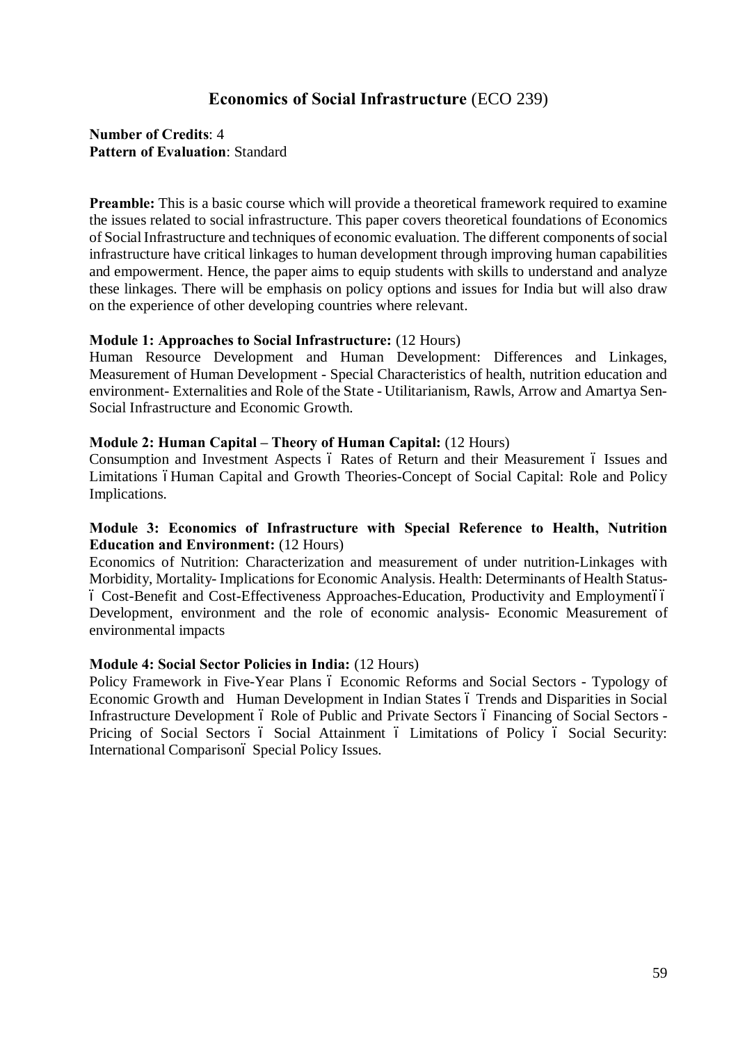## **Economics of Social Infrastructure** (ECO 239)

**Number of Credits**: 4
**Pattern of Evaluation**: Standard

**Preamble:** This is a basic course which will provide a theoretical framework required to examine the issues related to social infrastructure. This paper covers theoretical foundations of Economics of Social Infrastructure and techniques of economic evaluation. The different components of social infrastructure have critical linkages to human development through improving human capabilities and empowerment. Hence, the paper aims to equip students with skills to understand and analyze these linkages. There will be emphasis on policy options and issues for India but will also draw on the experience of other developing countries where relevant.

**Module 1: Approaches to Social Infrastructure:** (12 Hours)
Human Resource Development and Human Development: Differences and Linkages, Measurement of Human Development - Special Characteristics of health, nutrition education and environment- Externalities and Role of the State - Utilitarianism, Rawls, Arrow and Amartya Sen-Social Infrastructure and Economic Growth.

**Module 2: Human Capital – Theory of Human Capital:** (12 Hours)
Consumption and Investment Aspects ó Rates of Return and their Measurement ó Issues and Limitations óHuman Capital and Growth Theories-Concept of Social Capital: Role and Policy Implications.

**Module 3: Economics of Infrastructure with Special Reference to Health, Nutrition Education and Environment:** (12 Hours)
Economics of Nutrition: Characterization and measurement of under nutrition-Linkages with Morbidity, Mortality- Implications for Economic Analysis. Health: Determinants of Health Status-ó Cost-Benefit and Cost-Effectiveness Approaches-Education, Productivity and Employmentóó Development, environment and the role of economic analysis- Economic Measurement of environmental impacts

**Module 4: Social Sector Policies in India:** (12 Hours)
Policy Framework in Five-Year Plans ó Economic Reforms and Social Sectors - Typology of Economic Growth and Human Development in Indian States ó Trends and Disparities in Social Infrastructure Development ó Role of Public and Private Sectors ó Financing of Social Sectors - Pricing of Social Sectors ó Social Attainment ó Limitations of Policy ó Social Security: International Comparisonó Special Policy Issues.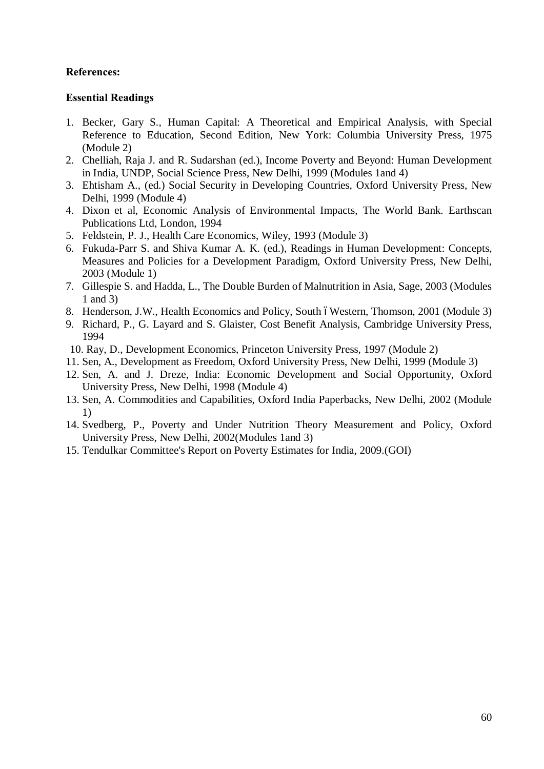**References:**

**Essential Readings**

1. Becker, Gary S., Human Capital: A Theoretical and Empirical Analysis, with Special Reference to Education, Second Edition, New York: Columbia University Press, 1975 (Module 2)
2. Chelliah, Raja J. and R. Sudarshan (ed.), Income Poverty and Beyond: Human Development in India, UNDP, Social Science Press, New Delhi, 1999 (Modules 1and 4)
3. Ehtisham A., (ed.) Social Security in Developing Countries, Oxford University Press, New Delhi, 1999 (Module 4)
4. Dixon et al, Economic Analysis of Environmental Impacts, The World Bank. Earthscan Publications Ltd, London, 1994
5. Feldstein, P. J., Health Care Economics, Wiley, 1993 (Module 3)
6. Fukuda-Parr S. and Shiva Kumar A. K. (ed.), Readings in Human Development: Concepts, Measures and Policies for a Development Paradigm, Oxford University Press, New Delhi, 2003 (Module 1)
7. Gillespie S. and Hadda, L., The Double Burden of Malnutrition in Asia, Sage, 2003 (Modules 1 and 3)
8. Henderson, J.W., Health Economics and Policy, South ó Western, Thomson, 2001 (Module 3)
9. Richard, P., G. Layard and S. Glaister, Cost Benefit Analysis, Cambridge University Press, 1994
10. Ray, D., Development Economics, Princeton University Press, 1997 (Module 2)
11. Sen, A., Development as Freedom, Oxford University Press, New Delhi, 1999 (Module 3)
12. Sen, A. and J. Dreze, India: Economic Development and Social Opportunity, Oxford University Press, New Delhi, 1998 (Module 4)
13. Sen, A. Commodities and Capabilities, Oxford India Paperbacks, New Delhi, 2002 (Module 1)
14. Svedberg, P., Poverty and Under Nutrition Theory Measurement and Policy, Oxford University Press, New Delhi, 2002(Modules 1and 3)
15. Tendulkar Committee's Report on Poverty Estimates for India, 2009.(GOI)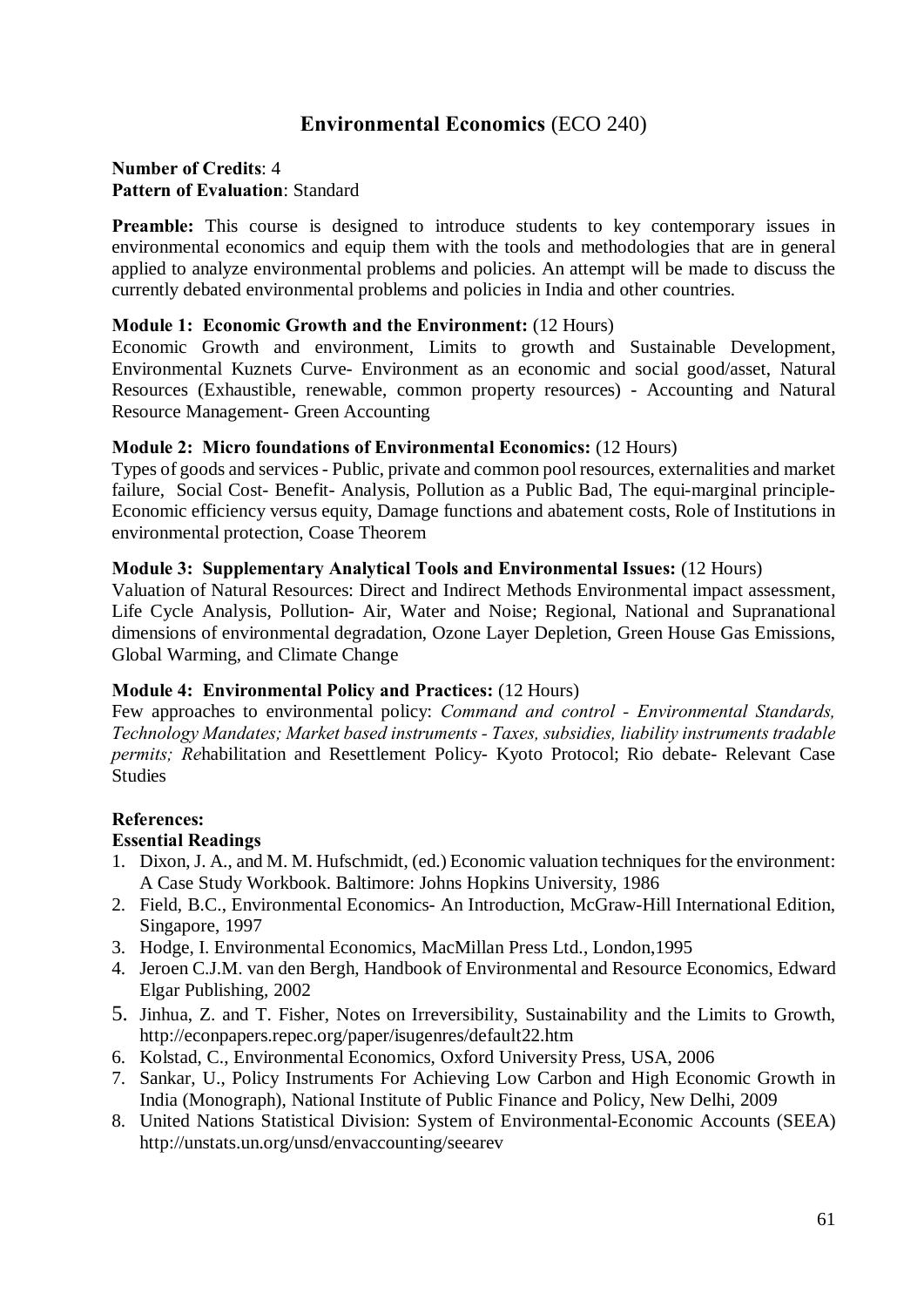## **Environmental Economics** (ECO 240)

**Number of Credits**: 4
**Pattern of Evaluation**: Standard

**Preamble:** This course is designed to introduce students to key contemporary issues in environmental economics and equip them with the tools and methodologies that are in general applied to analyze environmental problems and policies. An attempt will be made to discuss the currently debated environmental problems and policies in India and other countries.

**Module 1: Economic Growth and the Environment:** (12 Hours)
Economic Growth and environment, Limits to growth and Sustainable Development, Environmental Kuznets Curve- Environment as an economic and social good/asset, Natural Resources (Exhaustible, renewable, common property resources) - Accounting and Natural Resource Management- Green Accounting

**Module 2: Micro foundations of Environmental Economics:** (12 Hours)
Types of goods and services - Public, private and common pool resources, externalities and market failure, Social Cost- Benefit- Analysis, Pollution as a Public Bad, The equi-marginal principle- Economic efficiency versus equity, Damage functions and abatement costs, Role of Institutions in environmental protection, Coase Theorem

**Module 3: Supplementary Analytical Tools and Environmental Issues:** (12 Hours)
Valuation of Natural Resources: Direct and Indirect Methods Environmental impact assessment, Life Cycle Analysis, Pollution- Air, Water and Noise; Regional, National and Supranational dimensions of environmental degradation, Ozone Layer Depletion, Green House Gas Emissions, Global Warming, and Climate Change

**Module 4: Environmental Policy and Practices:** (12 Hours)
Few approaches to environmental policy: *Command and control - Environmental Standards, Technology Mandates; Market based instruments - Taxes, subsidies, liability instruments tradable permits; Re*habilitation and Resettlement Policy- Kyoto Protocol; Rio debate- Relevant Case Studies

**References:**
**Essential Readings**
1. Dixon, J. A., and M. M. Hufschmidt, (ed.) Economic valuation techniques for the environment: A Case Study Workbook. Baltimore: Johns Hopkins University, 1986
2. Field, B.C., Environmental Economics- An Introduction, McGraw-Hill International Edition, Singapore, 1997
3. Hodge, I. Environmental Economics, MacMillan Press Ltd., London,1995
4. Jeroen C.J.M. van den Bergh, Handbook of Environmental and Resource Economics, Edward Elgar Publishing, 2002
5. Jinhua, Z. and T. Fisher, Notes on Irreversibility, Sustainability and the Limits to Growth, http://econpapers.repec.org/paper/isugenres/default22.htm
6. Kolstad, C., Environmental Economics, Oxford University Press, USA, 2006
7. Sankar, U., Policy Instruments For Achieving Low Carbon and High Economic Growth in India (Monograph), National Institute of Public Finance and Policy, New Delhi, 2009
8. United Nations Statistical Division: System of Environmental-Economic Accounts (SEEA) http://unstats.un.org/unsd/envaccounting/seearev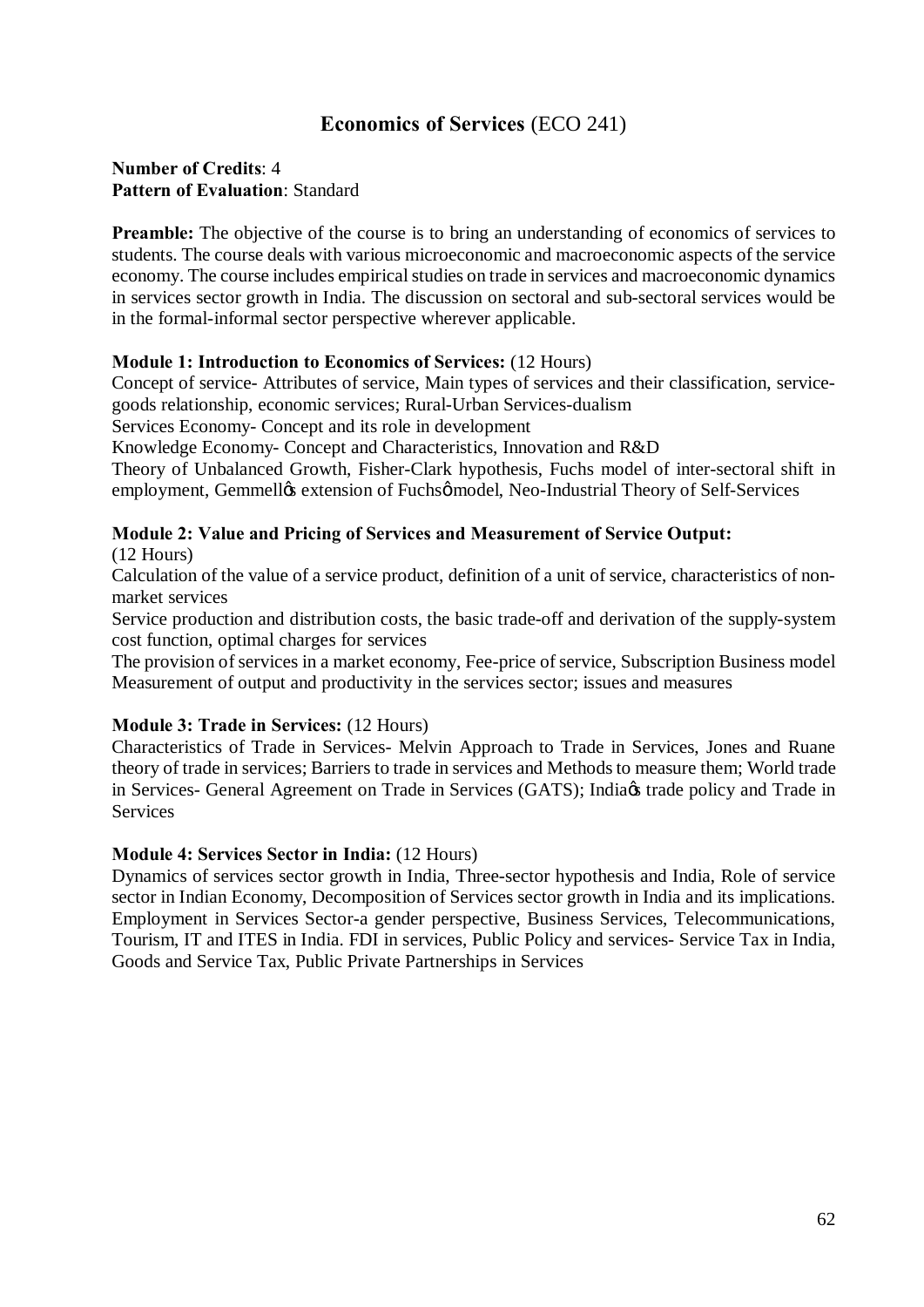## Economics of Services (ECO 241)

**Number of Credits**: 4
**Pattern of Evaluation**: Standard

**Preamble:** The objective of the course is to bring an understanding of economics of services to students. The course deals with various microeconomic and macroeconomic aspects of the service economy. The course includes empirical studies on trade in services and macroeconomic dynamics in services sector growth in India. The discussion on sectoral and sub-sectoral services would be in the formal-informal sector perspective wherever applicable.

**Module 1: Introduction to Economics of Services:** (12 Hours)

Concept of service- Attributes of service, Main types of services and their classification, service-goods relationship, economic services; Rural-Urban Services-dualism

Services Economy- Concept and its role in development

Knowledge Economy- Concept and Characteristics, Innovation and R&D

Theory of Unbalanced Growth, Fisher-Clark hypothesis, Fuchs model of inter-sectoral shift in employment, Gemmell's extension of Fuchs' model, Neo-Industrial Theory of Self-Services

**Module 2: Value and Pricing of Services and Measurement of Service Output:** (12 Hours)

Calculation of the value of a service product, definition of a unit of service, characteristics of non-market services

Service production and distribution costs, the basic trade-off and derivation of the supply-system cost function, optimal charges for services

The provision of services in a market economy, Fee-price of service, Subscription Business model

Measurement of output and productivity in the services sector; issues and measures

**Module 3: Trade in Services:** (12 Hours)

Characteristics of Trade in Services- Melvin Approach to Trade in Services, Jones and Ruane theory of trade in services; Barriers to trade in services and Methods to measure them; World trade in Services- General Agreement on Trade in Services (GATS); India's trade policy and Trade in Services

**Module 4: Services Sector in India:** (12 Hours)

Dynamics of services sector growth in India, Three-sector hypothesis and India, Role of service sector in Indian Economy, Decomposition of Services sector growth in India and its implications. Employment in Services Sector-a gender perspective, Business Services, Telecommunications, Tourism, IT and ITES in India. FDI in services, Public Policy and services- Service Tax in India, Goods and Service Tax, Public Private Partnerships in Services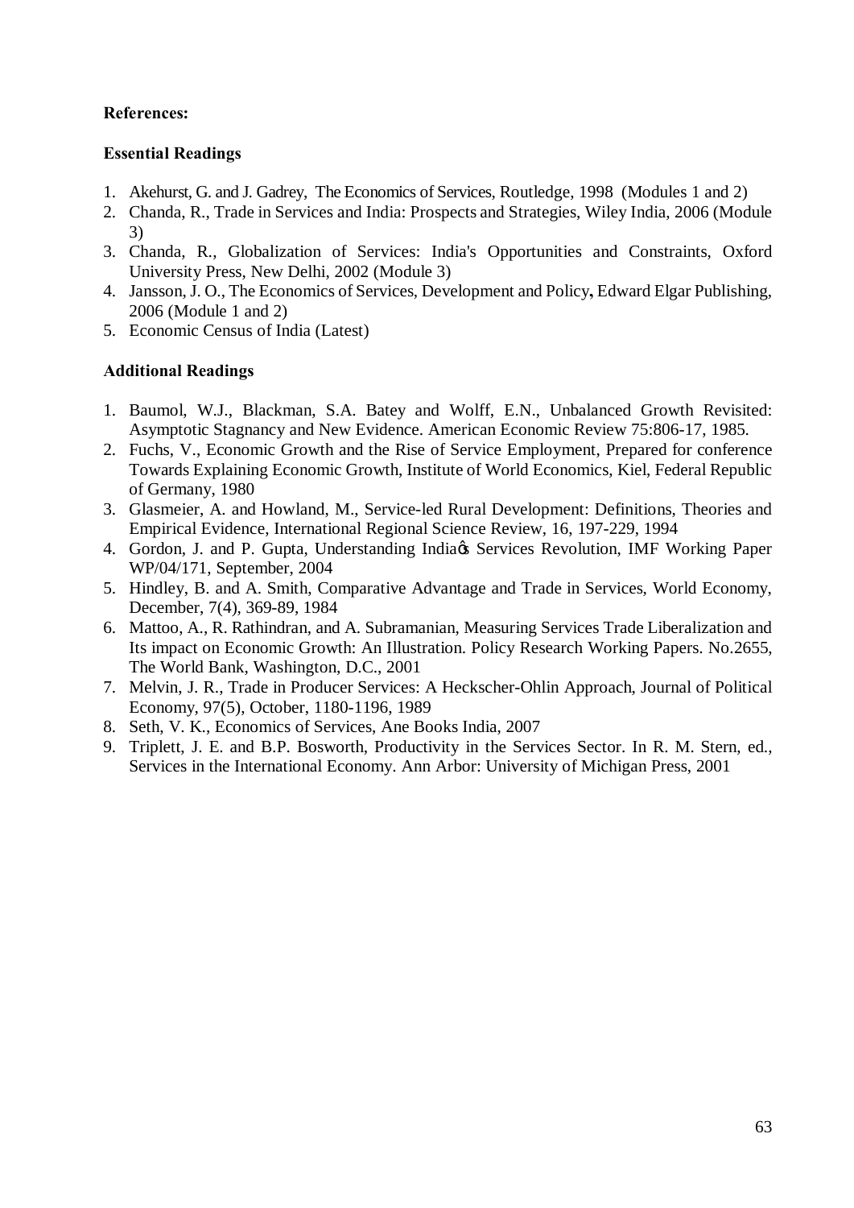**References:**

**Essential Readings**

1. Akehurst, G. and J. Gadrey, The Economics of Services, Routledge, 1998 (Modules 1 and 2)
2. Chanda, R., Trade in Services and India: Prospects and Strategies, Wiley India, 2006 (Module 3)
3. Chanda, R., Globalization of Services: India's Opportunities and Constraints, Oxford University Press, New Delhi, 2002 (Module 3)
4. Jansson, J. O., The Economics of Services, Development and Policy**,** Edward Elgar Publishing, 2006 (Module 1 and 2)
5. Economic Census of India (Latest)

**Additional Readings**

1. Baumol, W.J., Blackman, S.A. Batey and Wolff, E.N., Unbalanced Growth Revisited: Asymptotic Stagnancy and New Evidence. American Economic Review 75:806-17, 1985.
2. Fuchs, V., Economic Growth and the Rise of Service Employment, Prepared for conference Towards Explaining Economic Growth, Institute of World Economics, Kiel, Federal Republic of Germany, 1980
3. Glasmeier, A. and Howland, M., Service-led Rural Development: Definitions, Theories and Empirical Evidence, International Regional Science Review, 16, 197-229, 1994
4. Gordon, J. and P. Gupta, Understanding India's Services Revolution, IMF Working Paper WP/04/171, September, 2004
5. Hindley, B. and A. Smith, Comparative Advantage and Trade in Services, World Economy, December, 7(4), 369-89, 1984
6. Mattoo, A., R. Rathindran, and A. Subramanian, Measuring Services Trade Liberalization and Its impact on Economic Growth: An Illustration. Policy Research Working Papers. No.2655, The World Bank, Washington, D.C., 2001
7. Melvin, J. R., Trade in Producer Services: A Heckscher-Ohlin Approach, Journal of Political Economy, 97(5), October, 1180-1196, 1989
8. Seth, V. K., Economics of Services, Ane Books India, 2007
9. Triplett, J. E. and B.P. Bosworth, Productivity in the Services Sector. In R. M. Stern, ed., Services in the International Economy. Ann Arbor: University of Michigan Press, 2001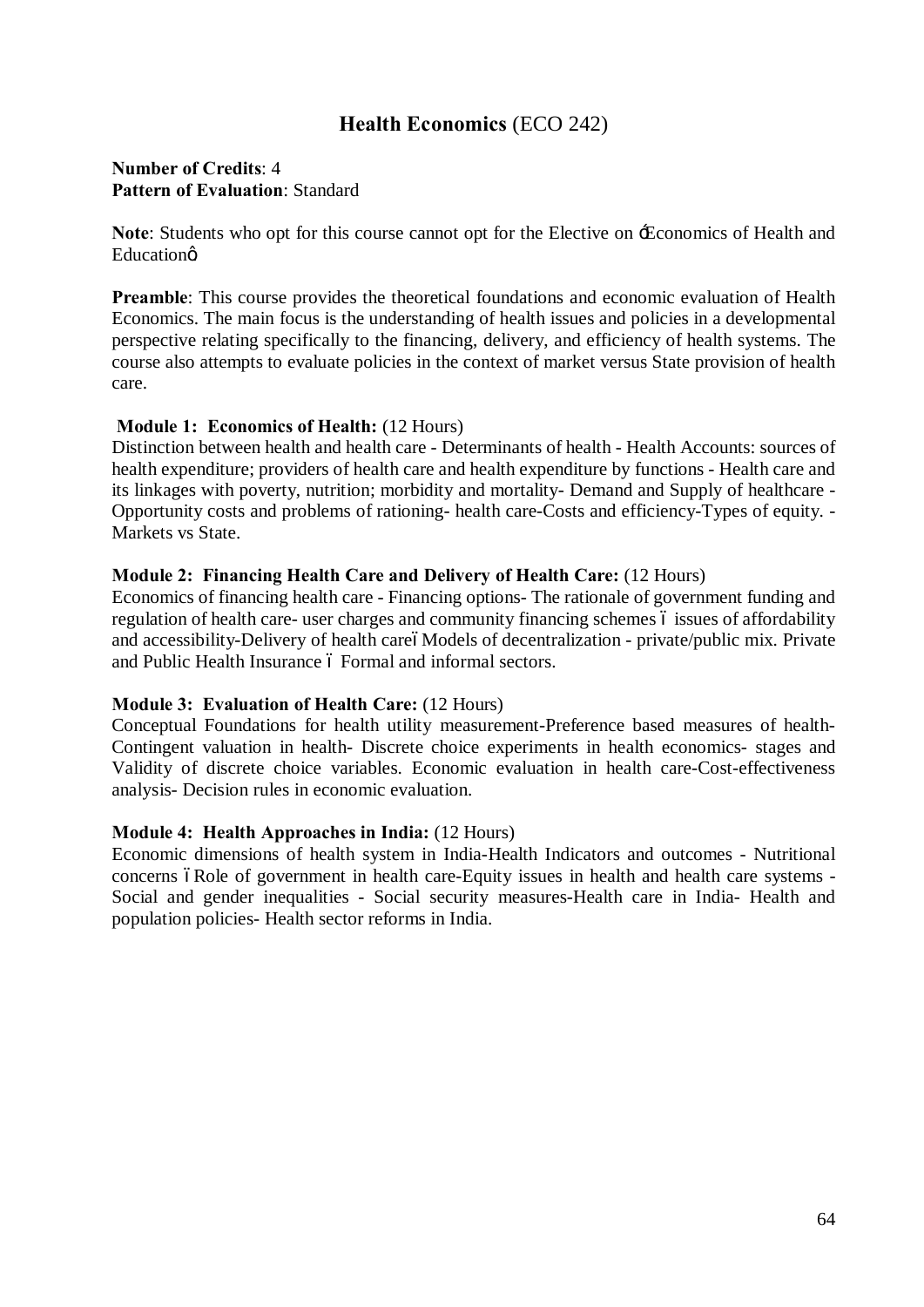# Health Economics (ECO 242)

**Number of Credits**: 4
**Pattern of Evaluation**: Standard

**Note**: Students who opt for this course cannot opt for the Elective on 'Economics of Health and Education'

**Preamble**: This course provides the theoretical foundations and economic evaluation of Health Economics. The main focus is the understanding of health issues and policies in a developmental perspective relating specifically to the financing, delivery, and efficiency of health systems. The course also attempts to evaluate policies in the context of market versus State provision of health care.

**Module 1: Economics of Health:** (12 Hours)
Distinction between health and health care - Determinants of health - Health Accounts: sources of health expenditure; providers of health care and health expenditure by functions - Health care and its linkages with poverty, nutrition; morbidity and mortality- Demand and Supply of healthcare - Opportunity costs and problems of rationing- health care-Costs and efficiency-Types of equity. - Markets vs State.

**Module 2: Financing Health Care and Delivery of Health Care:** (12 Hours)
Economics of financing health care - Financing options- The rationale of government funding and regulation of health care- user charges and community financing schemes – issues of affordability and accessibility-Delivery of health care– Models of decentralization - private/public mix. Private and Public Health Insurance – Formal and informal sectors.

**Module 3: Evaluation of Health Care:** (12 Hours)
Conceptual Foundations for health utility measurement-Preference based measures of health-Contingent valuation in health- Discrete choice experiments in health economics- stages and Validity of discrete choice variables. Economic evaluation in health care-Cost-effectiveness analysis- Decision rules in economic evaluation.

**Module 4: Health Approaches in India:** (12 Hours)
Economic dimensions of health system in India-Health Indicators and outcomes - Nutritional concerns – Role of government in health care-Equity issues in health and health care systems - Social and gender inequalities - Social security measures-Health care in India- Health and population policies- Health sector reforms in India.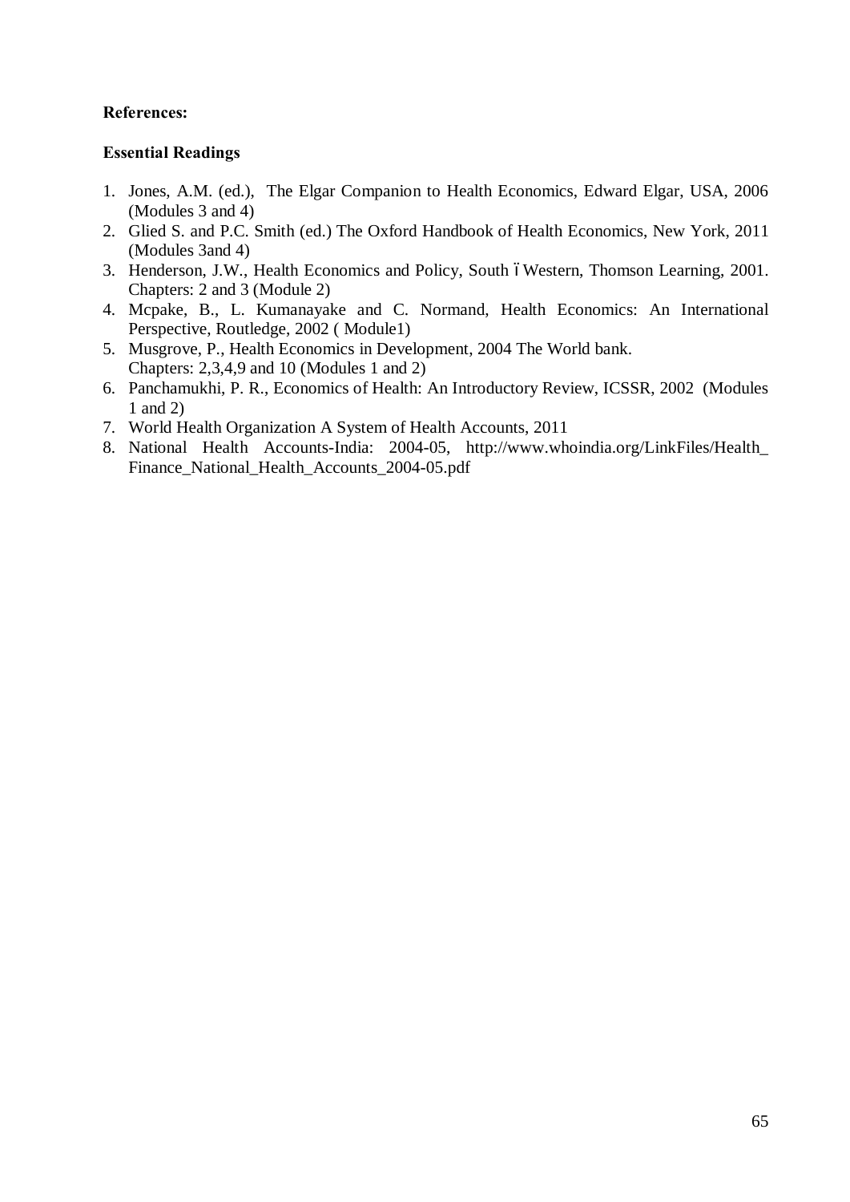**References:**

**Essential Readings**

1. Jones, A.M. (ed.), The Elgar Companion to Health Economics, Edward Elgar, USA, 2006 (Modules 3 and 4)
2. Glied S. and P.C. Smith (ed.) The Oxford Handbook of Health Economics, New York, 2011 (Modules 3and 4)
3. Henderson, J.W., Health Economics and Policy, South ó Western, Thomson Learning, 2001. Chapters: 2 and 3 (Module 2)
4. Mcpake, B., L. Kumanayake and C. Normand, Health Economics: An International Perspective, Routledge, 2002 ( Module1)
5. Musgrove, P., Health Economics in Development, 2004 The World bank. Chapters: 2,3,4,9 and 10 (Modules 1 and 2)
6. Panchamukhi, P. R., Economics of Health: An Introductory Review, ICSSR, 2002 (Modules 1 and 2)
7. World Health Organization A System of Health Accounts, 2011
8. National Health Accounts-India: 2004-05, http://www.whoindia.org/LinkFiles/Health_Finance_National_Health_Accounts_2004-05.pdf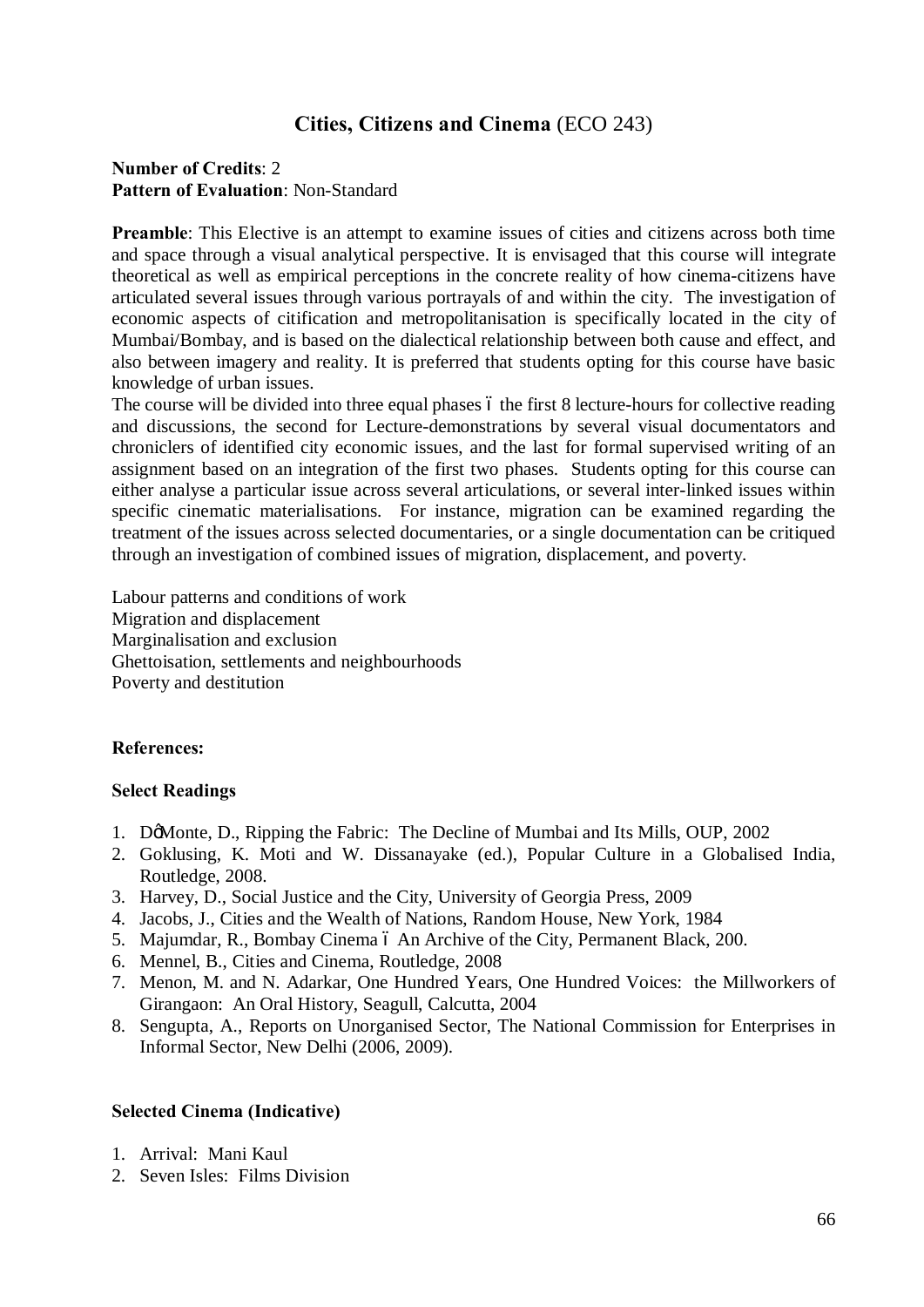## **Cities, Citizens and Cinema** (ECO 243)

**Number of Credits**: 2
**Pattern of Evaluation**: Non-Standard

**Preamble**: This Elective is an attempt to examine issues of cities and citizens across both time and space through a visual analytical perspective. It is envisaged that this course will integrate theoretical as well as empirical perceptions in the concrete reality of how cinema-citizens have articulated several issues through various portrayals of and within the city. The investigation of economic aspects of citification and metropolitanisation is specifically located in the city of Mumbai/Bombay, and is based on the dialectical relationship between both cause and effect, and also between imagery and reality. It is preferred that students opting for this course have basic knowledge of urban issues.

The course will be divided into three equal phases 6 the first 8 lecture-hours for collective reading and discussions, the second for Lecture-demonstrations by several visual documentators and chroniclers of identified city economic issues, and the last for formal supervised writing of an assignment based on an integration of the first two phases. Students opting for this course can either analyse a particular issue across several articulations, or several inter-linked issues within specific cinematic materialisations. For instance, migration can be examined regarding the treatment of the issues across selected documentaries, or a single documentation can be critiqued through an investigation of combined issues of migration, displacement, and poverty.

Labour patterns and conditions of work
Migration and displacement
Marginalisation and exclusion
Ghettoisation, settlements and neighbourhoods
Poverty and destitution

**References:**

**Select Readings**

1. DøMonte, D., Ripping the Fabric: The Decline of Mumbai and Its Mills, OUP, 2002
2. Goklusing, K. Moti and W. Dissanayake (ed.), Popular Culture in a Globalised India, Routledge, 2008.
3. Harvey, D., Social Justice and the City, University of Georgia Press, 2009
4. Jacobs, J., Cities and the Wealth of Nations, Random House, New York, 1984
5. Majumdar, R., Bombay Cinema 6 An Archive of the City, Permanent Black, 200.
6. Mennel, B., Cities and Cinema, Routledge, 2008
7. Menon, M. and N. Adarkar, One Hundred Years, One Hundred Voices: the Millworkers of Girangaon: An Oral History, Seagull, Calcutta, 2004
8. Sengupta, A., Reports on Unorganised Sector, The National Commission for Enterprises in Informal Sector, New Delhi (2006, 2009).

**Selected Cinema (Indicative)**

1. Arrival: Mani Kaul
2. Seven Isles: Films Division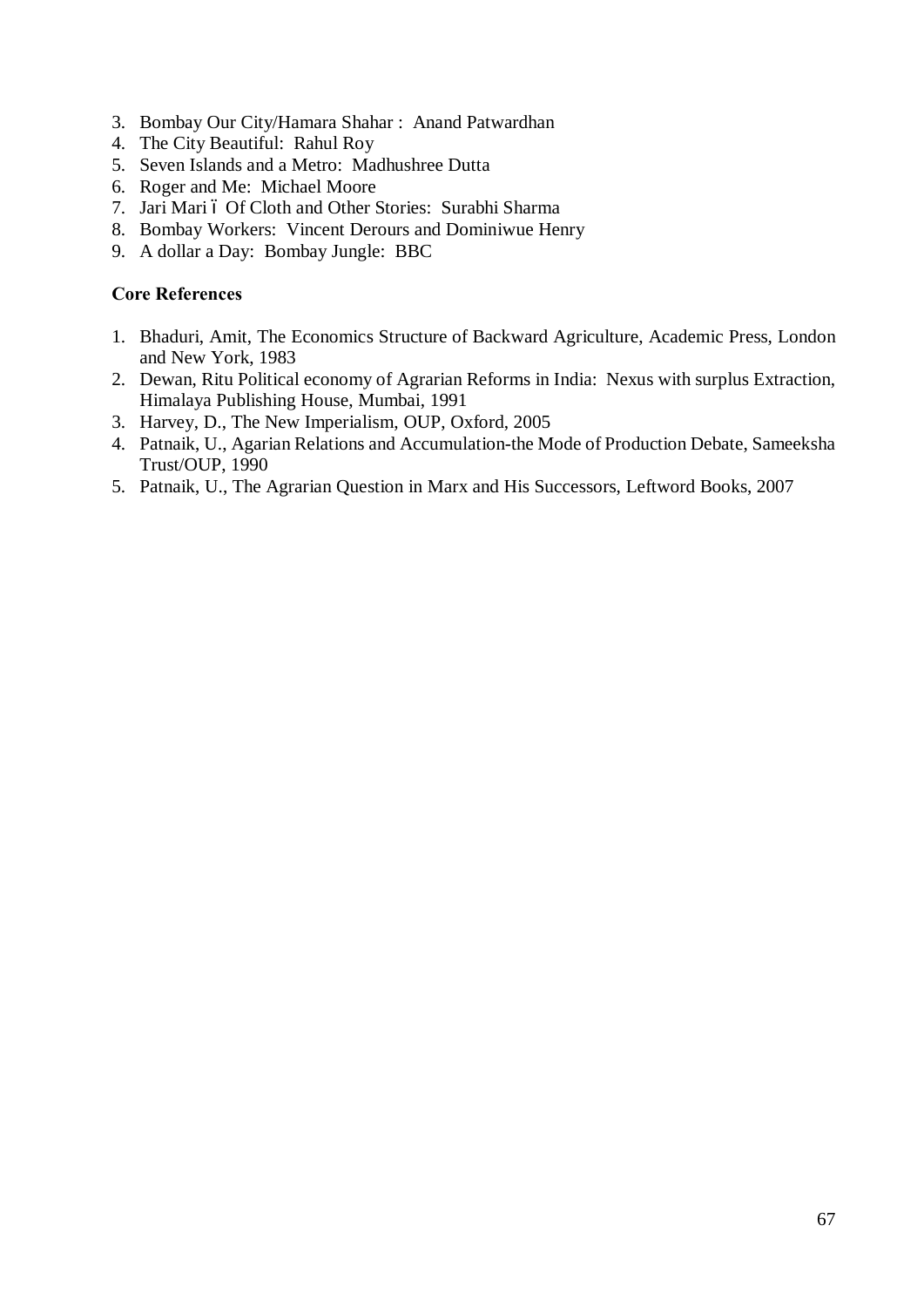3. Bombay Our City/Hamara Shahar : Anand Patwardhan
4. The City Beautiful: Rahul Roy
5. Seven Islands and a Metro: Madhushree Dutta
6. Roger and Me: Michael Moore
7. Jari Mari ó Of Cloth and Other Stories: Surabhi Sharma
8. Bombay Workers: Vincent Derours and Dominiwue Henry
9. A dollar a Day: Bombay Jungle: BBC

**Core References**

1. Bhaduri, Amit, The Economics Structure of Backward Agriculture, Academic Press, London and New York, 1983
2. Dewan, Ritu Political economy of Agrarian Reforms in India: Nexus with surplus Extraction, Himalaya Publishing House, Mumbai, 1991
3. Harvey, D., The New Imperialism, OUP, Oxford, 2005
4. Patnaik, U., Agarian Relations and Accumulation-the Mode of Production Debate, Sameeksha Trust/OUP, 1990
5. Patnaik, U., The Agrarian Question in Marx and His Successors, Leftword Books, 2007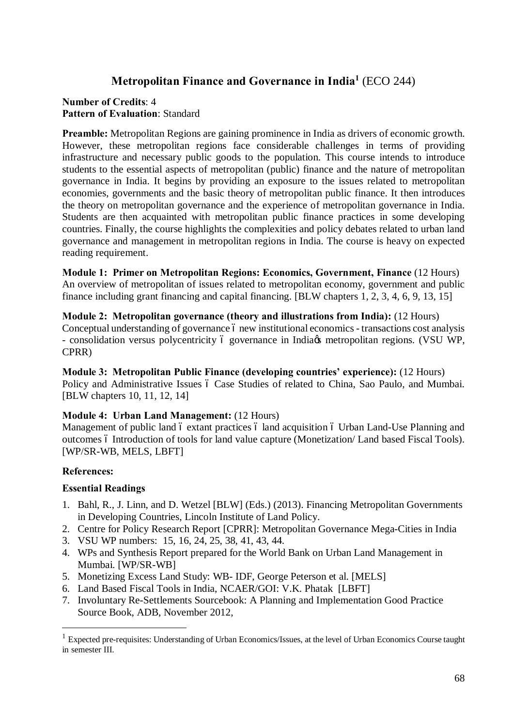## Metropolitan Finance and Governance in India[1] (ECO 244)

**Number of Credits**: 4
**Pattern of Evaluation**: Standard

**Preamble:** Metropolitan Regions are gaining prominence in India as drivers of economic growth. However, these metropolitan regions face considerable challenges in terms of providing infrastructure and necessary public goods to the population. This course intends to introduce students to the essential aspects of metropolitan (public) finance and the nature of metropolitan governance in India. It begins by providing an exposure to the issues related to metropolitan economies, governments and the basic theory of metropolitan public finance. It then introduces the theory on metropolitan governance and the experience of metropolitan governance in India. Students are then acquainted with metropolitan public finance practices in some developing countries. Finally, the course highlights the complexities and policy debates related to urban land governance and management in metropolitan regions in India. The course is heavy on expected reading requirement.

**Module 1: Primer on Metropolitan Regions: Economics, Government, Finance** (12 Hours)
An overview of metropolitan of issues related to metropolitan economy, government and public finance including grant financing and capital financing. [BLW chapters 1, 2, 3, 4, 6, 9, 13, 15]

**Module 2: Metropolitan governance (theory and illustrations from India):** (12 Hours)
Conceptual understanding of governance – new institutional economics - transactions cost analysis - consolidation versus polycentricity – governance in India's metropolitan regions. (VSU WP, CPRR)

**Module 3: Metropolitan Public Finance (developing countries' experience):** (12 Hours)
Policy and Administrative Issues – Case Studies of related to China, Sao Paulo, and Mumbai. [BLW chapters 10, 11, 12, 14]

**Module 4: Urban Land Management:** (12 Hours)
Management of public land – extant practices – land acquisition – Urban Land-Use Planning and outcomes – Introduction of tools for land value capture (Monetization/ Land based Fiscal Tools). [WP/SR-WB, MELS, LBFT]

**References:**

**Essential Readings**

1. Bahl, R., J. Linn, and D. Wetzel [BLW] (Eds.) (2013). Financing Metropolitan Governments in Developing Countries, Lincoln Institute of Land Policy.
2. Centre for Policy Research Report [CPRR]: Metropolitan Governance Mega-Cities in India
3. VSU WP numbers: 15, 16, 24, 25, 38, 41, 43, 44.
4. WPs and Synthesis Report prepared for the World Bank on Urban Land Management in Mumbai. [WP/SR-WB]
5. Monetizing Excess Land Study: WB- IDF, George Peterson et al. [MELS]
6. Land Based Fiscal Tools in India, NCAER/GOI: V.K. Phatak [LBFT]
7. Involuntary Re-Settlements Sourcebook: A Planning and Implementation Good Practice Source Book, ADB, November 2012,

---

[1] Expected pre-requisites: Understanding of Urban Economics/Issues, at the level of Urban Economics Course taught in semester III.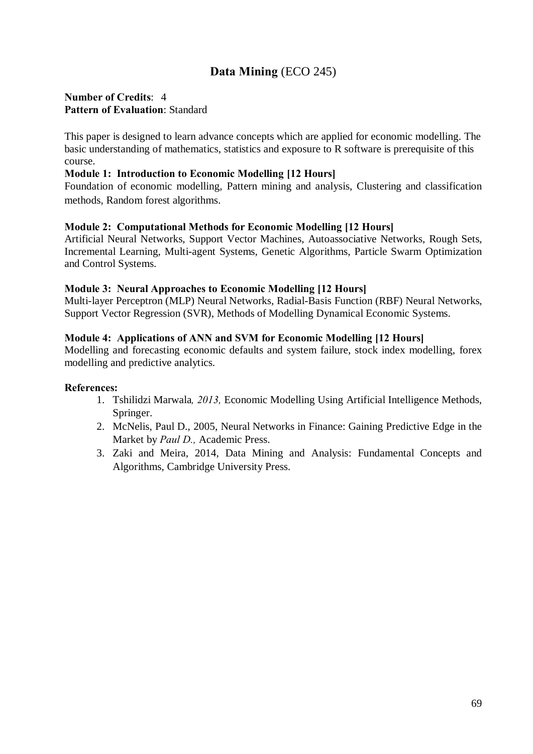## **Data Mining** (ECO 245)

**Number of Credits**: 4
**Pattern of Evaluation**: Standard

This paper is designed to learn advance concepts which are applied for economic modelling. The basic understanding of mathematics, statistics and exposure to R software is prerequisite of this course.

**Module 1: Introduction to Economic Modelling [12 Hours]**

Foundation of economic modelling, Pattern mining and analysis, Clustering and classification methods, Random forest algorithms.

**Module 2: Computational Methods for Economic Modelling [12 Hours]**

Artificial Neural Networks, Support Vector Machines, Autoassociative Networks, Rough Sets, Incremental Learning, Multi-agent Systems, Genetic Algorithms, Particle Swarm Optimization and Control Systems.

**Module 3: Neural Approaches to Economic Modelling [12 Hours]**

Multi-layer Perceptron (MLP) Neural Networks, Radial-Basis Function (RBF) Neural Networks, Support Vector Regression (SVR), Methods of Modelling Dynamical Economic Systems.

**Module 4: Applications of ANN and SVM for Economic Modelling [12 Hours]**

Modelling and forecasting economic defaults and system failure, stock index modelling, forex modelling and predictive analytics.

**References:**

1. Tshilidzi Marwala*, 2013,* Economic Modelling Using Artificial Intelligence Methods, Springer.
2. McNelis, Paul D., 2005, Neural Networks in Finance: Gaining Predictive Edge in the Market by *Paul D.,* Academic Press.
3. Zaki and Meira, 2014, Data Mining and Analysis: Fundamental Concepts and Algorithms, Cambridge University Press.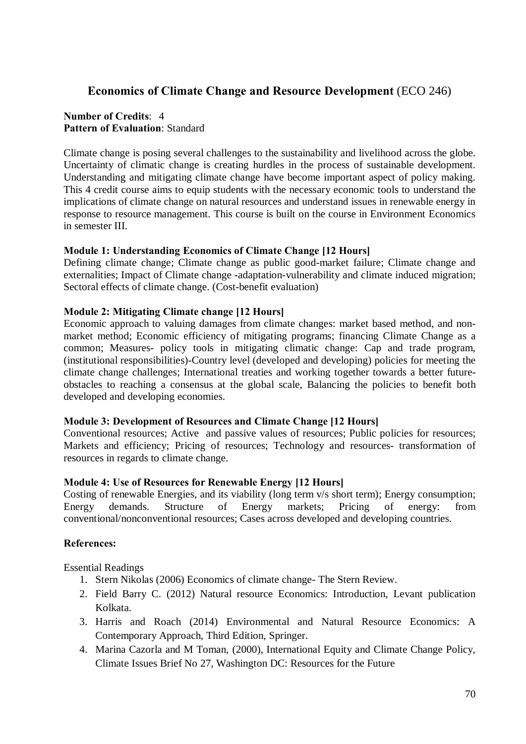## **Economics of Climate Change and Resource Development** (ECO 246)

**Number of Credits**: 4
**Pattern of Evaluation**: Standard

Climate change is posing several challenges to the sustainability and livelihood across the globe. Uncertainty of climatic change is creating hurdles in the process of sustainable development. Understanding and mitigating climate change have become important aspect of policy making. This 4 credit course aims to equip students with the necessary economic tools to understand the implications of climate change on natural resources and understand issues in renewable energy in response to resource management. This course is built on the course in Environment Economics in semester III.

**Module 1: Understanding Economics of Climate Change [12 Hours]**
Defining climate change; Climate change as public good-market failure; Climate change and externalities; Impact of Climate change -adaptation-vulnerability and climate induced migration; Sectoral effects of climate change. (Cost-benefit evaluation)

**Module 2: Mitigating Climate change [12 Hours]**
Economic approach to valuing damages from climate changes: market based method, and non-market method; Economic efficiency of mitigating programs; financing Climate Change as a common; Measures- policy tools in mitigating climatic change: Cap and trade program, (institutional responsibilities)-Country level (developed and developing) policies for meeting the climate change challenges; International treaties and working together towards a better future-obstacles to reaching a consensus at the global scale, Balancing the policies to benefit both developed and developing economies.

**Module 3: Development of Resources and Climate Change [12 Hours]**
Conventional resources; Active and passive values of resources; Public policies for resources; Markets and efficiency; Pricing of resources; Technology and resources- transformation of resources in regards to climate change.

**Module 4: Use of Resources for Renewable Energy [12 Hours]**
Costing of renewable Energies, and its viability (long term v/s short term); Energy consumption; Energy demands. Structure of Energy markets; Pricing of energy: from conventional/nonconventional resources; Cases across developed and developing countries.

**References:**

Essential Readings

1. Stern Nikolas (2006) Economics of climate change- The Stern Review.
2. Field Barry C. (2012) Natural resource Economics: Introduction, Levant publication Kolkata.
3. Harris and Roach (2014) Environmental and Natural Resource Economics: A Contemporary Approach, Third Edition, Springer.
4. Marina Cazorla and M Toman, (2000), International Equity and Climate Change Policy, Climate Issues Brief No 27, Washington DC: Resources for the Future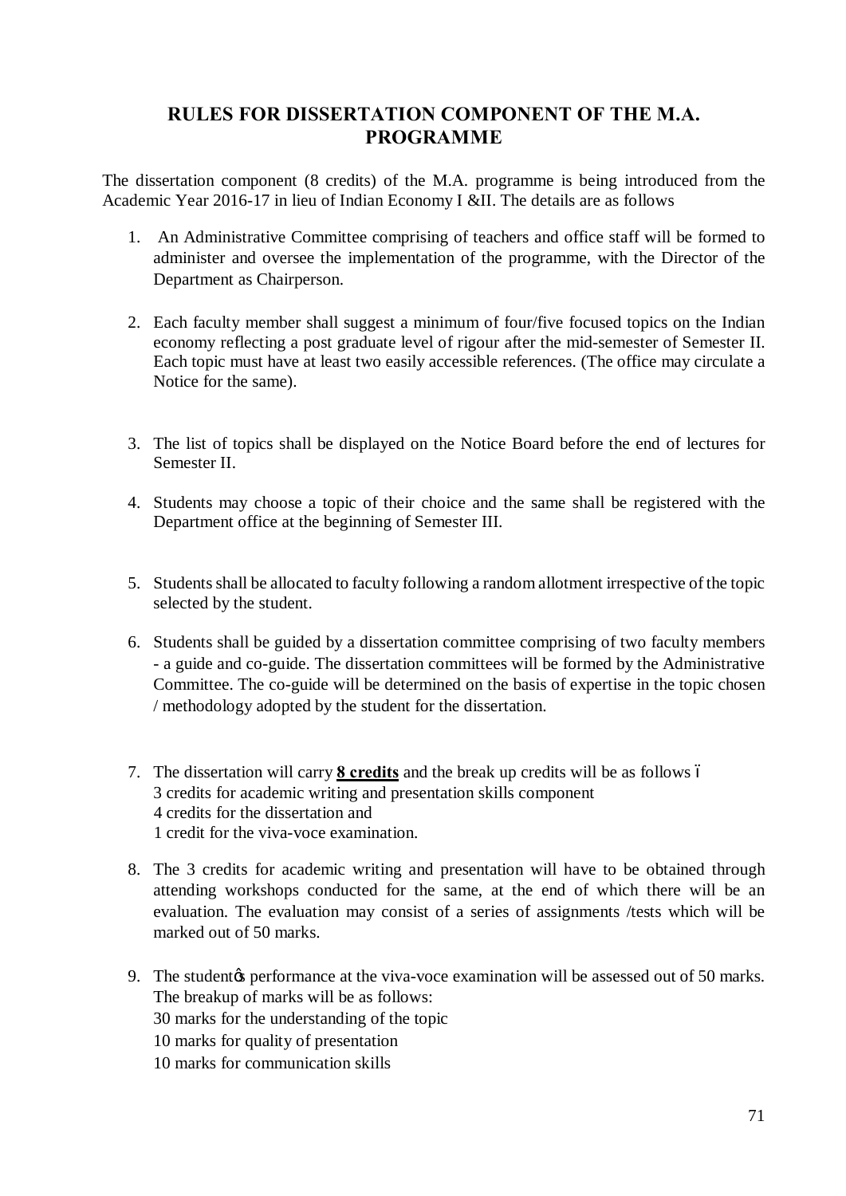# RULES FOR DISSERTATION COMPONENT OF THE M.A. PROGRAMME

The dissertation component (8 credits) of the M.A. programme is being introduced from the Academic Year 2016-17 in lieu of Indian Economy I &II. The details are as follows

1. An Administrative Committee comprising of teachers and office staff will be formed to administer and oversee the implementation of the programme, with the Director of the Department as Chairperson.

2. Each faculty member shall suggest a minimum of four/five focused topics on the Indian economy reflecting a post graduate level of rigour after the mid-semester of Semester II. Each topic must have at least two easily accessible references. (The office may circulate a Notice for the same).

3. The list of topics shall be displayed on the Notice Board before the end of lectures for Semester II.

4. Students may choose a topic of their choice and the same shall be registered with the Department office at the beginning of Semester III.

5. Students shall be allocated to faculty following a random allotment irrespective of the topic selected by the student.

6. Students shall be guided by a dissertation committee comprising of two faculty members - a guide and co-guide. The dissertation committees will be formed by the Administrative Committee. The co-guide will be determined on the basis of expertise in the topic chosen / methodology adopted by the student for the dissertation.

7. The dissertation will carry **8 credits** and the break up credits will be as follows –
   3 credits for academic writing and presentation skills component
   4 credits for the dissertation and
   1 credit for the viva-voce examination.

8. The 3 credits for academic writing and presentation will have to be obtained through attending workshops conducted for the same, at the end of which there will be an evaluation. The evaluation may consist of a series of assignments /tests which will be marked out of 50 marks.

9. The student's performance at the viva-voce examination will be assessed out of 50 marks. The breakup of marks will be as follows:
   30 marks for the understanding of the topic
   10 marks for quality of presentation
   10 marks for communication skills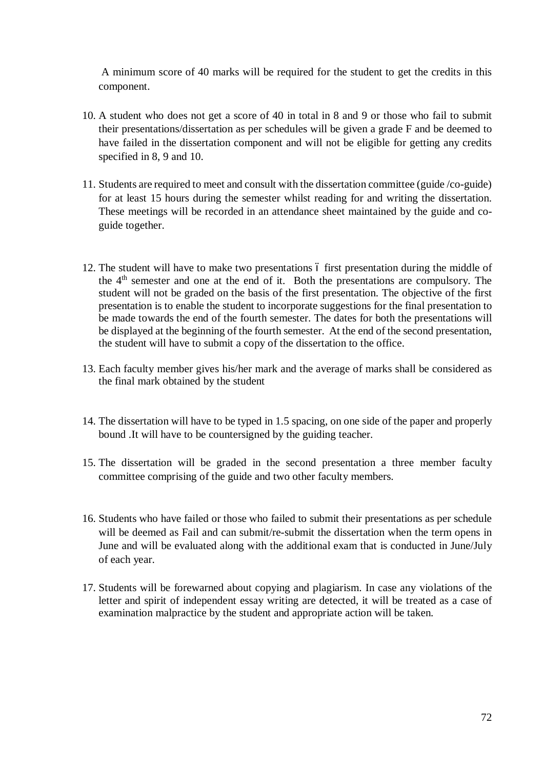A minimum score of 40 marks will be required for the student to get the credits in this component.

10. A student who does not get a score of 40 in total in 8 and 9 or those who fail to submit their presentations/dissertation as per schedules will be given a grade F and be deemed to have failed in the dissertation component and will not be eligible for getting any credits specified in 8, 9 and 10.

11. Students are required to meet and consult with the dissertation committee (guide /co-guide) for at least 15 hours during the semester whilst reading for and writing the dissertation. These meetings will be recorded in an attendance sheet maintained by the guide and co-guide together.

12. The student will have to make two presentations ó first presentation during the middle of the 4th semester and one at the end of it. Both the presentations are compulsory. The student will not be graded on the basis of the first presentation. The objective of the first presentation is to enable the student to incorporate suggestions for the final presentation to be made towards the end of the fourth semester. The dates for both the presentations will be displayed at the beginning of the fourth semester. At the end of the second presentation, the student will have to submit a copy of the dissertation to the office.

13. Each faculty member gives his/her mark and the average of marks shall be considered as the final mark obtained by the student

14. The dissertation will have to be typed in 1.5 spacing, on one side of the paper and properly bound .It will have to be countersigned by the guiding teacher.

15. The dissertation will be graded in the second presentation a three member faculty committee comprising of the guide and two other faculty members.

16. Students who have failed or those who failed to submit their presentations as per schedule will be deemed as Fail and can submit/re-submit the dissertation when the term opens in June and will be evaluated along with the additional exam that is conducted in June/July of each year.

17. Students will be forewarned about copying and plagiarism. In case any violations of the letter and spirit of independent essay writing are detected, it will be treated as a case of examination malpractice by the student and appropriate action will be taken.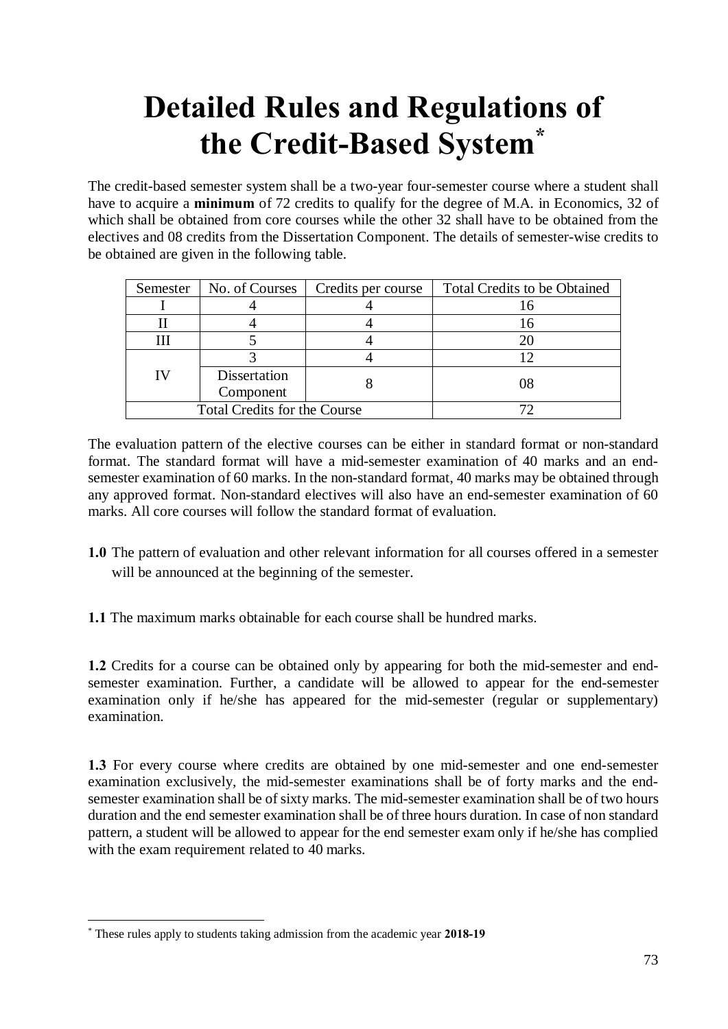# Detailed Rules and Regulations of the Credit-Based System[*]

The credit-based semester system shall be a two-year four-semester course where a student shall have to acquire a **minimum** of 72 credits to qualify for the degree of M.A. in Economics, 32 of which shall be obtained from core courses while the other 32 shall have to be obtained from the electives and 08 credits from the Dissertation Component. The details of semester-wise credits to be obtained are given in the following table.

| Semester | No. of Courses | Credits per course | Total Credits to be Obtained |
|---|---|---|---|
| I | 4 | 4 | 16 |
| II | 4 | 4 | 16 |
| III | 5 | 4 | 20 |
| IV | 3 | 4 | 12 |
| | Dissertation Component | 8 | 08 |
| Total Credits for the Course | | | 72 |

The evaluation pattern of the elective courses can be either in standard format or non-standard format. The standard format will have a mid-semester examination of 40 marks and an end-semester examination of 60 marks. In the non-standard format, 40 marks may be obtained through any approved format. Non-standard electives will also have an end-semester examination of 60 marks. All core courses will follow the standard format of evaluation.

**1.0** The pattern of evaluation and other relevant information for all courses offered in a semester will be announced at the beginning of the semester.

**1.1** The maximum marks obtainable for each course shall be hundred marks.

**1.2** Credits for a course can be obtained only by appearing for both the mid-semester and end-semester examination. Further, a candidate will be allowed to appear for the end-semester examination only if he/she has appeared for the mid-semester (regular or supplementary) examination.

**1.3** For every course where credits are obtained by one mid-semester and one end-semester examination exclusively, the mid-semester examinations shall be of forty marks and the end-semester examination shall be of sixty marks. The mid-semester examination shall be of two hours duration and the end semester examination shall be of three hours duration. In case of non standard pattern, a student will be allowed to appear for the end semester exam only if he/she has complied with the exam requirement related to 40 marks.

---

[*] These rules apply to students taking admission from the academic year **2018-19**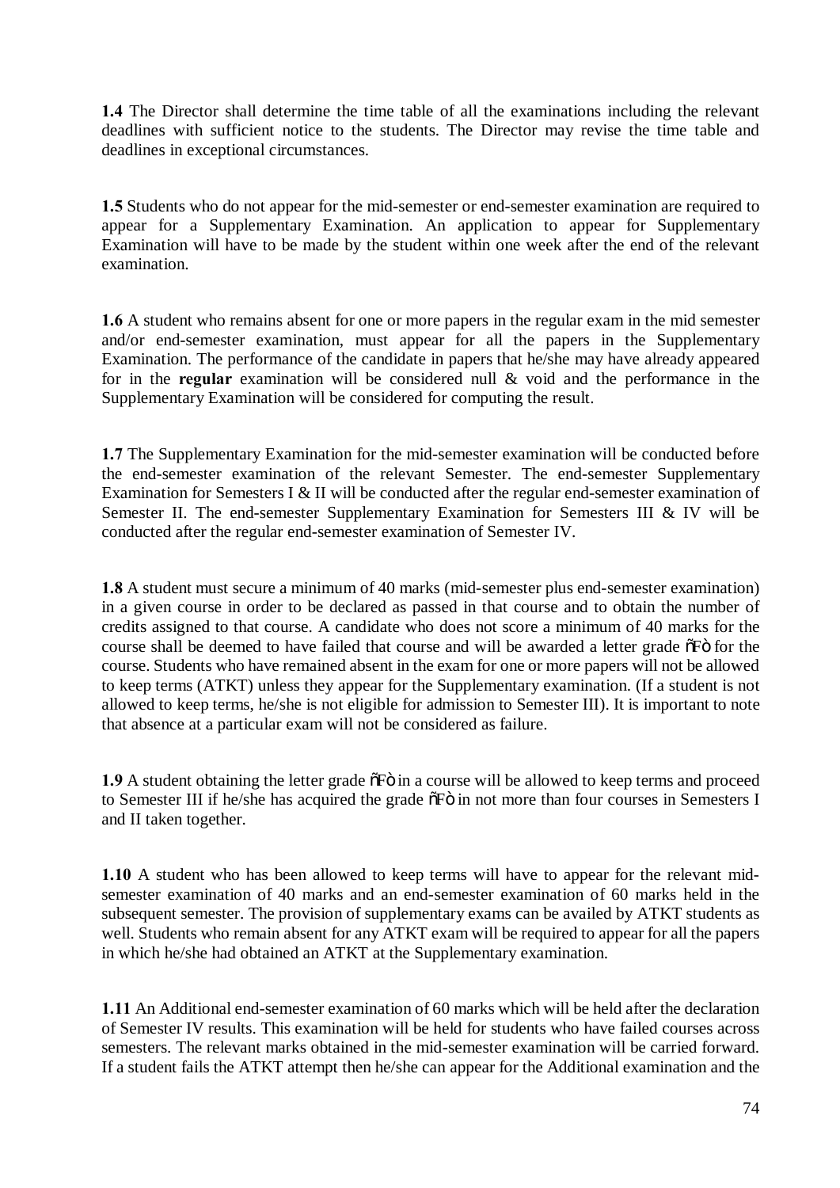**1.4** The Director shall determine the time table of all the examinations including the relevant deadlines with sufficient notice to the students. The Director may revise the time table and deadlines in exceptional circumstances.

**1.5** Students who do not appear for the mid-semester or end-semester examination are required to appear for a Supplementary Examination. An application to appear for Supplementary Examination will have to be made by the student within one week after the end of the relevant examination.

**1.6** A student who remains absent for one or more papers in the regular exam in the mid semester and/or end-semester examination, must appear for all the papers in the Supplementary Examination. The performance of the candidate in papers that he/she may have already appeared for in the **regular** examination will be considered null & void and the performance in the Supplementary Examination will be considered for computing the result.

**1.7** The Supplementary Examination for the mid-semester examination will be conducted before the end-semester examination of the relevant Semester. The end-semester Supplementary Examination for Semesters I & II will be conducted after the regular end-semester examination of Semester II. The end-semester Supplementary Examination for Semesters III & IV will be conducted after the regular end-semester examination of Semester IV.

**1.8** A student must secure a minimum of 40 marks (mid-semester plus end-semester examination) in a given course in order to be declared as passed in that course and to obtain the number of credits assigned to that course. A candidate who does not score a minimum of 40 marks for the course shall be deemed to have failed that course and will be awarded a letter grade õFò for the course. Students who have remained absent in the exam for one or more papers will not be allowed to keep terms (ATKT) unless they appear for the Supplementary examination. (If a student is not allowed to keep terms, he/she is not eligible for admission to Semester III). It is important to note that absence at a particular exam will not be considered as failure.

**1.9** A student obtaining the letter grade õFò in a course will be allowed to keep terms and proceed to Semester III if he/she has acquired the grade õFò in not more than four courses in Semesters I and II taken together.

**1.10** A student who has been allowed to keep terms will have to appear for the relevant mid-semester examination of 40 marks and an end-semester examination of 60 marks held in the subsequent semester. The provision of supplementary exams can be availed by ATKT students as well. Students who remain absent for any ATKT exam will be required to appear for all the papers in which he/she had obtained an ATKT at the Supplementary examination.

**1.11** An Additional end-semester examination of 60 marks which will be held after the declaration of Semester IV results. This examination will be held for students who have failed courses across semesters. The relevant marks obtained in the mid-semester examination will be carried forward. If a student fails the ATKT attempt then he/she can appear for the Additional examination and the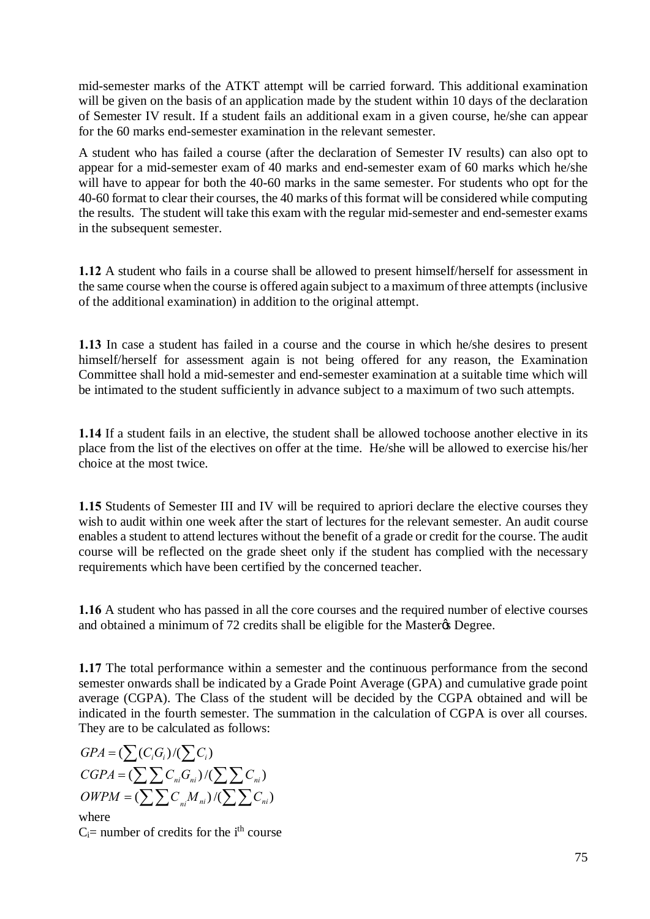mid-semester marks of the ATKT attempt will be carried forward. This additional examination will be given on the basis of an application made by the student within 10 days of the declaration of Semester IV result. If a student fails an additional exam in a given course, he/she can appear for the 60 marks end-semester examination in the relevant semester.

A student who has failed a course (after the declaration of Semester IV results) can also opt to appear for a mid-semester exam of 40 marks and end-semester exam of 60 marks which he/she will have to appear for both the 40-60 marks in the same semester. For students who opt for the 40-60 format to clear their courses, the 40 marks of this format will be considered while computing the results. The student will take this exam with the regular mid-semester and end-semester exams in the subsequent semester.

**1.12** A student who fails in a course shall be allowed to present himself/herself for assessment in the same course when the course is offered again subject to a maximum of three attempts (inclusive of the additional examination) in addition to the original attempt.

**1.13** In case a student has failed in a course and the course in which he/she desires to present himself/herself for assessment again is not being offered for any reason, the Examination Committee shall hold a mid-semester and end-semester examination at a suitable time which will be intimated to the student sufficiently in advance subject to a maximum of two such attempts.

**1.14** If a student fails in an elective, the student shall be allowed tochoose another elective in its place from the list of the electives on offer at the time. He/she will be allowed to exercise his/her choice at the most twice.

**1.15** Students of Semester III and IV will be required to apriori declare the elective courses they wish to audit within one week after the start of lectures for the relevant semester. An audit course enables a student to attend lectures without the benefit of a grade or credit for the course. The audit course will be reflected on the grade sheet only if the student has complied with the necessary requirements which have been certified by the concerned teacher.

**1.16** A student who has passed in all the core courses and the required number of elective courses and obtained a minimum of 72 credits shall be eligible for the Masterǿs Degree.

**1.17** The total performance within a semester and the continuous performance from the second semester onwards shall be indicated by a Grade Point Average (GPA) and cumulative grade point average (CGPA). The Class of the student will be decided by the CGPA obtained and will be indicated in the fourth semester. The summation in the calculation of CGPA is over all courses. They are to be calculated as follows:

$$GPA = (\sum (C_i G_i) / (\sum C_i)$$

$$CGPA = (\sum \sum C_{ni} G_{ni}) / (\sum \sum C_{ni})$$

$$OWPM = (\sum \sum C_{ni} M_{ni}) / (\sum \sum C_{ni})$$

where

$C_i$= number of credits for the i$^{th}$ course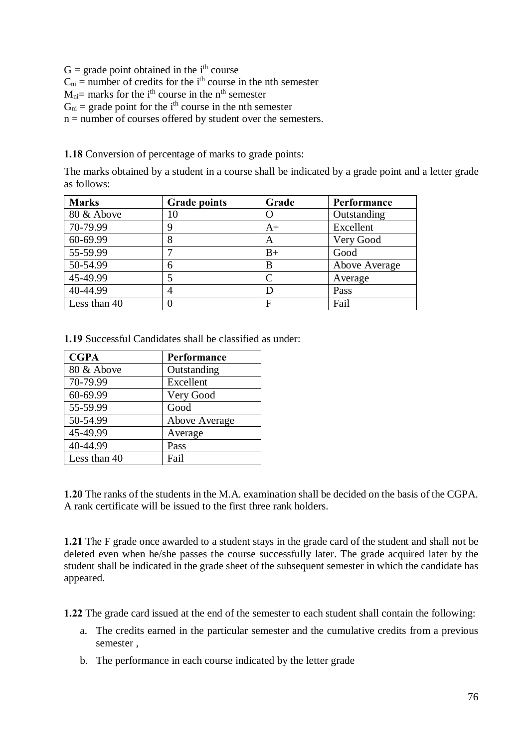$G$ = grade point obtained in the $i^{th}$ course
$C_{ni}$ = number of credits for the $i^{th}$ course in the nth semester
$M_{ni}$= marks for the $i^{th}$ course in the $n^{th}$ semester
$G_{ni}$ = grade point for the $i^{th}$ course in the nth semester
n = number of courses offered by student over the semesters.

**1.18** Conversion of percentage of marks to grade points:

The marks obtained by a student in a course shall be indicated by a grade point and a letter grade as follows:

| Marks | Grade points | Grade | Performance |
|---|---|---|---|
| 80 & Above | 10 | O | Outstanding |
| 70-79.99 | 9 | A+ | Excellent |
| 60-69.99 | 8 | A | Very Good |
| 55-59.99 | 7 | B+ | Good |
| 50-54.99 | 6 | B | Above Average |
| 45-49.99 | 5 | C | Average |
| 40-44.99 | 4 | D | Pass |
| Less than 40 | 0 | F | Fail |

**1.19** Successful Candidates shall be classified as under:

| CGPA | Performance |
|---|---|
| 80 & Above | Outstanding |
| 70-79.99 | Excellent |
| 60-69.99 | Very Good |
| 55-59.99 | Good |
| 50-54.99 | Above Average |
| 45-49.99 | Average |
| 40-44.99 | Pass |
| Less than 40 | Fail |

**1.20** The ranks of the students in the M.A. examination shall be decided on the basis of the CGPA. A rank certificate will be issued to the first three rank holders.

**1.21** The F grade once awarded to a student stays in the grade card of the student and shall not be deleted even when he/she passes the course successfully later. The grade acquired later by the student shall be indicated in the grade sheet of the subsequent semester in which the candidate has appeared.

**1.22** The grade card issued at the end of the semester to each student shall contain the following:

a. The credits earned in the particular semester and the cumulative credits from a previous semester ,
b. The performance in each course indicated by the letter grade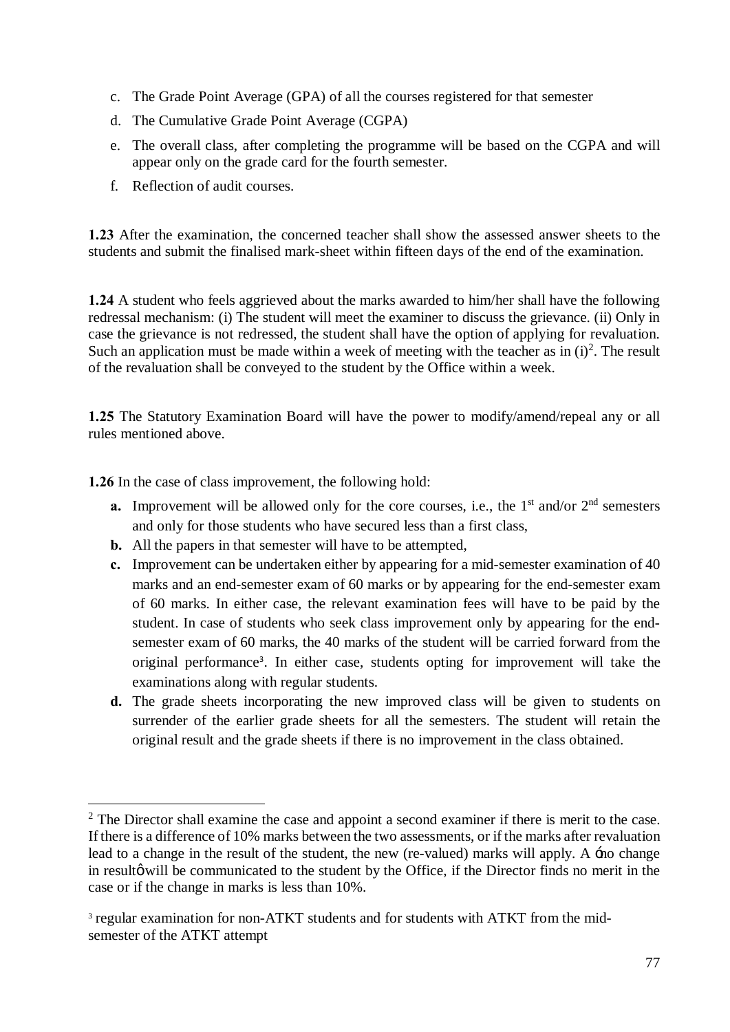c. The Grade Point Average (GPA) of all the courses registered for that semester
d. The Cumulative Grade Point Average (CGPA)
e. The overall class, after completing the programme will be based on the CGPA and will appear only on the grade card for the fourth semester.
f. Reflection of audit courses.

**1.23** After the examination, the concerned teacher shall show the assessed answer sheets to the students and submit the finalised mark-sheet within fifteen days of the end of the examination.

**1.24** A student who feels aggrieved about the marks awarded to him/her shall have the following redressal mechanism: (i) The student will meet the examiner to discuss the grievance. (ii) Only in case the grievance is not redressed, the student shall have the option of applying for revaluation. Such an application must be made within a week of meeting with the teacher as in (i)[2]. The result of the revaluation shall be conveyed to the student by the Office within a week.

**1.25** The Statutory Examination Board will have the power to modify/amend/repeal any or all rules mentioned above.

**1.26** In the case of class improvement, the following hold:

- **a.** Improvement will be allowed only for the core courses, i.e., the 1st and/or 2nd semesters and only for those students who have secured less than a first class,
- **b.** All the papers in that semester will have to be attempted,
- **c.** Improvement can be undertaken either by appearing for a mid-semester examination of 40 marks and an end-semester exam of 60 marks or by appearing for the end-semester exam of 60 marks. In either case, the relevant examination fees will have to be paid by the student. In case of students who seek class improvement only by appearing for the end-semester exam of 60 marks, the 40 marks of the student will be carried forward from the original performance[3]. In either case, students opting for improvement will take the examinations along with regular students.
- **d.** The grade sheets incorporating the new improved class will be given to students on surrender of the earlier grade sheets for all the semesters. The student will retain the original result and the grade sheets if there is no improvement in the class obtained.

---

[2] The Director shall examine the case and appoint a second examiner if there is merit to the case. If there is a difference of 10% marks between the two assessments, or if the marks after revaluation lead to a change in the result of the student, the new (re-valued) marks will apply. A 'no change in result' will be communicated to the student by the Office, if the Director finds no merit in the case or if the change in marks is less than 10%.

[3] regular examination for non-ATKT students and for students with ATKT from the mid-semester of the ATKT attempt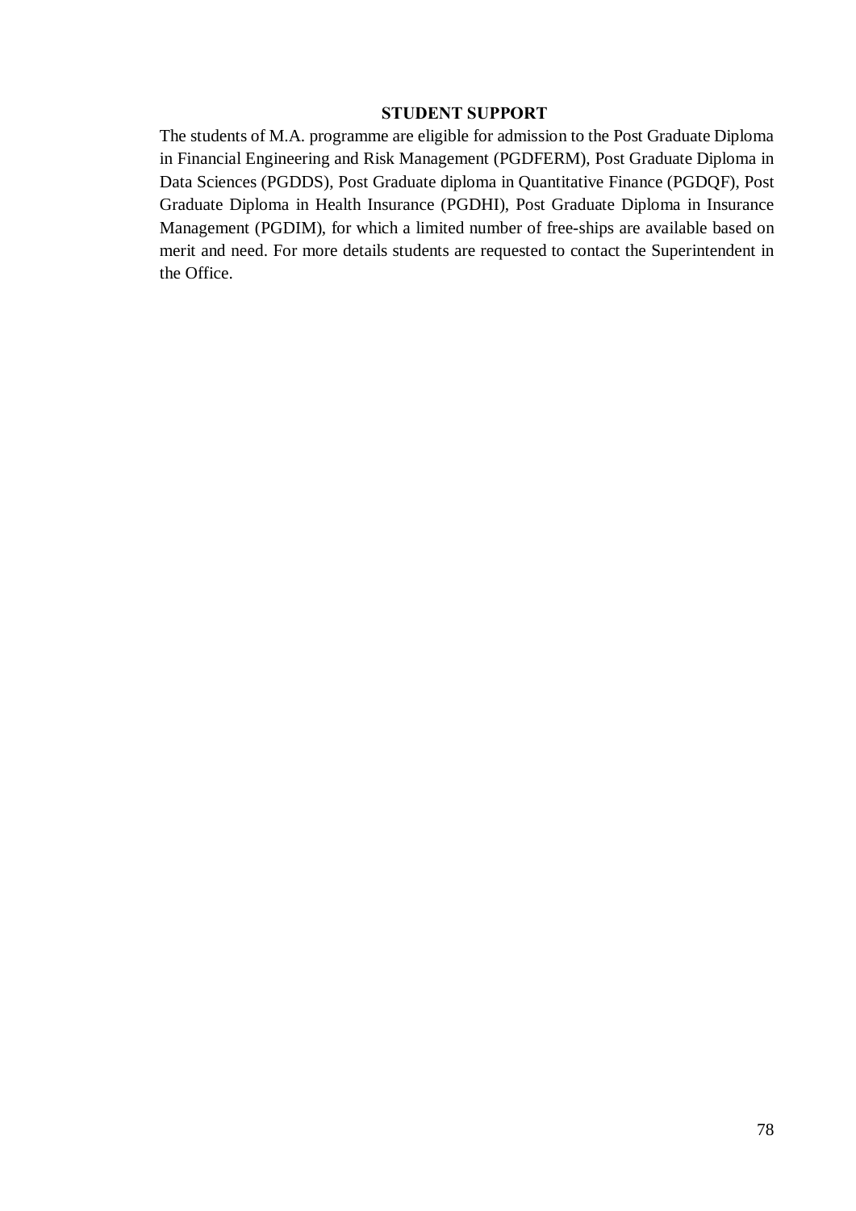## STUDENT SUPPORT

The students of M.A. programme are eligible for admission to the Post Graduate Diploma in Financial Engineering and Risk Management (PGDFERM), Post Graduate Diploma in Data Sciences (PGDDS), Post Graduate diploma in Quantitative Finance (PGDQF), Post Graduate Diploma in Health Insurance (PGDHI), Post Graduate Diploma in Insurance Management (PGDIM), for which a limited number of free-ships are available based on merit and need. For more details students are requested to contact the Superintendent in the Office.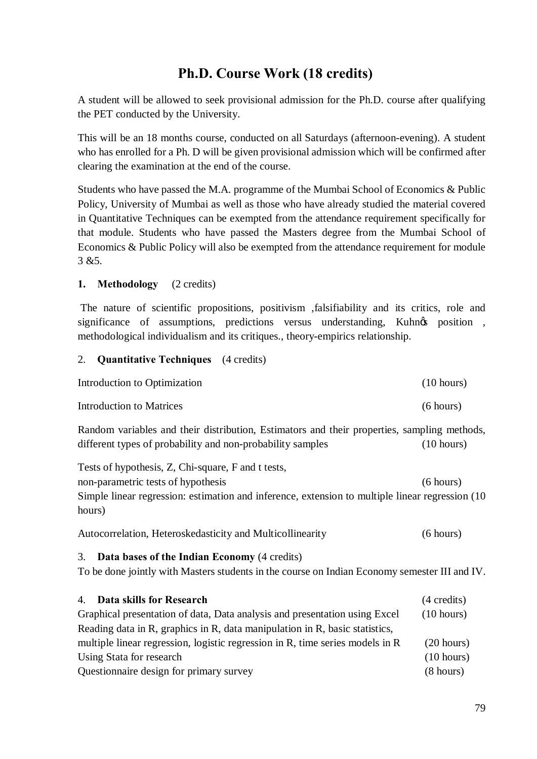# Ph.D. Course Work (18 credits)

A student will be allowed to seek provisional admission for the Ph.D. course after qualifying the PET conducted by the University.

This will be an 18 months course, conducted on all Saturdays (afternoon-evening). A student who has enrolled for a Ph. D will be given provisional admission which will be confirmed after clearing the examination at the end of the course.

Students who have passed the M.A. programme of the Mumbai School of Economics & Public Policy, University of Mumbai as well as those who have already studied the material covered in Quantitative Techniques can be exempted from the attendance requirement specifically for that module. Students who have passed the Masters degree from the Mumbai School of Economics & Public Policy will also be exempted from the attendance requirement for module 3 &5.

**1. Methodology** (2 credits)

The nature of scientific propositions, positivism ,falsifiability and its critics, role and significance of assumptions, predictions versus understanding, Kuhnφs position , methodological individualism and its critiques., theory-empirics relationship.

2. **Quantitative Techniques** (4 credits)

Introduction to Optimization (10 hours)

Introduction to Matrices (6 hours)

Random variables and their distribution, Estimators and their properties, sampling methods, different types of probability and non-probability samples (10 hours)

Tests of hypothesis, Z, Chi-square, F and t tests,
non-parametric tests of hypothesis (6 hours)
Simple linear regression: estimation and inference, extension to multiple linear regression (10 hours)

Autocorrelation, Heteroskedasticity and Multicollinearity (6 hours)

3. **Data bases of the Indian Economy** (4 credits)
To be done jointly with Masters students in the course on Indian Economy semester III and IV.

4. **Data skills for Research** (4 credits)
Graphical presentation of data, Data analysis and presentation using Excel (10 hours)
Reading data in R, graphics in R, data manipulation in R, basic statistics, multiple linear regression, logistic regression in R, time series models in R (20 hours)
Using Stata for research (10 hours)
Questionnaire design for primary survey (8 hours)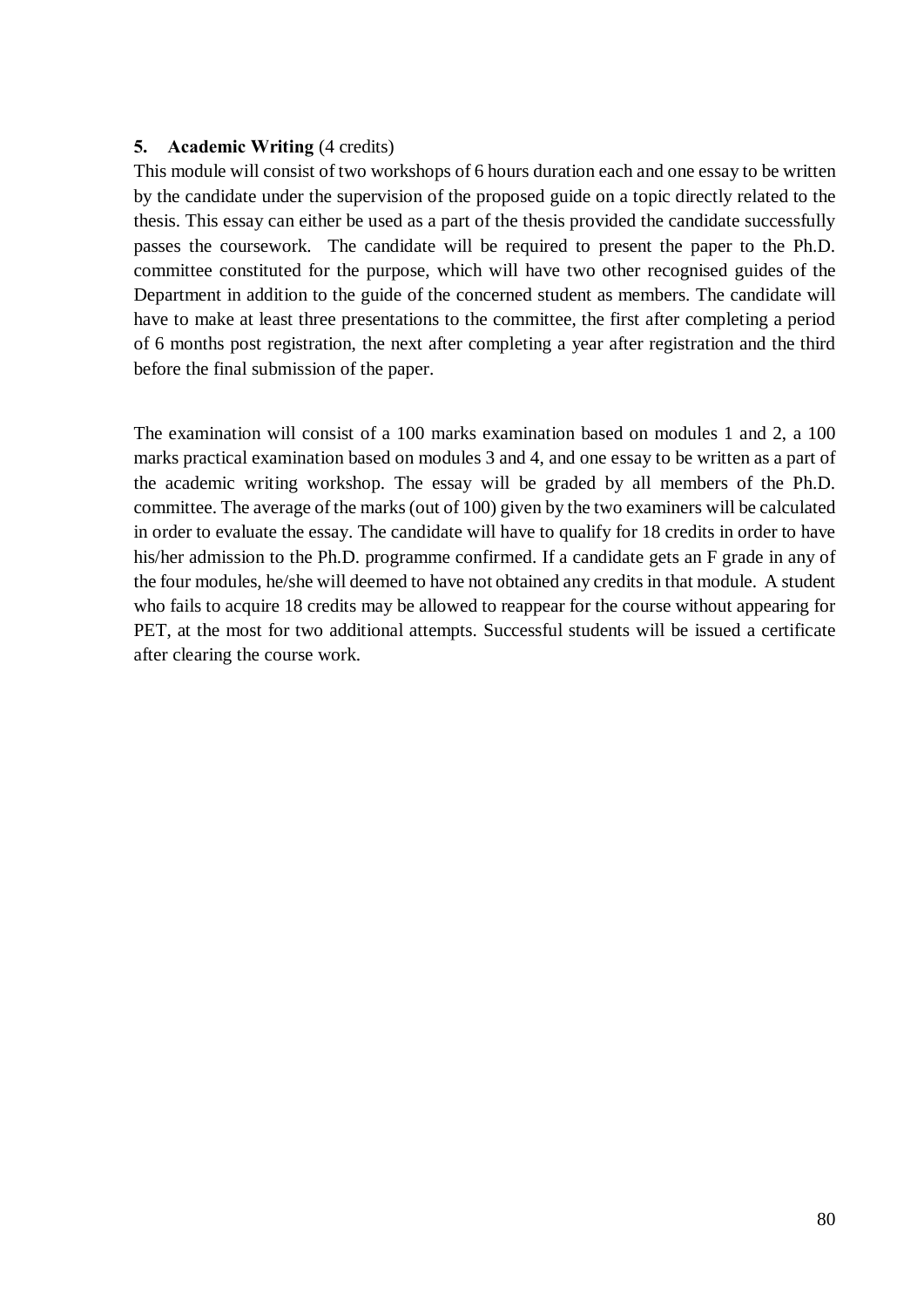**5. Academic Writing** (4 credits)

This module will consist of two workshops of 6 hours duration each and one essay to be written by the candidate under the supervision of the proposed guide on a topic directly related to the thesis. This essay can either be used as a part of the thesis provided the candidate successfully passes the coursework. The candidate will be required to present the paper to the Ph.D. committee constituted for the purpose, which will have two other recognised guides of the Department in addition to the guide of the concerned student as members. The candidate will have to make at least three presentations to the committee, the first after completing a period of 6 months post registration, the next after completing a year after registration and the third before the final submission of the paper.

The examination will consist of a 100 marks examination based on modules 1 and 2, a 100 marks practical examination based on modules 3 and 4, and one essay to be written as a part of the academic writing workshop. The essay will be graded by all members of the Ph.D. committee. The average of the marks (out of 100) given by the two examiners will be calculated in order to evaluate the essay. The candidate will have to qualify for 18 credits in order to have his/her admission to the Ph.D. programme confirmed. If a candidate gets an F grade in any of the four modules, he/she will deemed to have not obtained any credits in that module. A student who fails to acquire 18 credits may be allowed to reappear for the course without appearing for PET, at the most for two additional attempts. Successful students will be issued a certificate after clearing the course work.